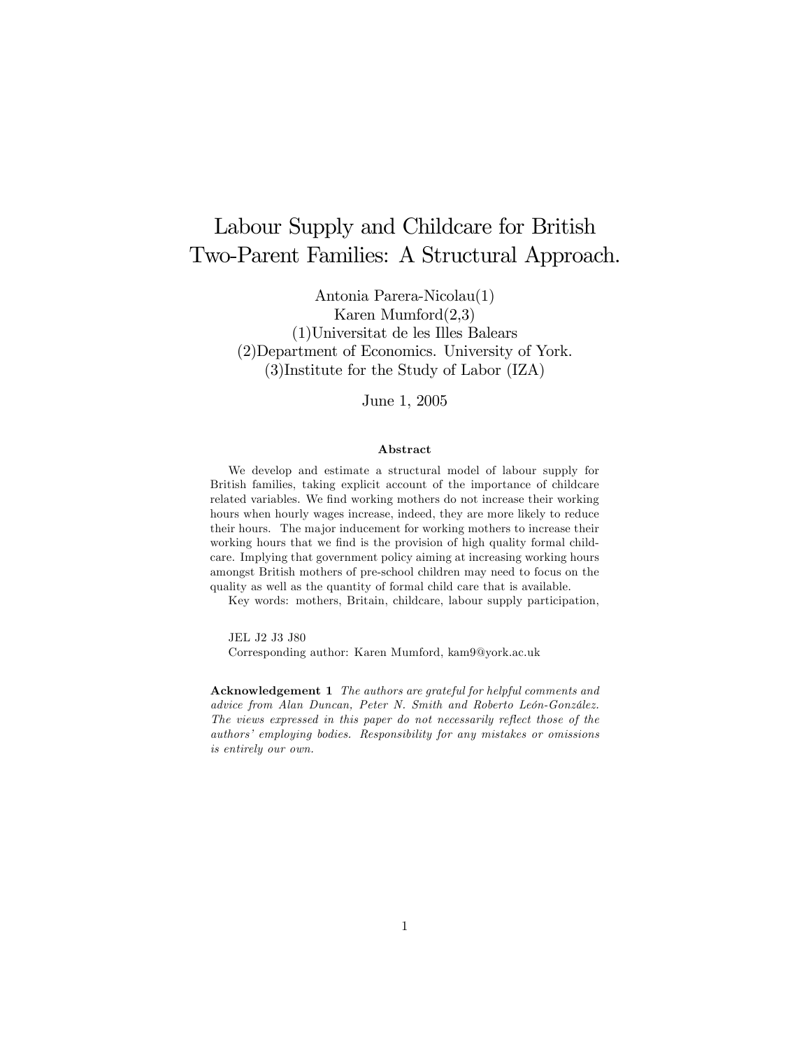# Labour Supply and Childcare for British Two-Parent Families: A Structural Approach.

Antonia Parera-Nicolau(1)
Karen Mumford(2,3)
(1)Universitat de les Illes Balears
(2)Department of Economics. University of York.
(3)Institute for the Study of Labor (IZA)

June 1, 2005

### Abstract

We develop and estimate a structural model of labour supply for British families, taking explicit account of the importance of childcare related variables. We find working mothers do not increase their working hours when hourly wages increase, indeed, they are more likely to reduce their hours. The major inducement for working mothers to increase their working hours that we find is the provision of high quality formal childcare. Implying that government policy aiming at increasing working hours amongst British mothers of pre-school children may need to focus on the quality as well as the quantity of formal child care that is available.

Key words: mothers, Britain, childcare, labour supply participation,

JEL J2 J3 J80

Corresponding author: Karen Mumford, kam9@york.ac.uk

**Acknowledgement 1** *The authors are grateful for helpful comments and advice from Alan Duncan, Peter N. Smith and Roberto León-González. The views expressed in this paper do not necessarily reflect those of the authors' employing bodies. Responsibility for any mistakes or omissions is entirely our own.*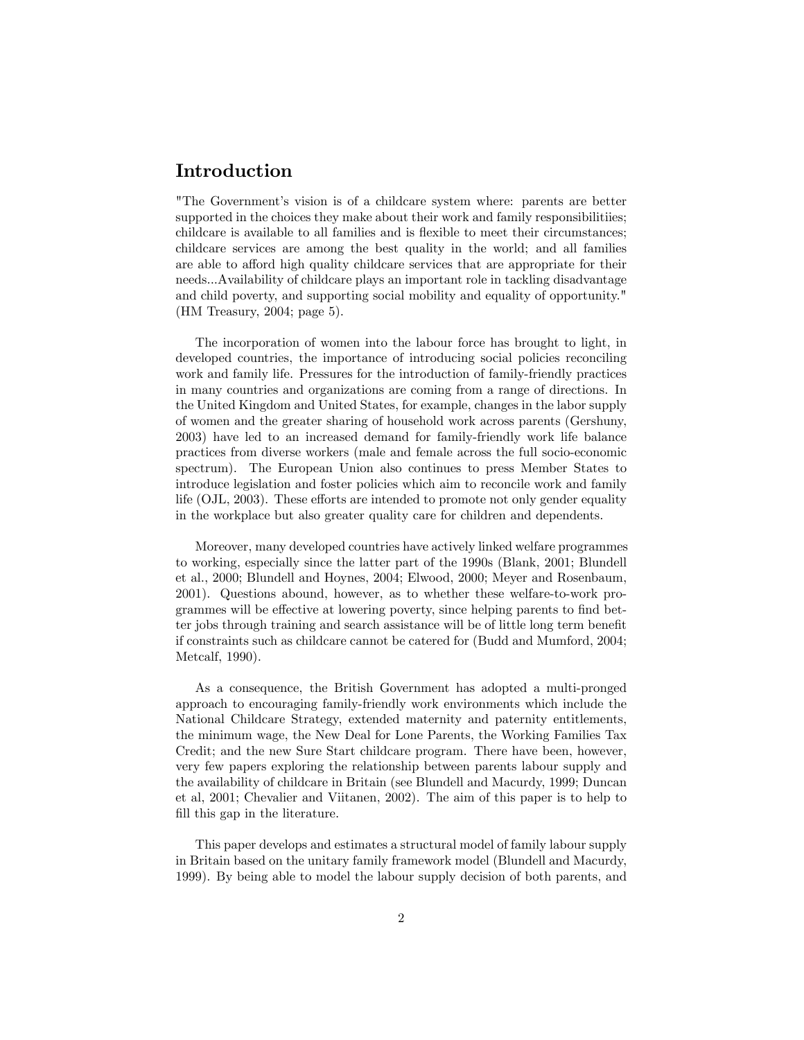## Introduction

"The Government's vision is of a childcare system where: parents are better supported in the choices they make about their work and family responsibilitiies; childcare is available to all families and is flexible to meet their circumstances; childcare services are among the best quality in the world; and all families are able to afford high quality childcare services that are appropriate for their needs...Availability of childcare plays an important role in tackling disadvantage and child poverty, and supporting social mobility and equality of opportunity." (HM Treasury, 2004; page 5).

The incorporation of women into the labour force has brought to light, in developed countries, the importance of introducing social policies reconciling work and family life. Pressures for the introduction of family-friendly practices in many countries and organizations are coming from a range of directions. In the United Kingdom and United States, for example, changes in the labor supply of women and the greater sharing of household work across parents (Gershuny, 2003) have led to an increased demand for family-friendly work life balance practices from diverse workers (male and female across the full socio-economic spectrum). The European Union also continues to press Member States to introduce legislation and foster policies which aim to reconcile work and family life (OJL, 2003). These efforts are intended to promote not only gender equality in the workplace but also greater quality care for children and dependents.

Moreover, many developed countries have actively linked welfare programmes to working, especially since the latter part of the 1990s (Blank, 2001; Blundell et al., 2000; Blundell and Hoynes, 2004; Elwood, 2000; Meyer and Rosenbaum, 2001). Questions abound, however, as to whether these welfare-to-work programmes will be effective at lowering poverty, since helping parents to find better jobs through training and search assistance will be of little long term benefit if constraints such as childcare cannot be catered for (Budd and Mumford, 2004; Metcalf, 1990).

As a consequence, the British Government has adopted a multi-pronged approach to encouraging family-friendly work environments which include the National Childcare Strategy, extended maternity and paternity entitlements, the minimum wage, the New Deal for Lone Parents, the Working Families Tax Credit; and the new Sure Start childcare program. There have been, however, very few papers exploring the relationship between parents labour supply and the availability of childcare in Britain (see Blundell and Macurdy, 1999; Duncan et al, 2001; Chevalier and Viitanen, 2002). The aim of this paper is to help to fill this gap in the literature.

This paper develops and estimates a structural model of family labour supply in Britain based on the unitary family framework model (Blundell and Macurdy, 1999). By being able to model the labour supply decision of both parents, and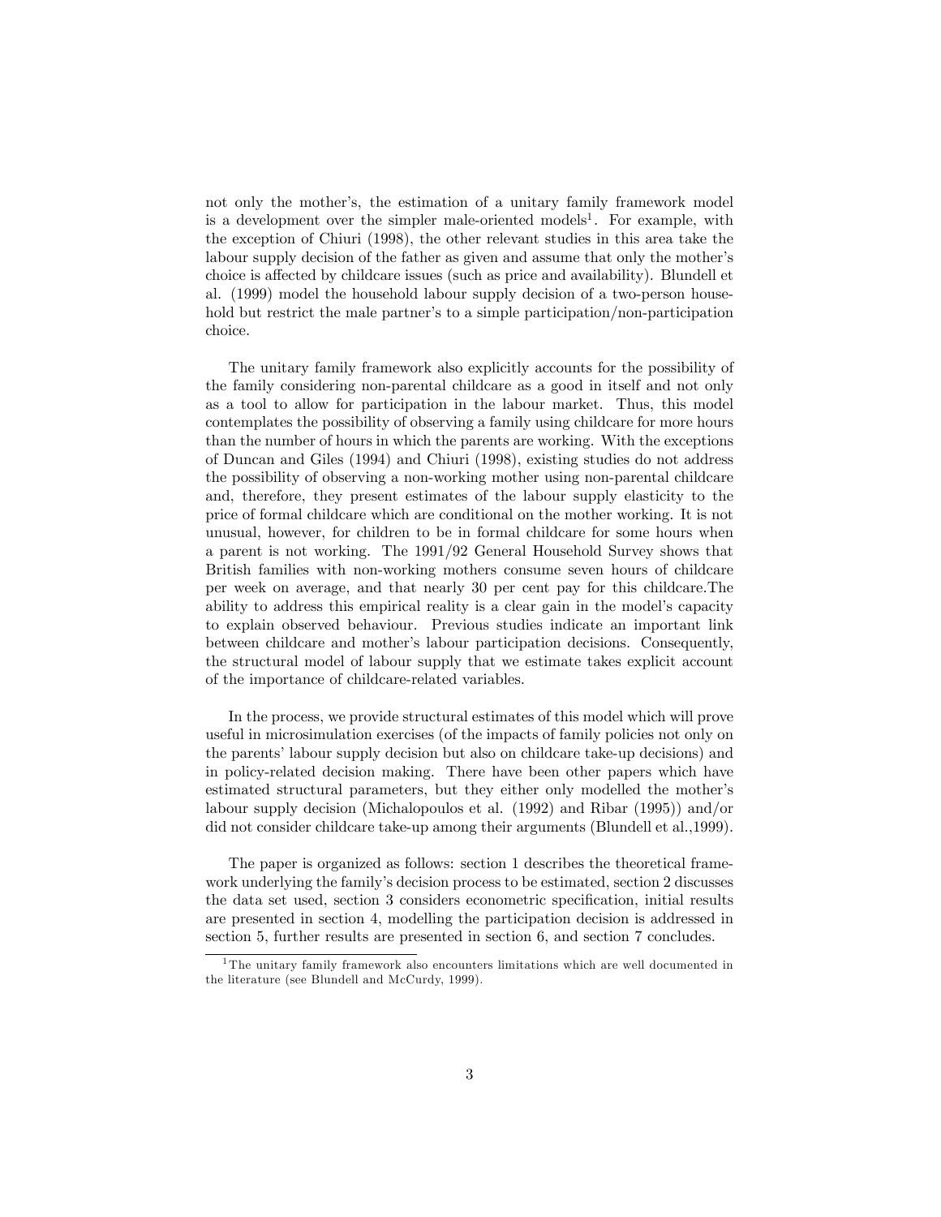not only the mother's, the estimation of a unitary family framework model is a development over the simpler male-oriented models[1]. For example, with the exception of Chiuri (1998), the other relevant studies in this area take the labour supply decision of the father as given and assume that only the mother's choice is affected by childcare issues (such as price and availability). Blundell et al. (1999) model the household labour supply decision of a two-person household but restrict the male partner's to a simple participation/non-participation choice.

The unitary family framework also explicitly accounts for the possibility of the family considering non-parental childcare as a good in itself and not only as a tool to allow for participation in the labour market. Thus, this model contemplates the possibility of observing a family using childcare for more hours than the number of hours in which the parents are working. With the exceptions of Duncan and Giles (1994) and Chiuri (1998), existing studies do not address the possibility of observing a non-working mother using non-parental childcare and, therefore, they present estimates of the labour supply elasticity to the price of formal childcare which are conditional on the mother working. It is not unusual, however, for children to be in formal childcare for some hours when a parent is not working. The 1991/92 General Household Survey shows that British families with non-working mothers consume seven hours of childcare per week on average, and that nearly 30 per cent pay for this childcare.The ability to address this empirical reality is a clear gain in the model's capacity to explain observed behaviour. Previous studies indicate an important link between childcare and mother's labour participation decisions. Consequently, the structural model of labour supply that we estimate takes explicit account of the importance of childcare-related variables.

In the process, we provide structural estimates of this model which will prove useful in microsimulation exercises (of the impacts of family policies not only on the parents' labour supply decision but also on childcare take-up decisions) and in policy-related decision making. There have been other papers which have estimated structural parameters, but they either only modelled the mother's labour supply decision (Michalopoulos et al. (1992) and Ribar (1995)) and/or did not consider childcare take-up among their arguments (Blundell et al.,1999).

The paper is organized as follows: section 1 describes the theoretical framework underlying the family's decision process to be estimated, section 2 discusses the data set used, section 3 considers econometric specification, initial results are presented in section 4, modelling the participation decision is addressed in section 5, further results are presented in section 6, and section 7 concludes.

[1] The unitary family framework also encounters limitations which are well documented in the literature (see Blundell and McCurdy, 1999).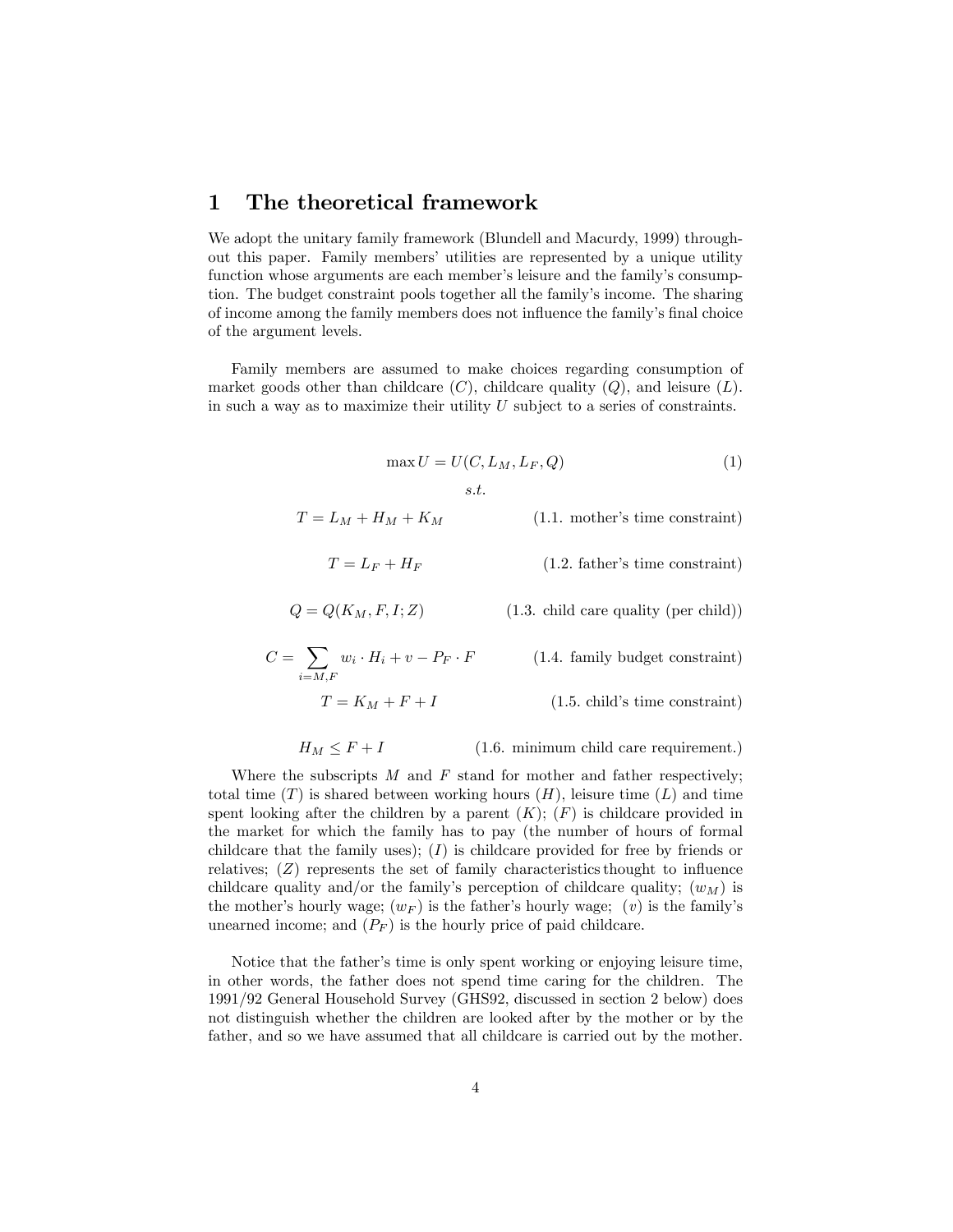# 1 The theoretical framework

We adopt the unitary family framework (Blundell and Macurdy, 1999) throughout this paper. Family members' utilities are represented by a unique utility function whose arguments are each member's leisure and the family's consumption. The budget constraint pools together all the family's income. The sharing of income among the family members does not influence the family's final choice of the argument levels.

Family members are assumed to make choices regarding consumption of market goods other than childcare ($C$), childcare quality ($Q$), and leisure ($L$). in such a way as to maximize their utility $U$ subject to a series of constraints.

$$\max U = U(C, L_M, L_F, Q) \tag{1}$$

$$s.t.$$

$$T = L_M + H_M + K_M \qquad \text{(1.1. mother's time constraint)}$$

$$T = L_F + H_F \qquad \text{(1.2. father's time constraint)}$$

$$Q = Q(K_M, F, I; Z) \qquad \text{(1.3. child care quality (per child))}$$

$$C = \sum_{i=M,F} w_i \cdot H_i + v - P_F \cdot F \qquad \text{(1.4. family budget constraint)}$$

$$T = K_M + F + I \qquad \text{(1.5. child's time constraint)}$$

$$H_M \leq F + I \qquad \text{(1.6. minimum child care requirement.)}$$

Where the subscripts $M$ and $F$ stand for mother and father respectively; total time ($T$) is shared between working hours ($H$), leisure time ($L$) and time spent looking after the children by a parent ($K$); ($F$) is childcare provided in the market for which the family has to pay (the number of hours of formal childcare that the family uses); ($I$) is childcare provided for free by friends or relatives; ($Z$) represents the set of family characteristics thought to influence childcare quality and/or the family's perception of childcare quality; ($w_M$) is the mother's hourly wage; ($w_F$) is the father's hourly wage; ($v$) is the family's unearned income; and ($P_F$) is the hourly price of paid childcare.

Notice that the father's time is only spent working or enjoying leisure time, in other words, the father does not spend time caring for the children. The 1991/92 General Household Survey (GHS92, discussed in section 2 below) does not distinguish whether the children are looked after by the mother or by the father, and so we have assumed that all childcare is carried out by the mother.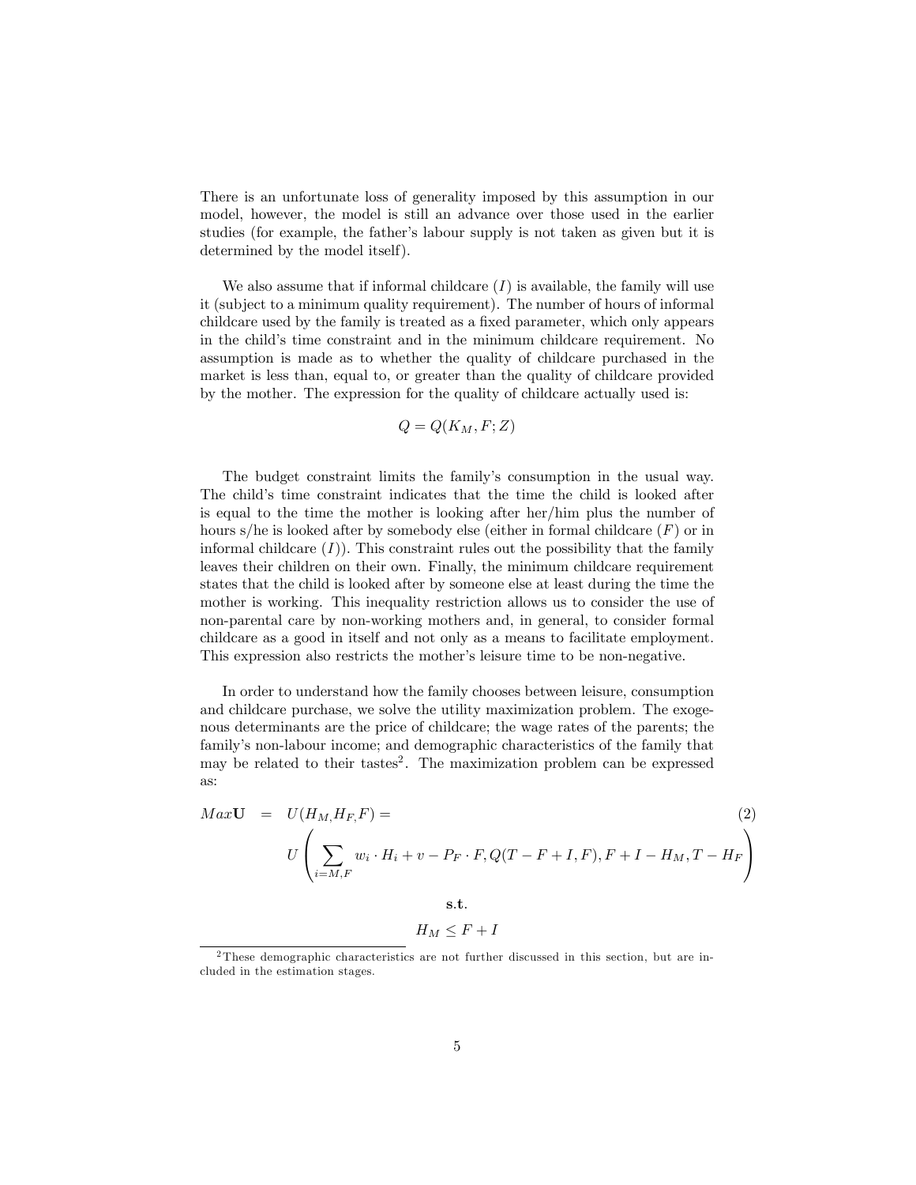There is an unfortunate loss of generality imposed by this assumption in our model, however, the model is still an advance over those used in the earlier studies (for example, the father's labour supply is not taken as given but it is determined by the model itself).

We also assume that if informal childcare ($I$) is available, the family will use it (subject to a minimum quality requirement). The number of hours of informal childcare used by the family is treated as a fixed parameter, which only appears in the child's time constraint and in the minimum childcare requirement. No assumption is made as to whether the quality of childcare purchased in the market is less than, equal to, or greater than the quality of childcare provided by the mother. The expression for the quality of childcare actually used is:

$$Q = Q(K_M, F; Z)$$

The budget constraint limits the family's consumption in the usual way. The child's time constraint indicates that the time the child is looked after is equal to the time the mother is looking after her/him plus the number of hours s/he is looked after by somebody else (either in formal childcare ($F$) or in informal childcare ($I$)). This constraint rules out the possibility that the family leaves their children on their own. Finally, the minimum childcare requirement states that the child is looked after by someone else at least during the time the mother is working. This inequality restriction allows us to consider the use of non-parental care by non-working mothers and, in general, to consider formal childcare as a good in itself and not only as a means to facilitate employment. This expression also restricts the mother's leisure time to be non-negative.

In order to understand how the family chooses between leisure, consumption and childcare purchase, we solve the utility maximization problem. The exogenous determinants are the price of childcare; the wage rates of the parents; the family's non-labour income; and demographic characteristics of the family that may be related to their tastes[2]. The maximization problem can be expressed as:

$$Max\mathbf{U} = U(H_M, H_F, F) = U\left(\sum_{i=M,F} w_i \cdot H_i + v - P_F \cdot F, Q(T - F + I, F), F + I - H_M, T - H_F\right) \tag{2}$$

**s.t.**

$$H_M \leq F + I$$

[2]These demographic characteristics are not further discussed in this section, but are included in the estimation stages.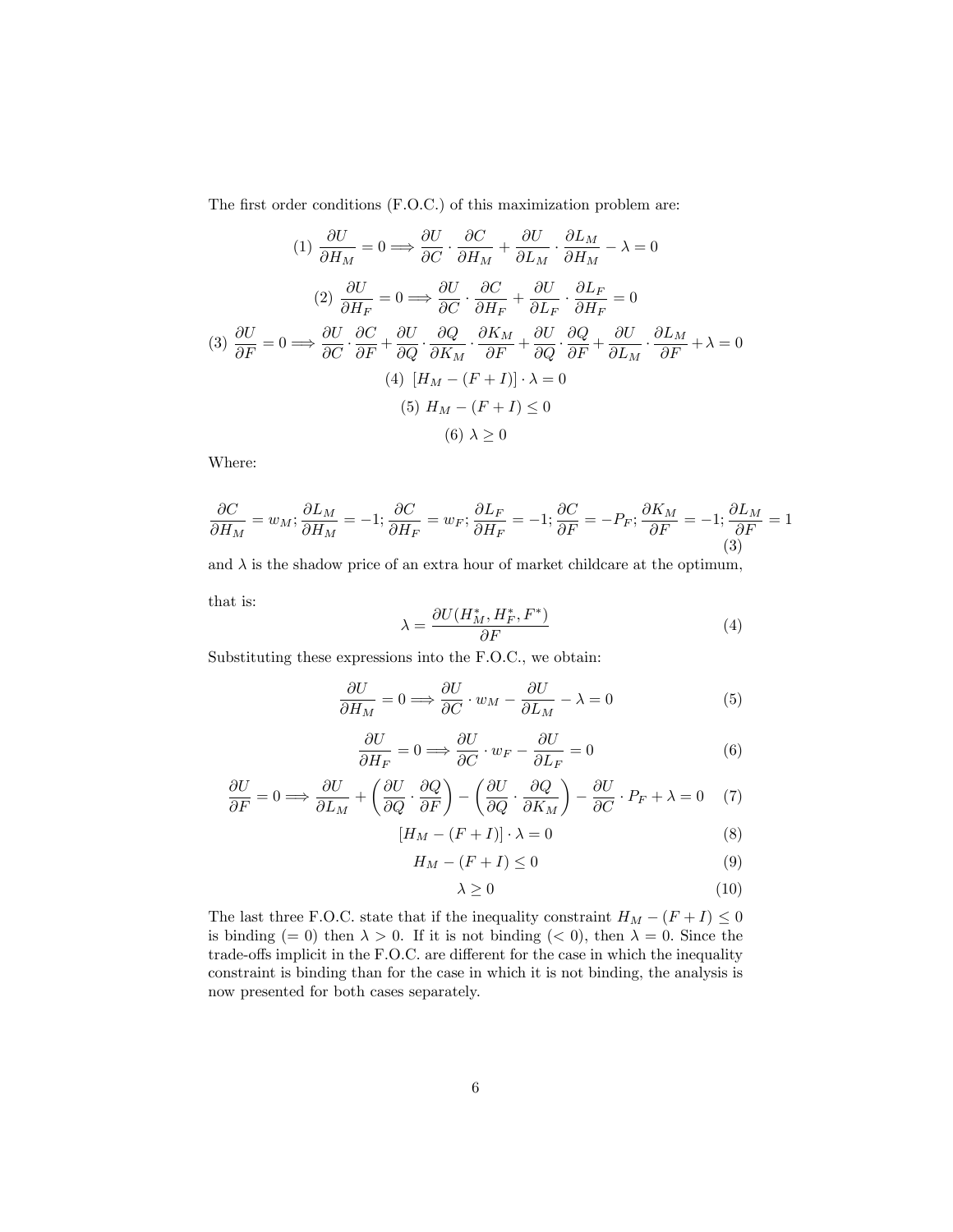The first order conditions (F.O.C.) of this maximization problem are:

$$(1)\ \frac{\partial U}{\partial H_M} = 0 \Longrightarrow \frac{\partial U}{\partial C} \cdot \frac{\partial C}{\partial H_M} + \frac{\partial U}{\partial L_M} \cdot \frac{\partial L_M}{\partial H_M} - \lambda = 0$$

$$(2)\ \frac{\partial U}{\partial H_F} = 0 \Longrightarrow \frac{\partial U}{\partial C} \cdot \frac{\partial C}{\partial H_F} + \frac{\partial U}{\partial L_F} \cdot \frac{\partial L_F}{\partial H_F} = 0$$

$$(3)\ \frac{\partial U}{\partial F} = 0 \Longrightarrow \frac{\partial U}{\partial C} \cdot \frac{\partial C}{\partial F} + \frac{\partial U}{\partial Q} \cdot \frac{\partial Q}{\partial K_M} \cdot \frac{\partial K_M}{\partial F} + \frac{\partial U}{\partial Q} \cdot \frac{\partial Q}{\partial F} + \frac{\partial U}{\partial L_M} \cdot \frac{\partial L_M}{\partial F} + \lambda = 0$$

$$(4)\ [H_M - (F + I)] \cdot \lambda = 0$$

$$(5)\ H_M - (F + I) \leq 0$$

$$(6)\ \lambda \geq 0$$

Where:

$$\frac{\partial C}{\partial H_M} = w_M; \frac{\partial L_M}{\partial H_M} = -1; \frac{\partial C}{\partial H_F} = w_F; \frac{\partial L_F}{\partial H_F} = -1; \frac{\partial C}{\partial F} = -P_F; \frac{\partial K_M}{\partial F} = -1; \frac{\partial L_M}{\partial F} = 1 \quad (3)$$

and $\lambda$ is the shadow price of an extra hour of market childcare at the optimum, that is:

$$\lambda = \frac{\partial U(H_M^*, H_F^*, F^*)}{\partial F} \quad (4)$$

Substituting these expressions into the F.O.C., we obtain:

$$\frac{\partial U}{\partial H_M} = 0 \Longrightarrow \frac{\partial U}{\partial C} \cdot w_M - \frac{\partial U}{\partial L_M} - \lambda = 0 \quad (5)$$

$$\frac{\partial U}{\partial H_F} = 0 \Longrightarrow \frac{\partial U}{\partial C} \cdot w_F - \frac{\partial U}{\partial L_F} = 0 \quad (6)$$

$$\frac{\partial U}{\partial F} = 0 \Longrightarrow \frac{\partial U}{\partial L_M} + \left(\frac{\partial U}{\partial Q} \cdot \frac{\partial Q}{\partial F}\right) - \left(\frac{\partial U}{\partial Q} \cdot \frac{\partial Q}{\partial K_M}\right) - \frac{\partial U}{\partial C} \cdot P_F + \lambda = 0 \quad (7)$$

$$[H_M - (F + I)] \cdot \lambda = 0 \quad (8)$$

$$H_M - (F + I) \leq 0 \quad (9)$$

$$\lambda \geq 0 \quad (10)$$

The last three F.O.C. state that if the inequality constraint $H_M - (F + I) \leq 0$ is binding ($= 0$) then $\lambda > 0$. If it is not binding ($< 0$), then $\lambda = 0$. Since the trade-offs implicit in the F.O.C. are different for the case in which the inequality constraint is binding than for the case in which it is not binding, the analysis is now presented for both cases separately.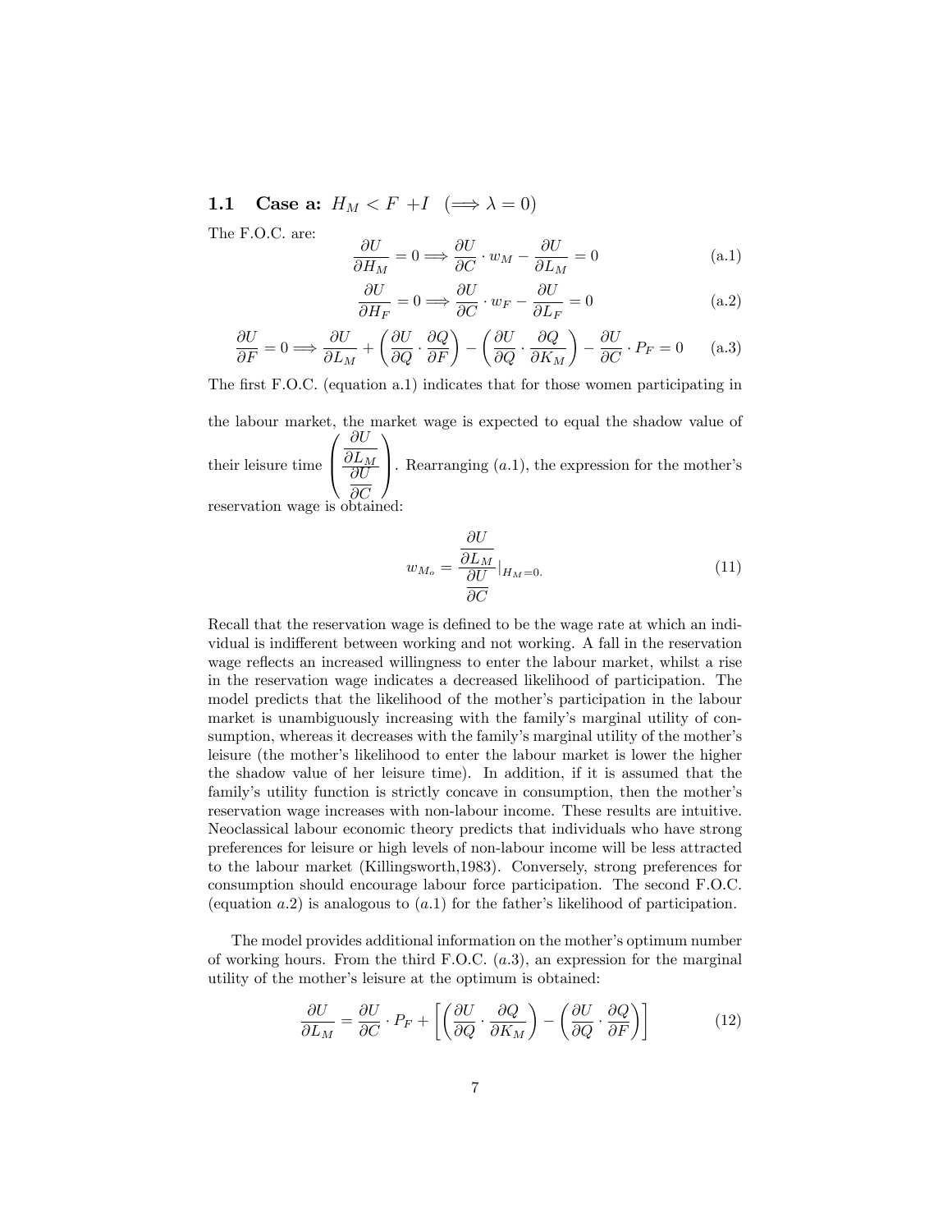### 1.1 Case a: $H_M < F + I \quad (\Longrightarrow \lambda = 0)$

The F.O.C. are:

$$\frac{\partial U}{\partial H_M} = 0 \Longrightarrow \frac{\partial U}{\partial C} \cdot w_M - \frac{\partial U}{\partial L_M} = 0 \tag{a.1}$$

$$\frac{\partial U}{\partial H_F} = 0 \Longrightarrow \frac{\partial U}{\partial C} \cdot w_F - \frac{\partial U}{\partial L_F} = 0 \tag{a.2}$$

$$\frac{\partial U}{\partial F} = 0 \Longrightarrow \frac{\partial U}{\partial L_M} + \left(\frac{\partial U}{\partial Q} \cdot \frac{\partial Q}{\partial F}\right) - \left(\frac{\partial U}{\partial Q} \cdot \frac{\partial Q}{\partial K_M}\right) - \frac{\partial U}{\partial C} \cdot P_F = 0 \tag{a.3}$$

The first F.O.C. (equation a.1) indicates that for those women participating in the labour market, the market wage is expected to equal the shadow value of their leisure time $\left(\frac{\frac{\partial U}{\partial L_M}}{\frac{\partial U}{\partial C}}\right)$. Rearranging $(a.1)$, the expression for the mother's reservation wage is obtained:

$$w_{M_o} = \frac{\frac{\partial U}{\partial L_M}}{\frac{\partial U}{\partial C}}|_{H_M=0.} \tag{11}$$

Recall that the reservation wage is defined to be the wage rate at which an individual is indifferent between working and not working. A fall in the reservation wage reflects an increased willingness to enter the labour market, whilst a rise in the reservation wage indicates a decreased likelihood of participation. The model predicts that the likelihood of the mother's participation in the labour market is unambiguously increasing with the family's marginal utility of consumption, whereas it decreases with the family's marginal utility of the mother's leisure (the mother's likelihood to enter the labour market is lower the higher the shadow value of her leisure time). In addition, if it is assumed that the family's utility function is strictly concave in consumption, then the mother's reservation wage increases with non-labour income. These results are intuitive. Neoclassical labour economic theory predicts that individuals who have strong preferences for leisure or high levels of non-labour income will be less attracted to the labour market (Killingsworth,1983). Conversely, strong preferences for consumption should encourage labour force participation. The second F.O.C. (equation $a.2$) is analogous to $(a.1)$ for the father's likelihood of participation.

The model provides additional information on the mother's optimum number of working hours. From the third F.O.C. $(a.3)$, an expression for the marginal utility of the mother's leisure at the optimum is obtained:

$$\frac{\partial U}{\partial L_M} = \frac{\partial U}{\partial C} \cdot P_F + \left[\left(\frac{\partial U}{\partial Q} \cdot \frac{\partial Q}{\partial K_M}\right) - \left(\frac{\partial U}{\partial Q} \cdot \frac{\partial Q}{\partial F}\right)\right] \tag{12}$$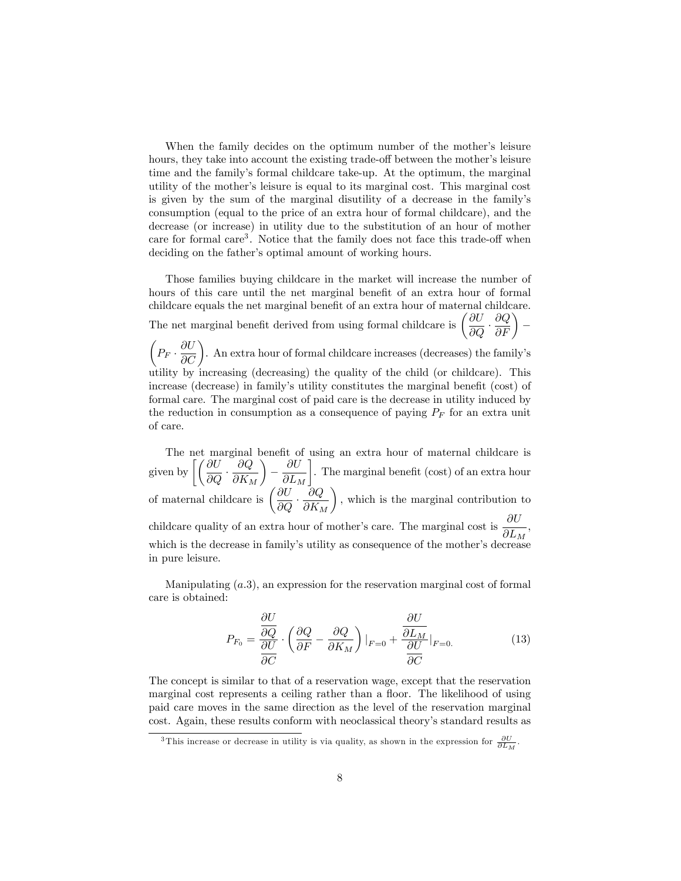When the family decides on the optimum number of the mother's leisure hours, they take into account the existing trade-off between the mother's leisure time and the family's formal childcare take-up. At the optimum, the marginal utility of the mother's leisure is equal to its marginal cost. This marginal cost is given by the sum of the marginal disutility of a decrease in the family's consumption (equal to the price of an extra hour of formal childcare), and the decrease (or increase) in utility due to the substitution of an hour of mother care for formal care[3]. Notice that the family does not face this trade-off when deciding on the father's optimal amount of working hours.

Those families buying childcare in the market will increase the number of hours of this care until the net marginal benefit of an extra hour of formal childcare equals the net marginal benefit of an extra hour of maternal childcare. The net marginal benefit derived from using formal childcare is $\left(\frac{\partial U}{\partial Q} \cdot \frac{\partial Q}{\partial F}\right) - \left(P_F \cdot \frac{\partial U}{\partial C}\right)$. An extra hour of formal childcare increases (decreases) the family's utility by increasing (decreasing) the quality of the child (or childcare). This increase (decrease) in family's utility constitutes the marginal benefit (cost) of formal care. The marginal cost of paid care is the decrease in utility induced by the reduction in consumption as a consequence of paying $P_F$ for an extra unit of care.

The net marginal benefit of using an extra hour of maternal childcare is given by $\left[\left(\frac{\partial U}{\partial Q} \cdot \frac{\partial Q}{\partial K_M}\right) - \frac{\partial U}{\partial L_M}\right]$. The marginal benefit (cost) of an extra hour of maternal childcare is $\left(\frac{\partial U}{\partial Q} \cdot \frac{\partial Q}{\partial K_M}\right)$, which is the marginal contribution to childcare quality of an extra hour of mother's care. The marginal cost is $\frac{\partial U}{\partial L_M}$, which is the decrease in family's utility as consequence of the mother's decrease in pure leisure.

Manipulating $(a.3)$, an expression for the reservation marginal cost of formal care is obtained:

$$P_{F_0} = \frac{\frac{\partial U}{\partial Q}}{\frac{\partial U}{\partial C}} \cdot \left(\frac{\partial Q}{\partial F} - \frac{\partial Q}{\partial K_M}\right)|_{F=0} + \frac{\frac{\partial U}{\partial L_M}}{\frac{\partial U}{\partial C}}|_{F=0.} \tag{13}$$

The concept is similar to that of a reservation wage, except that the reservation marginal cost represents a ceiling rather than a floor. The likelihood of using paid care moves in the same direction as the level of the reservation marginal cost. Again, these results conform with neoclassical theory's standard results as

[3] This increase or decrease in utility is via quality, as shown in the expression for $\frac{\partial U}{\partial L_M}$.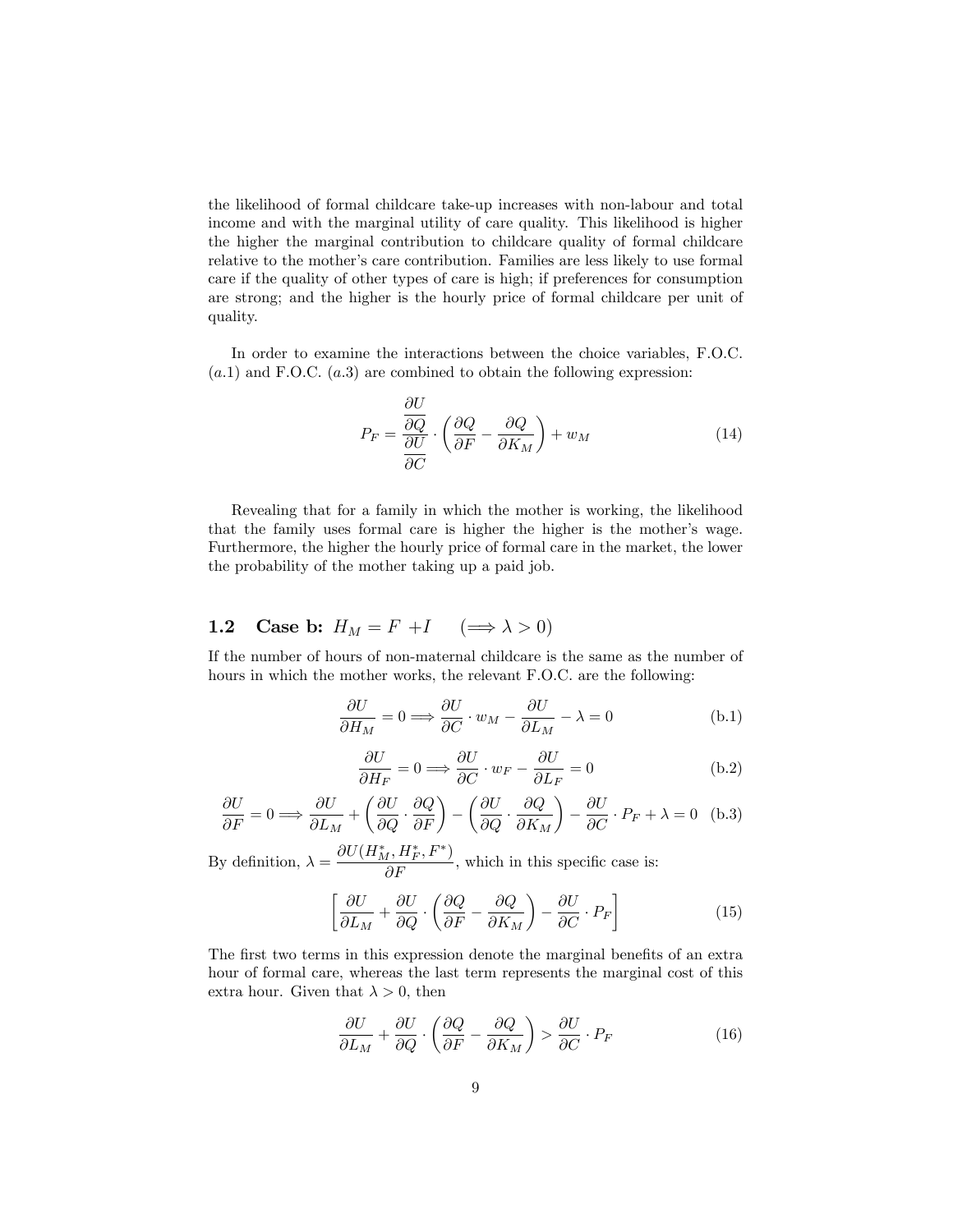the likelihood of formal childcare take-up increases with non-labour and total income and with the marginal utility of care quality. This likelihood is higher the higher the marginal contribution to childcare quality of formal childcare relative to the mother's care contribution. Families are less likely to use formal care if the quality of other types of care is high; if preferences for consumption are strong; and the higher is the hourly price of formal childcare per unit of quality.

In order to examine the interactions between the choice variables, F.O.C. $(a.1)$ and F.O.C. $(a.3)$ are combined to obtain the following expression:

$$P_F = \frac{\dfrac{\partial U}{\partial Q}}{\dfrac{\partial U}{\partial C}} \cdot \left( \frac{\partial Q}{\partial F} - \frac{\partial Q}{\partial K_M} \right) + w_M \tag{14}$$

Revealing that for a family in which the mother is working, the likelihood that the family uses formal care is higher the higher is the mother's wage. Furthermore, the higher the hourly price of formal care in the market, the lower the probability of the mother taking up a paid job.

## 1.2 Case b: $H_M = F + I \quad (\Longrightarrow \lambda > 0)$

If the number of hours of non-maternal childcare is the same as the number of hours in which the mother works, the relevant F.O.C. are the following:

$$\frac{\partial U}{\partial H_M} = 0 \Longrightarrow \frac{\partial U}{\partial C} \cdot w_M - \frac{\partial U}{\partial L_M} - \lambda = 0 \tag{b.1}$$

$$\frac{\partial U}{\partial H_F} = 0 \Longrightarrow \frac{\partial U}{\partial C} \cdot w_F - \frac{\partial U}{\partial L_F} = 0 \tag{b.2}$$

$$\frac{\partial U}{\partial F} = 0 \Longrightarrow \frac{\partial U}{\partial L_M} + \left( \frac{\partial U}{\partial Q} \cdot \frac{\partial Q}{\partial F} \right) - \left( \frac{\partial U}{\partial Q} \cdot \frac{\partial Q}{\partial K_M} \right) - \frac{\partial U}{\partial C} \cdot P_F + \lambda = 0 \tag{b.3}$$

By definition, $\lambda = \dfrac{\partial U(H_M^*, H_F^*, F^*)}{\partial F}$, which in this specific case is:

$$\left[ \frac{\partial U}{\partial L_M} + \frac{\partial U}{\partial Q} \cdot \left( \frac{\partial Q}{\partial F} - \frac{\partial Q}{\partial K_M} \right) - \frac{\partial U}{\partial C} \cdot P_F \right] \tag{15}$$

The first two terms in this expression denote the marginal benefits of an extra hour of formal care, whereas the last term represents the marginal cost of this extra hour. Given that $\lambda > 0$, then

$$\frac{\partial U}{\partial L_M} + \frac{\partial U}{\partial Q} \cdot \left( \frac{\partial Q}{\partial F} - \frac{\partial Q}{\partial K_M} \right) > \frac{\partial U}{\partial C} \cdot P_F \tag{16}$$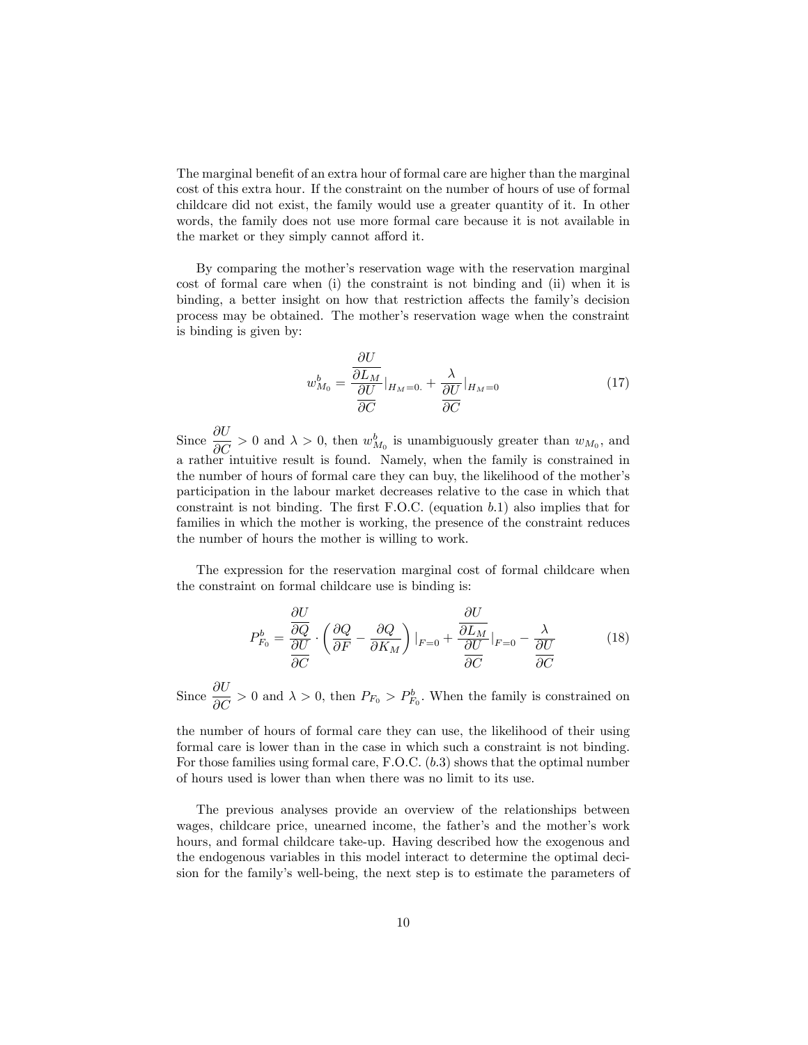The marginal benefit of an extra hour of formal care are higher than the marginal cost of this extra hour. If the constraint on the number of hours of use of formal childcare did not exist, the family would use a greater quantity of it. In other words, the family does not use more formal care because it is not available in the market or they simply cannot afford it.

By comparing the mother's reservation wage with the reservation marginal cost of formal care when (i) the constraint is not binding and (ii) when it is binding, a better insight on how that restriction affects the family's decision process may be obtained. The mother's reservation wage when the constraint is binding is given by:

$$w^b_{M_0} = \frac{\dfrac{\partial U}{\partial L_M}}{\dfrac{\partial U}{\partial C}}|_{H_M=0.} + \frac{\lambda}{\dfrac{\partial U}{\partial C}}|_{H_M=0} \tag{17}$$

Since $\dfrac{\partial U}{\partial C} > 0$ and $\lambda > 0$, then $w^b_{M_0}$ is unambiguously greater than $w_{M_0}$, and a rather intuitive result is found. Namely, when the family is constrained in the number of hours of formal care they can buy, the likelihood of the mother's participation in the labour market decreases relative to the case in which that constraint is not binding. The first F.O.C. (equation $b.1$) also implies that for families in which the mother is working, the presence of the constraint reduces the number of hours the mother is willing to work.

The expression for the reservation marginal cost of formal childcare when the constraint on formal childcare use is binding is:

$$P^b_{F_0} = \frac{\dfrac{\partial U}{\partial Q}}{\dfrac{\partial U}{\partial C}} \cdot \left(\frac{\partial Q}{\partial F} - \frac{\partial Q}{\partial K_M}\right)|_{F=0} + \frac{\dfrac{\partial U}{\partial L_M}}{\dfrac{\partial U}{\partial C}}|_{F=0} - \frac{\lambda}{\dfrac{\partial U}{\partial C}} \tag{18}$$

Since $\dfrac{\partial U}{\partial C} > 0$ and $\lambda > 0$, then $P_{F_0} > P^b_{F_0}$. When the family is constrained on the number of hours of formal care they can use, the likelihood of their using formal care is lower than in the case in which such a constraint is not binding. For those families using formal care, F.O.C. ($b.3$) shows that the optimal number of hours used is lower than when there was no limit to its use.

The previous analyses provide an overview of the relationships between wages, childcare price, unearned income, the father's and the mother's work hours, and formal childcare take-up. Having described how the exogenous and the endogenous variables in this model interact to determine the optimal decision for the family's well-being, the next step is to estimate the parameters of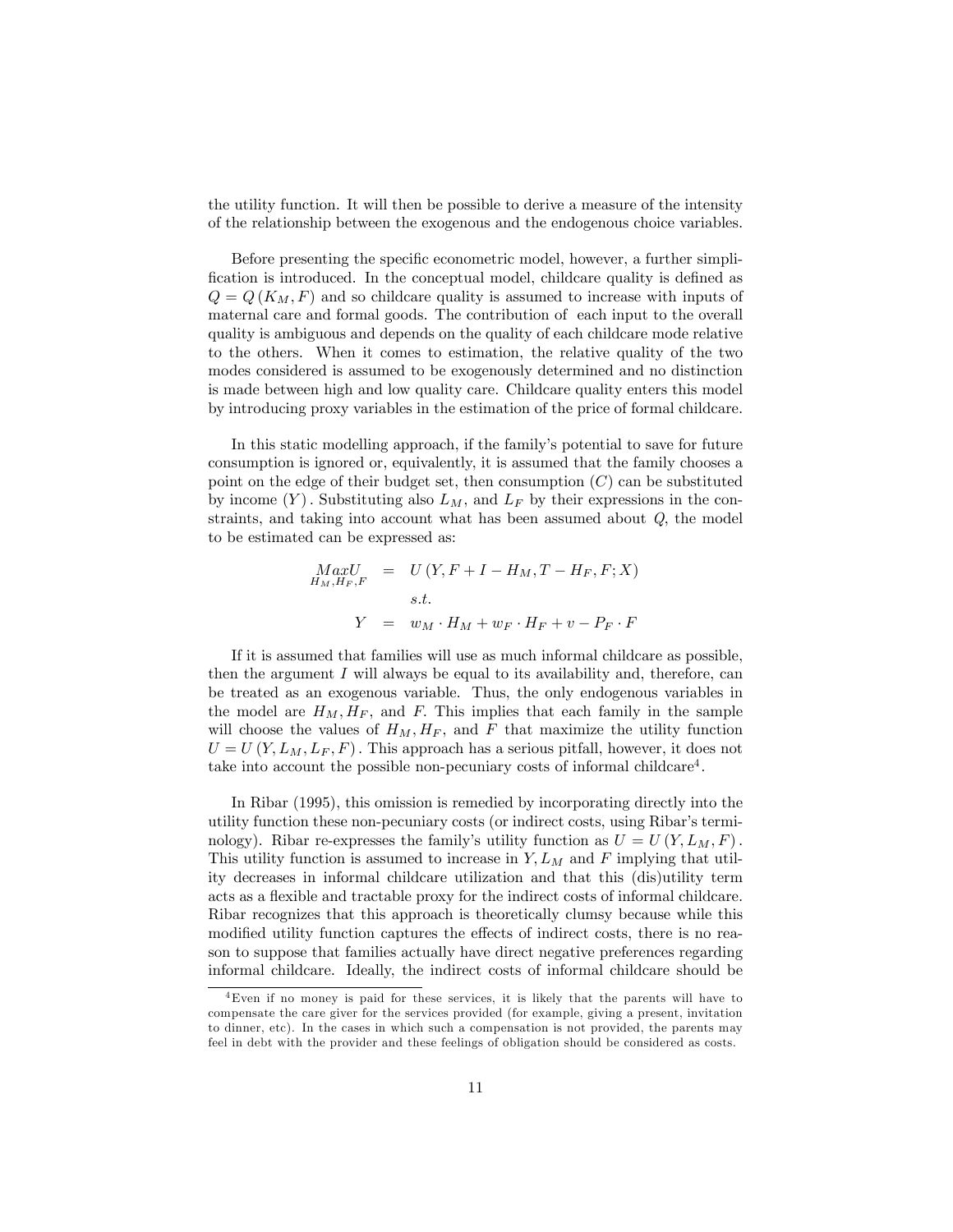the utility function. It will then be possible to derive a measure of the intensity of the relationship between the exogenous and the endogenous choice variables.

Before presenting the specific econometric model, however, a further simplification is introduced. In the conceptual model, childcare quality is defined as $Q = Q(K_M, F)$ and so childcare quality is assumed to increase with inputs of maternal care and formal goods. The contribution of each input to the overall quality is ambiguous and depends on the quality of each childcare mode relative to the others. When it comes to estimation, the relative quality of the two modes considered is assumed to be exogenously determined and no distinction is made between high and low quality care. Childcare quality enters this model by introducing proxy variables in the estimation of the price of formal childcare.

In this static modelling approach, if the family's potential to save for future consumption is ignored or, equivalently, it is assumed that the family chooses a point on the edge of their budget set, then consumption $(C)$ can be substituted by income $(Y)$. Substituting also $L_M$, and $L_F$ by their expressions in the constraints, and taking into account what has been assumed about $Q$, the model to be estimated can be expressed as:

$$
\begin{aligned}
\underset{H_M, H_F, F}{Max U} &= U(Y, F + I - H_M, T - H_F, F; X) \\
& \quad s.t. \\
Y &= w_M \cdot H_M + w_F \cdot H_F + v - P_F \cdot F
\end{aligned}
$$

If it is assumed that families will use as much informal childcare as possible, then the argument $I$ will always be equal to its availability and, therefore, can be treated as an exogenous variable. Thus, the only endogenous variables in the model are $H_M, H_F$, and $F$. This implies that each family in the sample will choose the values of $H_M, H_F$, and $F$ that maximize the utility function $U = U(Y, L_M, L_F, F)$. This approach has a serious pitfall, however, it does not take into account the possible non-pecuniary costs of informal childcare[4].

In Ribar (1995), this omission is remedied by incorporating directly into the utility function these non-pecuniary costs (or indirect costs, using Ribar's terminology). Ribar re-expresses the family's utility function as $U = U(Y, L_M, F)$. This utility function is assumed to increase in $Y, L_M$ and $F$ implying that utility decreases in informal childcare utilization and that this (dis)utility term acts as a flexible and tractable proxy for the indirect costs of informal childcare. Ribar recognizes that this approach is theoretically clumsy because while this modified utility function captures the effects of indirect costs, there is no reason to suppose that families actually have direct negative preferences regarding informal childcare. Ideally, the indirect costs of informal childcare should be

[4] Even if no money is paid for these services, it is likely that the parents will have to compensate the care giver for the services provided (for example, giving a present, invitation to dinner, etc). In the cases in which such a compensation is not provided, the parents may feel in debt with the provider and these feelings of obligation should be considered as costs.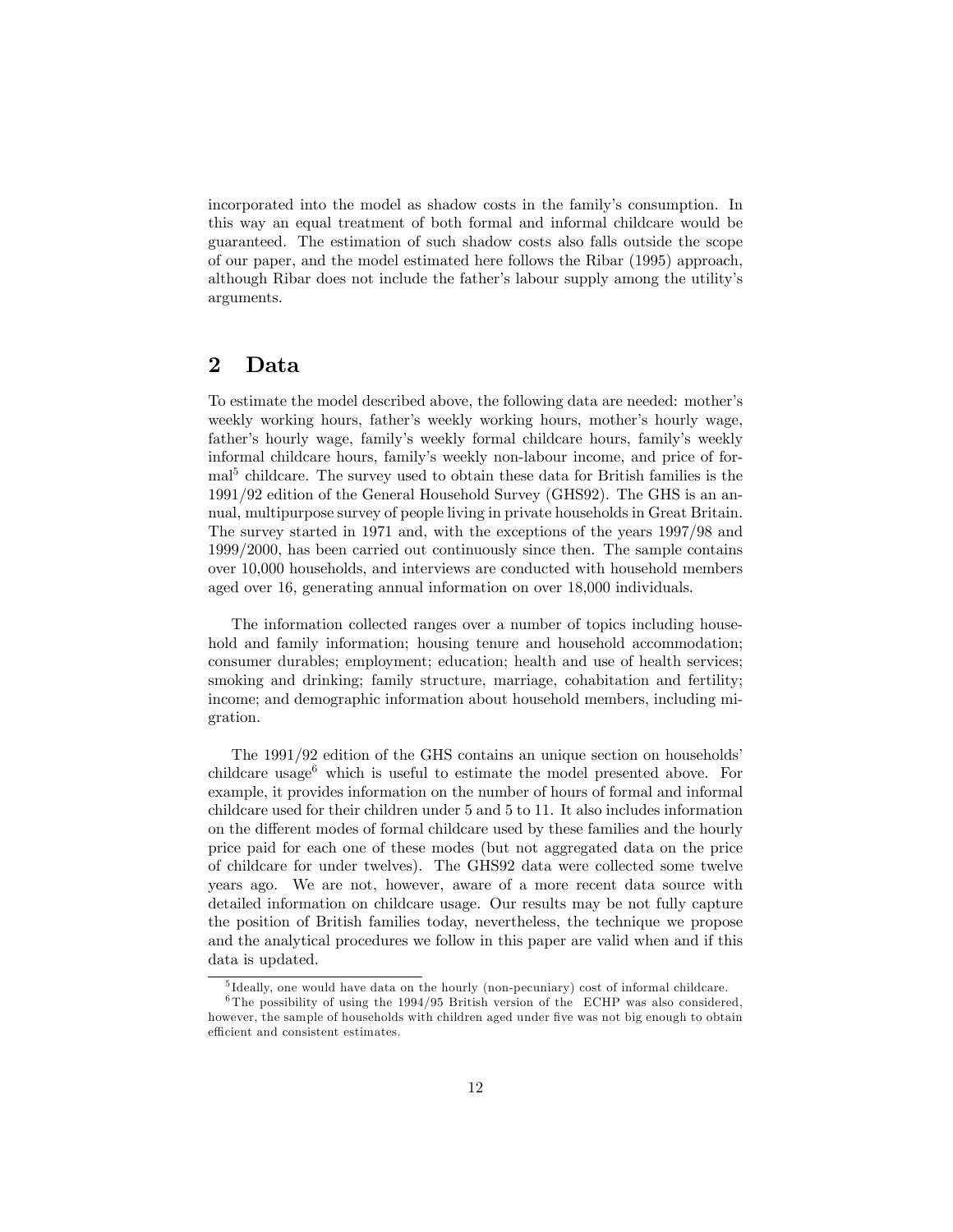incorporated into the model as shadow costs in the family's consumption. In this way an equal treatment of both formal and informal childcare would be guaranteed. The estimation of such shadow costs also falls outside the scope of our paper, and the model estimated here follows the Ribar (1995) approach, although Ribar does not include the father's labour supply among the utility's arguments.

## 2 Data

To estimate the model described above, the following data are needed: mother's weekly working hours, father's weekly working hours, mother's hourly wage, father's hourly wage, family's weekly formal childcare hours, family's weekly informal childcare hours, family's weekly non-labour income, and price of formal[5] childcare. The survey used to obtain these data for British families is the 1991/92 edition of the General Household Survey (GHS92). The GHS is an annual, multipurpose survey of people living in private households in Great Britain. The survey started in 1971 and, with the exceptions of the years 1997/98 and 1999/2000, has been carried out continuously since then. The sample contains over 10,000 households, and interviews are conducted with household members aged over 16, generating annual information on over 18,000 individuals.

The information collected ranges over a number of topics including household and family information; housing tenure and household accommodation; consumer durables; employment; education; health and use of health services; smoking and drinking; family structure, marriage, cohabitation and fertility; income; and demographic information about household members, including migration.

The 1991/92 edition of the GHS contains an unique section on households' childcare usage[6] which is useful to estimate the model presented above. For example, it provides information on the number of hours of formal and informal childcare used for their children under 5 and 5 to 11. It also includes information on the different modes of formal childcare used by these families and the hourly price paid for each one of these modes (but not aggregated data on the price of childcare for under twelves). The GHS92 data were collected some twelve years ago. We are not, however, aware of a more recent data source with detailed information on childcare usage. Our results may be not fully capture the position of British families today, nevertheless, the technique we propose and the analytical procedures we follow in this paper are valid when and if this data is updated.

[5] Ideally, one would have data on the hourly (non-pecuniary) cost of informal childcare.

[6] The possibility of using the 1994/95 British version of the ECHP was also considered, however, the sample of households with children aged under five was not big enough to obtain efficient and consistent estimates.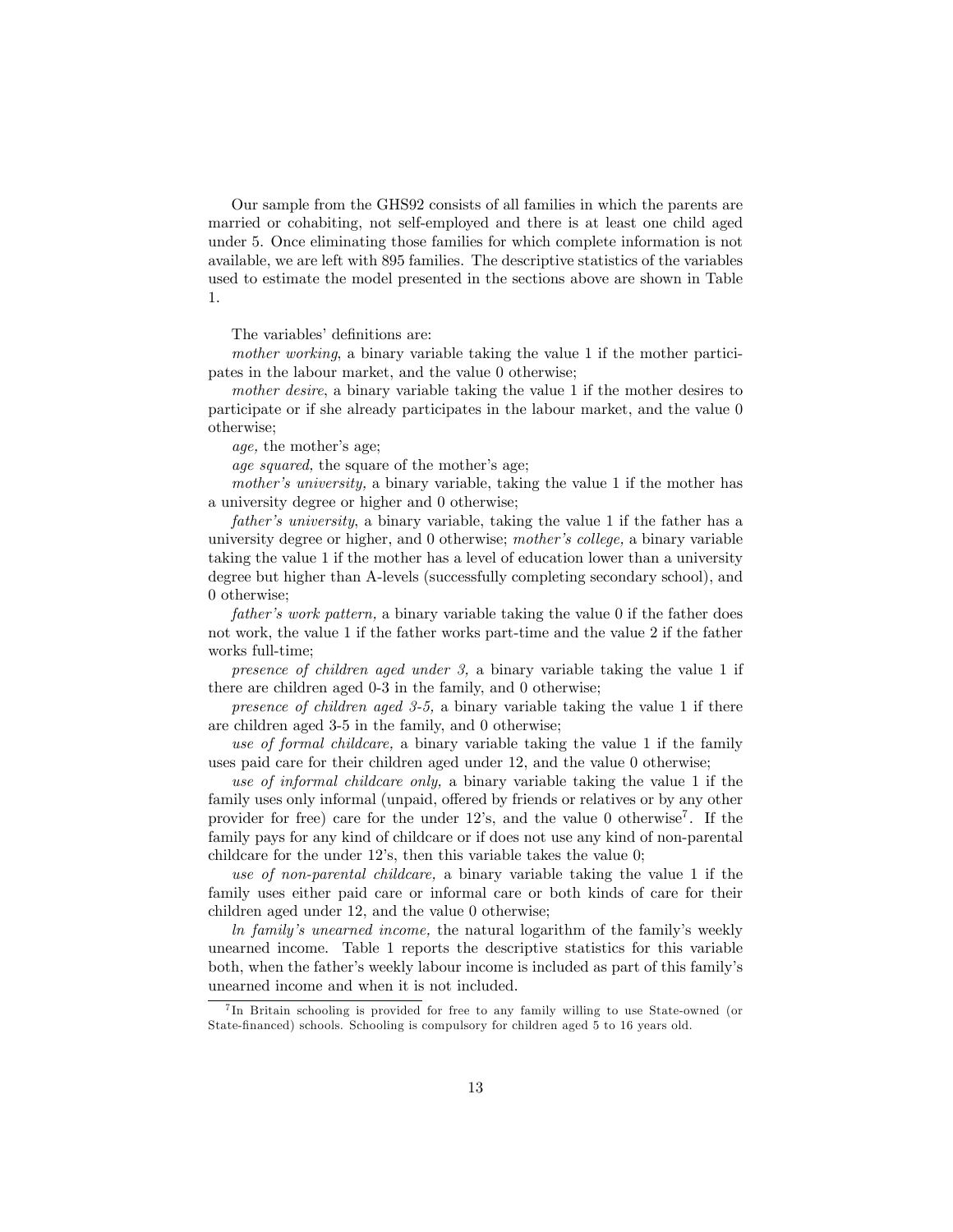Our sample from the GHS92 consists of all families in which the parents are married or cohabiting, not self-employed and there is at least one child aged under 5. Once eliminating those families for which complete information is not available, we are left with 895 families. The descriptive statistics of the variables used to estimate the model presented in the sections above are shown in Table 1.

The variables' definitions are:

*mother working*, a binary variable taking the value 1 if the mother participates in the labour market, and the value 0 otherwise;

*mother desire*, a binary variable taking the value 1 if the mother desires to participate or if she already participates in the labour market, and the value 0 otherwise;

*age,* the mother's age;

*age squared,* the square of the mother's age;

*mother's university,* a binary variable, taking the value 1 if the mother has a university degree or higher and 0 otherwise;

*father's university*, a binary variable, taking the value 1 if the father has a university degree or higher, and 0 otherwise; *mother's college,* a binary variable taking the value 1 if the mother has a level of education lower than a university degree but higher than A-levels (successfully completing secondary school), and 0 otherwise;

*father's work pattern,* a binary variable taking the value 0 if the father does not work, the value 1 if the father works part-time and the value 2 if the father works full-time;

*presence of children aged under 3,* a binary variable taking the value 1 if there are children aged 0-3 in the family, and 0 otherwise;

*presence of children aged 3-5,* a binary variable taking the value 1 if there are children aged 3-5 in the family, and 0 otherwise;

*use of formal childcare,* a binary variable taking the value 1 if the family uses paid care for their children aged under 12, and the value 0 otherwise;

*use of informal childcare only,* a binary variable taking the value 1 if the family uses only informal (unpaid, offered by friends or relatives or by any other provider for free) care for the under 12's, and the value 0 otherwise[7]. If the family pays for any kind of childcare or if does not use any kind of non-parental childcare for the under 12's, then this variable takes the value 0;

*use of non-parental childcare,* a binary variable taking the value 1 if the family uses either paid care or informal care or both kinds of care for their children aged under 12, and the value 0 otherwise;

*ln family's unearned income,* the natural logarithm of the family's weekly unearned income. Table 1 reports the descriptive statistics for this variable both, when the father's weekly labour income is included as part of this family's unearned income and when it is not included.

[7] In Britain schooling is provided for free to any family willing to use State-owned (or State-financed) schools. Schooling is compulsory for children aged 5 to 16 years old.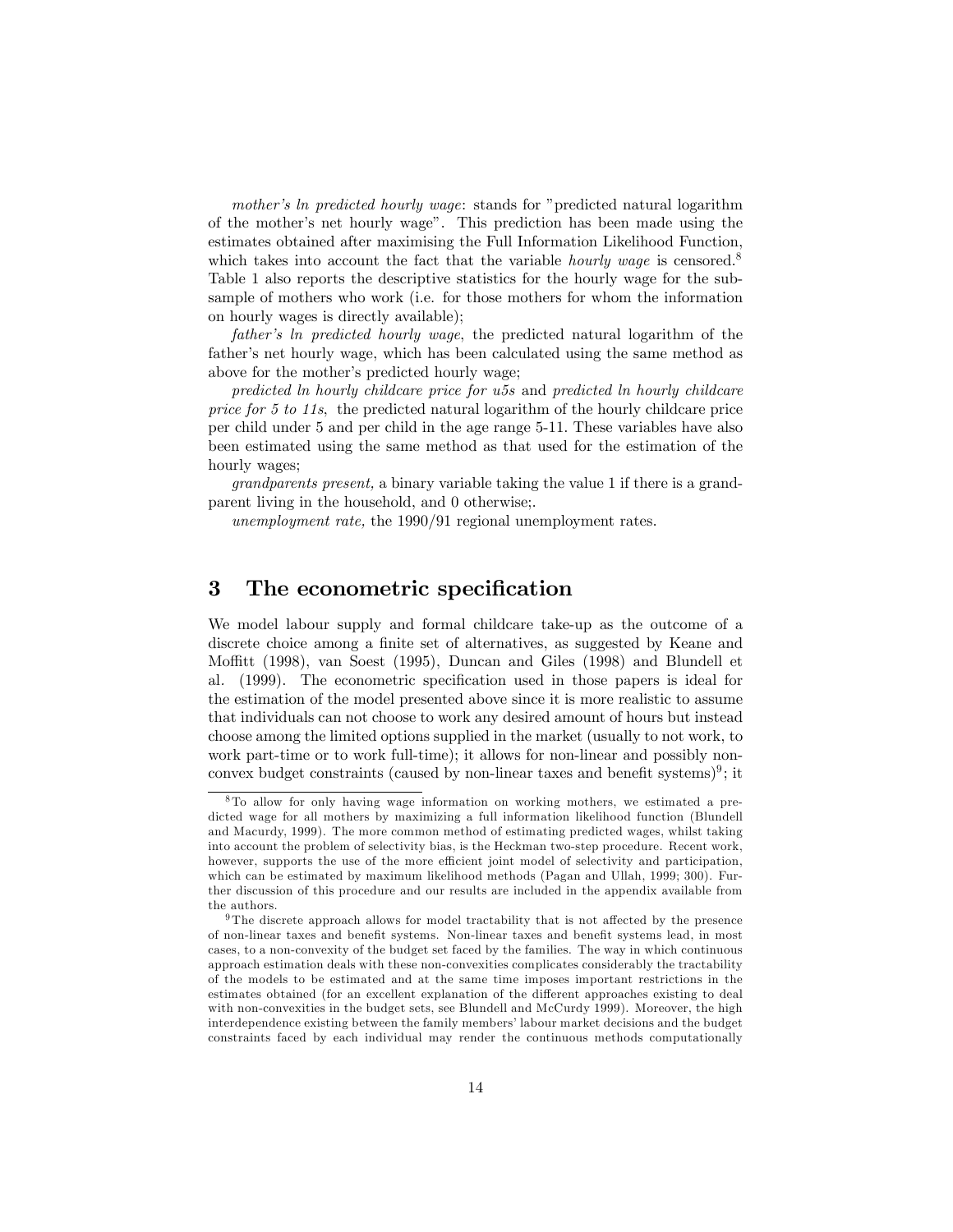*mother's ln predicted hourly wage*: stands for "predicted natural logarithm of the mother's net hourly wage". This prediction has been made using the estimates obtained after maximising the Full Information Likelihood Function, which takes into account the fact that the variable *hourly wage* is censored.[8] Table 1 also reports the descriptive statistics for the hourly wage for the subsample of mothers who work (i.e. for those mothers for whom the information on hourly wages is directly available);

*father's ln predicted hourly wage*, the predicted natural logarithm of the father's net hourly wage, which has been calculated using the same method as above for the mother's predicted hourly wage;

*predicted ln hourly childcare price for u5s* and *predicted ln hourly childcare price for 5 to 11s*, the predicted natural logarithm of the hourly childcare price per child under 5 and per child in the age range 5-11. These variables have also been estimated using the same method as that used for the estimation of the hourly wages;

*grandparents present,* a binary variable taking the value 1 if there is a grandparent living in the household, and 0 otherwise;.

*unemployment rate,* the 1990/91 regional unemployment rates.

# 3 The econometric specification

We model labour supply and formal childcare take-up as the outcome of a discrete choice among a finite set of alternatives, as suggested by Keane and Moffitt (1998), van Soest (1995), Duncan and Giles (1998) and Blundell et al. (1999). The econometric specification used in those papers is ideal for the estimation of the model presented above since it is more realistic to assume that individuals can not choose to work any desired amount of hours but instead choose among the limited options supplied in the market (usually to not work, to work part-time or to work full-time); it allows for non-linear and possibly non-convex budget constraints (caused by non-linear taxes and benefit systems)[9]; it

[8] To allow for only having wage information on working mothers, we estimated a predicted wage for all mothers by maximizing a full information likelihood function (Blundell and Macurdy, 1999). The more common method of estimating predicted wages, whilst taking into account the problem of selectivity bias, is the Heckman two-step procedure. Recent work, however, supports the use of the more efficient joint model of selectivity and participation, which can be estimated by maximum likelihood methods (Pagan and Ullah, 1999; 300). Further discussion of this procedure and our results are included in the appendix available from the authors.

[9] The discrete approach allows for model tractability that is not affected by the presence of non-linear taxes and benefit systems. Non-linear taxes and benefit systems lead, in most cases, to a non-convexity of the budget set faced by the families. The way in which continuous approach estimation deals with these non-convexities complicates considerably the tractability of the models to be estimated and at the same time imposes important restrictions in the estimates obtained (for an excellent explanation of the different approaches existing to deal with non-convexities in the budget sets, see Blundell and McCurdy 1999). Moreover, the high interdependence existing between the family members' labour market decisions and the budget constraints faced by each individual may render the continuous methods computationally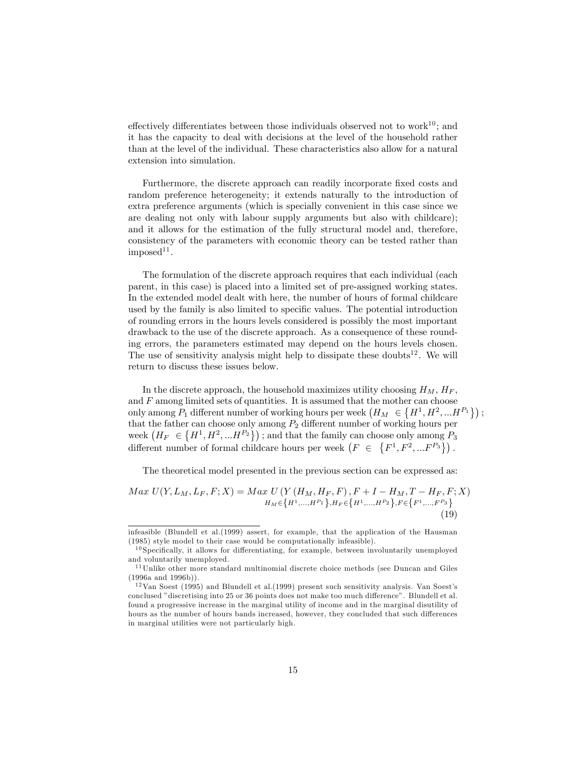effectively differentiates between those individuals observed not to work[10]; and it has the capacity to deal with decisions at the level of the household rather than at the level of the individual. These characteristics also allow for a natural extension into simulation.

Furthermore, the discrete approach can readily incorporate fixed costs and random preference heterogeneity; it extends naturally to the introduction of extra preference arguments (which is specially convenient in this case since we are dealing not only with labour supply arguments but also with childcare); and it allows for the estimation of the fully structural model and, therefore, consistency of the parameters with economic theory can be tested rather than imposed[11].

The formulation of the discrete approach requires that each individual (each parent, in this case) is placed into a limited set of pre-assigned working states. In the extended model dealt with here, the number of hours of formal childcare used by the family is also limited to specific values. The potential introduction of rounding errors in the hours levels considered is possibly the most important drawback to the use of the discrete approach. As a consequence of these rounding errors, the parameters estimated may depend on the hours levels chosen. The use of sensitivity analysis might help to dissipate these doubts[12]. We will return to discuss these issues below.

In the discrete approach, the household maximizes utility choosing $H_M$, $H_F$, and $F$ among limited sets of quantities. It is assumed that the mother can choose only among $P_1$ different number of working hours per week $\left(H_M \in \left\{H^1, H^2, ...H^{P_1}\right\}\right)$; that the father can choose only among $P_2$ different number of working hours per week $\left(H_F \in \left\{H^1, H^2, ...H^{P_2}\right\}\right)$; and that the family can choose only among $P_3$ different number of formal childcare hours per week $\left(F \in \left\{F^1, F^2, ...F^{P_3}\right\}\right)$.

The theoretical model presented in the previous section can be expressed as:

$$Max\ U(Y, L_M, L_F, F; X) = \underset{H_M \in \left\{H^1,...,H^{P_1}\right\}, H_F \in \left\{H^1,...,H^{P_2}\right\}, F \in \left\{F^1,...,F^{P_3}\right\}}{Max}\ U\left(Y\left(H_M, H_F, F\right), F + I - H_M, T - H_F, F; X\right) \tag{19}$$

infeasible (Blundell et al.(1999) assert, for example, that the application of the Hausman (1985) style model to their case would be computationally infeasible).

[10] Specifically, it allows for differentiating, for example, between involuntarily unemployed and voluntarily unemployed.

[11] Unlike other more standard multinomial discrete choice methods (see Duncan and Giles (1996a and 1996b)).

[12] Van Soest (1995) and Blundell et al.(1999) present such sensitivity analysis. Van Soest's conclused "discretising into 25 or 36 points does not make too much difference". Blundell et al. found a progressive increase in the marginal utility of income and in the marginal disutility of hours as the number of hours bands increased, however, they concluded that such differences in marginal utilities were not particularly high.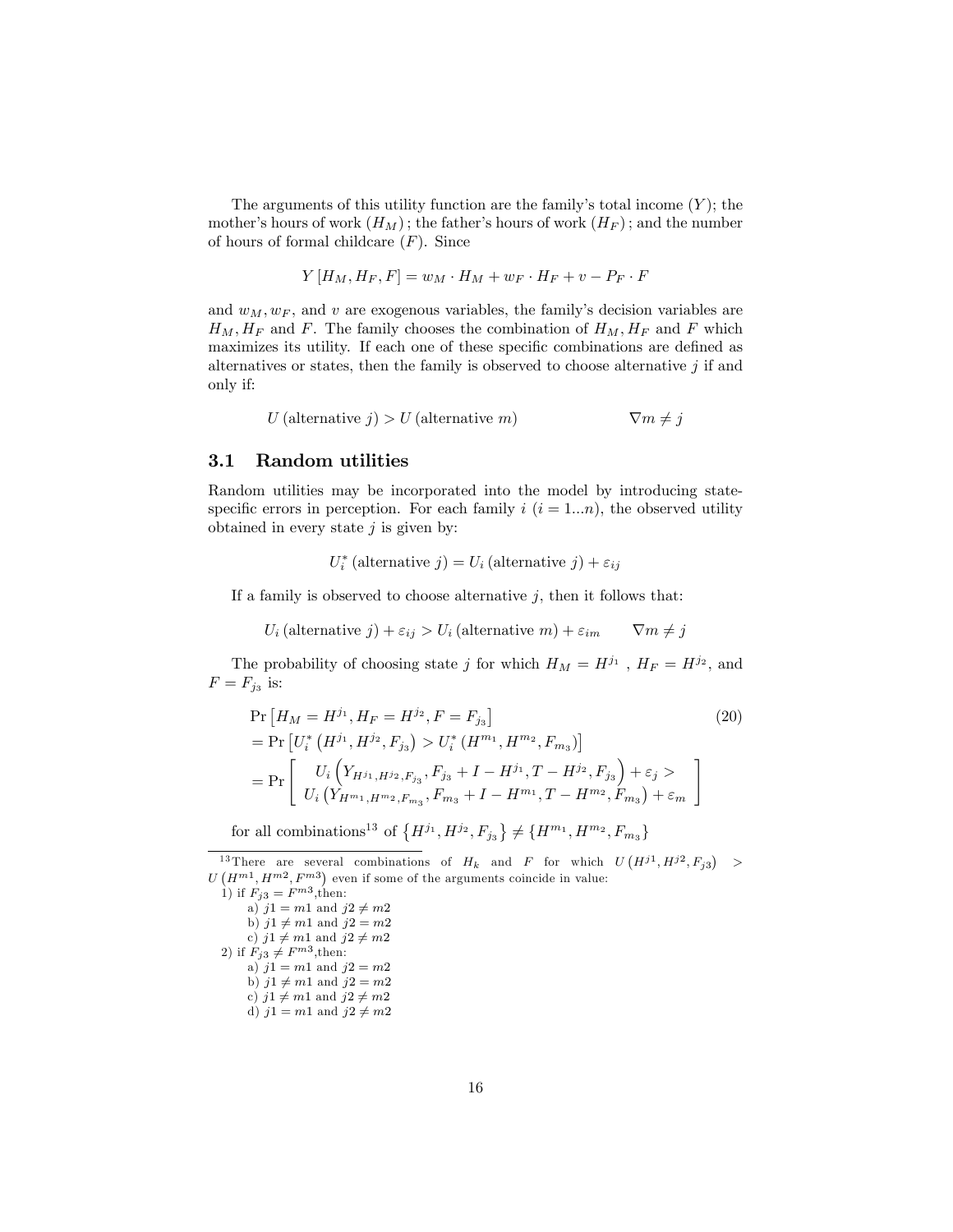The arguments of this utility function are the family's total income ($Y$); the mother's hours of work ($H_M$); the father's hours of work ($H_F$); and the number of hours of formal childcare ($F$). Since

$$Y[H_M, H_F, F] = w_M \cdot H_M + w_F \cdot H_F + v - P_F \cdot F$$

and $w_M, w_F$, and $v$ are exogenous variables, the family's decision variables are $H_M, H_F$ and $F$. The family chooses the combination of $H_M, H_F$ and $F$ which maximizes its utility. If each one of these specific combinations are defined as alternatives or states, then the family is observed to choose alternative $j$ if and only if:

$$U(\text{alternative } j) > U(\text{alternative } m) \qquad \nabla m \neq j$$

## 3.1 Random utilities

Random utilities may be incorporated into the model by introducing state-specific errors in perception. For each family $i$ ($i = 1...n$), the observed utility obtained in every state $j$ is given by:

$$U_i^*(\text{alternative } j) = U_i(\text{alternative } j) + \varepsilon_{ij}$$

If a family is observed to choose alternative $j$, then it follows that:

$$U_i(\text{alternative } j) + \varepsilon_{ij} > U_i(\text{alternative } m) + \varepsilon_{im} \qquad \nabla m \neq j$$

The probability of choosing state $j$ for which $H_M = H^{j_1}$, $H_F = H^{j_2}$, and $F = F_{j_3}$ is:

$$\begin{aligned}
&\Pr\left[H_M = H^{j_1}, H_F = H^{j_2}, F = F_{j_3}\right] \qquad (20)\\
&= \Pr\left[U_i^*\left(H^{j_1}, H^{j_2}, F_{j_3}\right) > U_i^*\left(H^{m_1}, H^{m_2}, F_{m_3}\right)\right]\\
&= \Pr\left[\begin{array}{c} U_i\left(Y_{H^{j_1}, H^{j_2}, F_{j_3}}, F_{j_3} + I - H^{j_1}, T - H^{j_2}, F_{j_3}\right) + \varepsilon_j > \\ U_i\left(Y_{H^{m_1}, H^{m_2}, F_{m_3}}, F_{m_3} + I - H^{m_1}, T - H^{m_2}, F_{m_3}\right) + \varepsilon_m \end{array}\right]
\end{aligned}$$

for all combinations[13] of $\{H^{j_1}, H^{j_2}, F_{j_3}\} \neq \{H^{m_1}, H^{m_2}, F_{m_3}\}$

---

[13] There are several combinations of $H_k$ and $F$ for which $U(H^{j1}, H^{j2}, F_{j3}) > U(H^{m1}, H^{m2}, F^{m3})$ even if some of the arguments coincide in value:

1) if $F_{j3} = F^{m3}$, then:
   - a) $j1 = m1$ and $j2 \neq m2$
   - b) $j1 \neq m1$ and $j2 = m2$
   - c) $j1 \neq m1$ and $j2 \neq m2$

2) if $F_{j3} \neq F^{m3}$, then:
   - a) $j1 = m1$ and $j2 = m2$
   - b) $j1 \neq m1$ and $j2 = m2$
   - c) $j1 \neq m1$ and $j2 \neq m2$
   - d) $j1 = m1$ and $j2 \neq m2$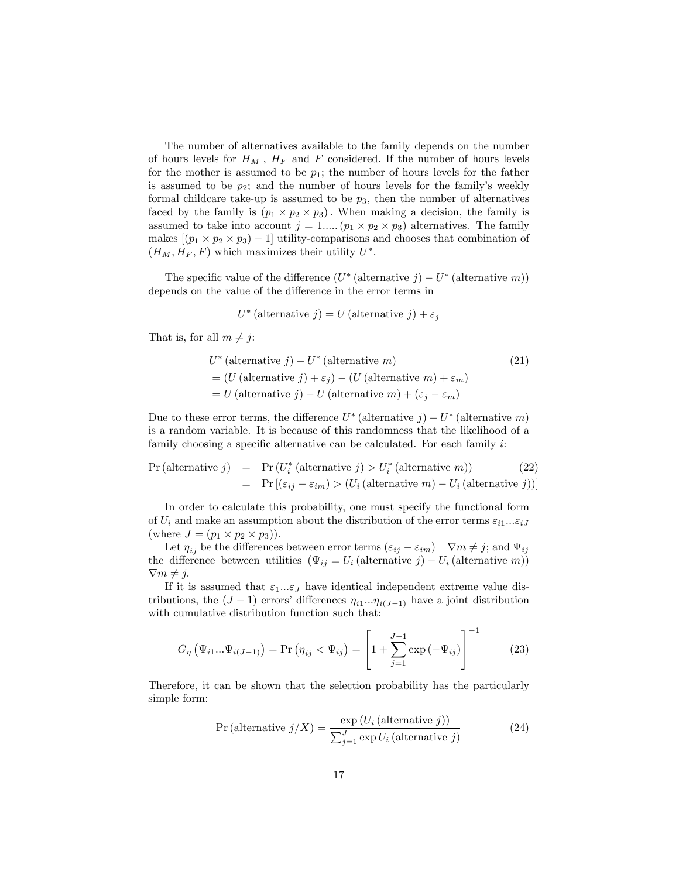The number of alternatives available to the family depends on the number of hours levels for $H_M$ , $H_F$ and $F$ considered. If the number of hours levels for the mother is assumed to be $p_1$; the number of hours levels for the father is assumed to be $p_2$; and the number of hours levels for the family's weekly formal childcare take-up is assumed to be $p_3$, then the number of alternatives faced by the family is $(p_1 \times p_2 \times p_3)$. When making a decision, the family is assumed to take into account $j = 1 \ldots\ldots (p_1 \times p_2 \times p_3)$ alternatives. The family makes $[(p_1 \times p_2 \times p_3) - 1]$ utility-comparisons and chooses that combination of $(H_M, H_F, F)$ which maximizes their utility $U^*$.

The specific value of the difference $(U^*\,(\text{alternative } j) - U^*\,(\text{alternative } m))$ depends on the value of the difference in the error terms in

$$U^*\,(\text{alternative } j) = U\,(\text{alternative } j) + \varepsilon_j$$

That is, for all $m \neq j$:

$$\begin{aligned}
&U^*\,(\text{alternative } j) - U^*\,(\text{alternative } m) \\
&= (U\,(\text{alternative } j) + \varepsilon_j) - (U\,(\text{alternative } m) + \varepsilon_m) \\
&= U\,(\text{alternative } j) - U\,(\text{alternative } m) + (\varepsilon_j - \varepsilon_m)
\end{aligned} \tag{21}$$

Due to these error terms, the difference $U^*\,(\text{alternative } j) - U^*\,(\text{alternative } m)$ is a random variable. It is because of this randomness that the likelihood of a family choosing a specific alternative can be calculated. For each family $i$:

$$\begin{aligned}
\Pr(\text{alternative } j) &= \Pr\left(U_i^*\,(\text{alternative } j) > U_i^*\,(\text{alternative } m)\right) \\
&= \Pr\left[(\varepsilon_{ij} - \varepsilon_{im}) > (U_i\,(\text{alternative } m) - U_i\,(\text{alternative } j))\right]
\end{aligned} \tag{22}$$

In order to calculate this probability, one must specify the functional form of $U_i$ and make an assumption about the distribution of the error terms $\varepsilon_{i1} \ldots \varepsilon_{iJ}$ (where $J = (p_1 \times p_2 \times p_3)$).

Let $\eta_{ij}$ be the differences between error terms $(\varepsilon_{ij} - \varepsilon_{im})$ $\quad \nabla m \neq j$; and $\Psi_{ij}$ the difference between utilities $(\Psi_{ij} = U_i\,(\text{alternative } j) - U_i\,(\text{alternative } m))$ $\nabla m \neq j$.

If it is assumed that $\varepsilon_1 \ldots \varepsilon_J$ have identical independent extreme value distributions, the $(J-1)$ errors' differences $\eta_{i1} \ldots \eta_{i(J-1)}$ have a joint distribution with cumulative distribution function such that:

$$G_\eta\left(\Psi_{i1} \ldots \Psi_{i(J-1)}\right) = \Pr\left(\eta_{ij} < \Psi_{ij}\right) = \left[1 + \sum_{j=1}^{J-1} \exp\left(-\Psi_{ij}\right)\right]^{-1} \tag{23}$$

Therefore, it can be shown that the selection probability has the particularly simple form:

$$\Pr(\text{alternative } j/X) = \frac{\exp\left(U_i\,(\text{alternative } j)\right)}{\sum_{j=1}^{J} \exp U_i\,(\text{alternative } j)} \tag{24}$$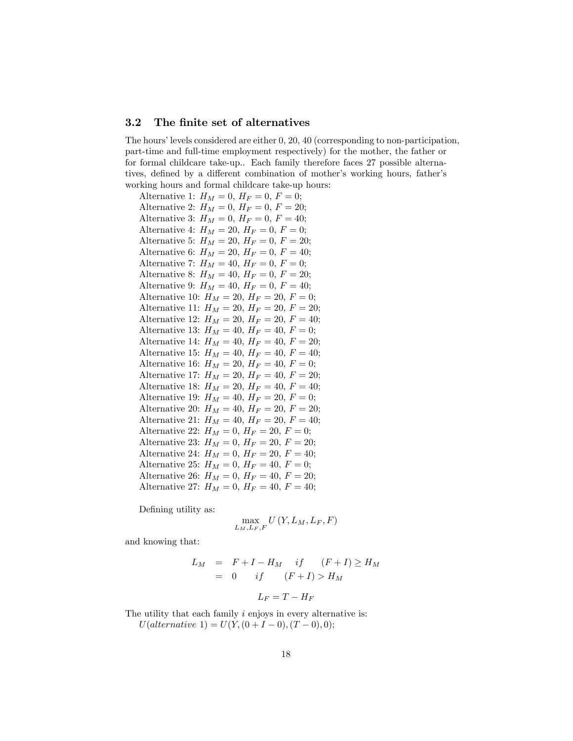### 3.2 The finite set of alternatives

The hours' levels considered are either 0, 20, 40 (corresponding to non-participation, part-time and full-time employment respectively) for the mother, the father or for formal childcare take-up.. Each family therefore faces 27 possible alternatives, defined by a different combination of mother's working hours, father's working hours and formal childcare take-up hours:

Alternative 1: $H_M = 0$, $H_F = 0$, $F = 0$;
Alternative 2: $H_M = 0$, $H_F = 0$, $F = 20$;
Alternative 3: $H_M = 0$, $H_F = 0$, $F = 40$;
Alternative 4: $H_M = 20$, $H_F = 0$, $F = 0$;
Alternative 5: $H_M = 20$, $H_F = 0$, $F = 20$;
Alternative 6: $H_M = 20$, $H_F = 0$, $F = 40$;
Alternative 7: $H_M = 40$, $H_F = 0$, $F = 0$;
Alternative 8: $H_M = 40$, $H_F = 0$, $F = 20$;
Alternative 9: $H_M = 40$, $H_F = 0$, $F = 40$;
Alternative 10: $H_M = 20$, $H_F = 20$, $F = 0$;
Alternative 11: $H_M = 20$, $H_F = 20$, $F = 20$;
Alternative 12: $H_M = 20$, $H_F = 20$, $F = 40$;
Alternative 13: $H_M = 40$, $H_F = 40$, $F = 0$;
Alternative 14: $H_M = 40$, $H_F = 40$, $F = 20$;
Alternative 15: $H_M = 40$, $H_F = 40$, $F = 40$;
Alternative 16: $H_M = 20$, $H_F = 40$, $F = 0$;
Alternative 17: $H_M = 20$, $H_F = 40$, $F = 20$;
Alternative 18: $H_M = 20$, $H_F = 40$, $F = 40$;
Alternative 19: $H_M = 40$, $H_F = 20$, $F = 0$;
Alternative 20: $H_M = 40$, $H_F = 20$, $F = 20$;
Alternative 21: $H_M = 40$, $H_F = 20$, $F = 40$;
Alternative 22: $H_M = 0$, $H_F = 20$, $F = 0$;
Alternative 23: $H_M = 0$, $H_F = 20$, $F = 20$;
Alternative 24: $H_M = 0$, $H_F = 20$, $F = 40$;
Alternative 25: $H_M = 0$, $H_F = 40$, $F = 0$;
Alternative 26: $H_M = 0$, $H_F = 40$, $F = 20$;
Alternative 27: $H_M = 0$, $H_F = 40$, $F = 40$;

Defining utility as:

$$\max_{L_M, L_F, F} U(Y, L_M, L_F, F)$$

and knowing that:

$$\begin{aligned} L_M &= F + I - H_M \quad if \quad (F + I) \geq H_M \\ &= 0 \quad if \quad (F + I) > H_M \end{aligned}$$

$$L_F = T - H_F$$

The utility that each family $i$ enjoys in every alternative is:

$U(alternative\ 1) = U(Y, (0 + I - 0), (T - 0), 0)$;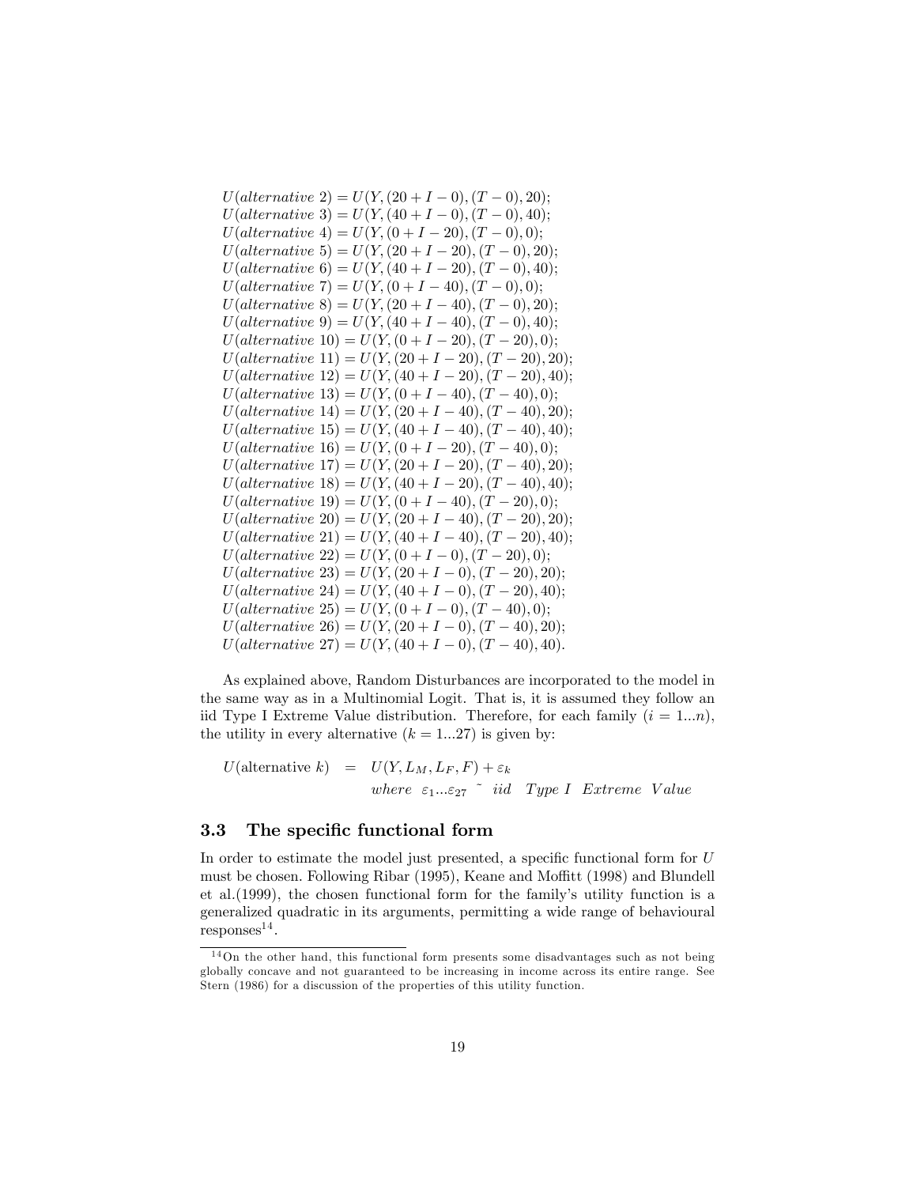$U(alternative\ 2) = U(Y, (20 + I - 0), (T - 0), 20);$
$U(alternative\ 3) = U(Y, (40 + I - 0), (T - 0), 40);$
$U(alternative\ 4) = U(Y, (0 + I - 20), (T - 0), 0);$
$U(alternative\ 5) = U(Y, (20 + I - 20), (T - 0), 20);$
$U(alternative\ 6) = U(Y, (40 + I - 20), (T - 0), 40);$
$U(alternative\ 7) = U(Y, (0 + I - 40), (T - 0), 0);$
$U(alternative\ 8) = U(Y, (20 + I - 40), (T - 0), 20);$
$U(alternative\ 9) = U(Y, (40 + I - 40), (T - 0), 40);$
$U(alternative\ 10) = U(Y, (0 + I - 20), (T - 20), 0);$
$U(alternative\ 11) = U(Y, (20 + I - 20), (T - 20), 20);$
$U(alternative\ 12) = U(Y, (40 + I - 20), (T - 20), 40);$
$U(alternative\ 13) = U(Y, (0 + I - 40), (T - 40), 0);$
$U(alternative\ 14) = U(Y, (20 + I - 40), (T - 40), 20);$
$U(alternative\ 15) = U(Y, (40 + I - 40), (T - 40), 40);$
$U(alternative\ 16) = U(Y, (0 + I - 20), (T - 40), 0);$
$U(alternative\ 17) = U(Y, (20 + I - 20), (T - 40), 20);$
$U(alternative\ 18) = U(Y, (40 + I - 20), (T - 40), 40);$
$U(alternative\ 19) = U(Y, (0 + I - 40), (T - 20), 0);$
$U(alternative\ 20) = U(Y, (20 + I - 40), (T - 20), 20);$
$U(alternative\ 21) = U(Y, (40 + I - 40), (T - 20), 40);$
$U(alternative\ 22) = U(Y, (0 + I - 0), (T - 20), 0);$
$U(alternative\ 23) = U(Y, (20 + I - 0), (T - 20), 20);$
$U(alternative\ 24) = U(Y, (40 + I - 0), (T - 20), 40);$
$U(alternative\ 25) = U(Y, (0 + I - 0), (T - 40), 0);$
$U(alternative\ 26) = U(Y, (20 + I - 0), (T - 40), 20);$
$U(alternative\ 27) = U(Y, (40 + I - 0), (T - 40), 40).$

As explained above, Random Disturbances are incorporated to the model in the same way as in a Multinomial Logit. That is, it is assumed they follow an iid Type I Extreme Value distribution. Therefore, for each family ($i = 1...n$), the utility in every alternative ($k = 1...27$) is given by:

$$
\begin{aligned}
U(\text{alternative } k) &= U(Y, L_M, L_F, F) + \varepsilon_k \\
& \quad where\ \ \varepsilon_1...\varepsilon_{27}\ \tilde{}\ \ iid\ \ \ Type\ I\ \ Extreme\ \ Value
\end{aligned}
$$

### 3.3 The specific functional form

In order to estimate the model just presented, a specific functional form for $U$ must be chosen. Following Ribar (1995), Keane and Moffitt (1998) and Blundell et al.(1999), the chosen functional form for the family's utility function is a generalized quadratic in its arguments, permitting a wide range of behavioural responses[14].

[14] On the other hand, this functional form presents some disadvantages such as not being globally concave and not guaranteed to be increasing in income across its entire range. See Stern (1986) for a discussion of the properties of this utility function.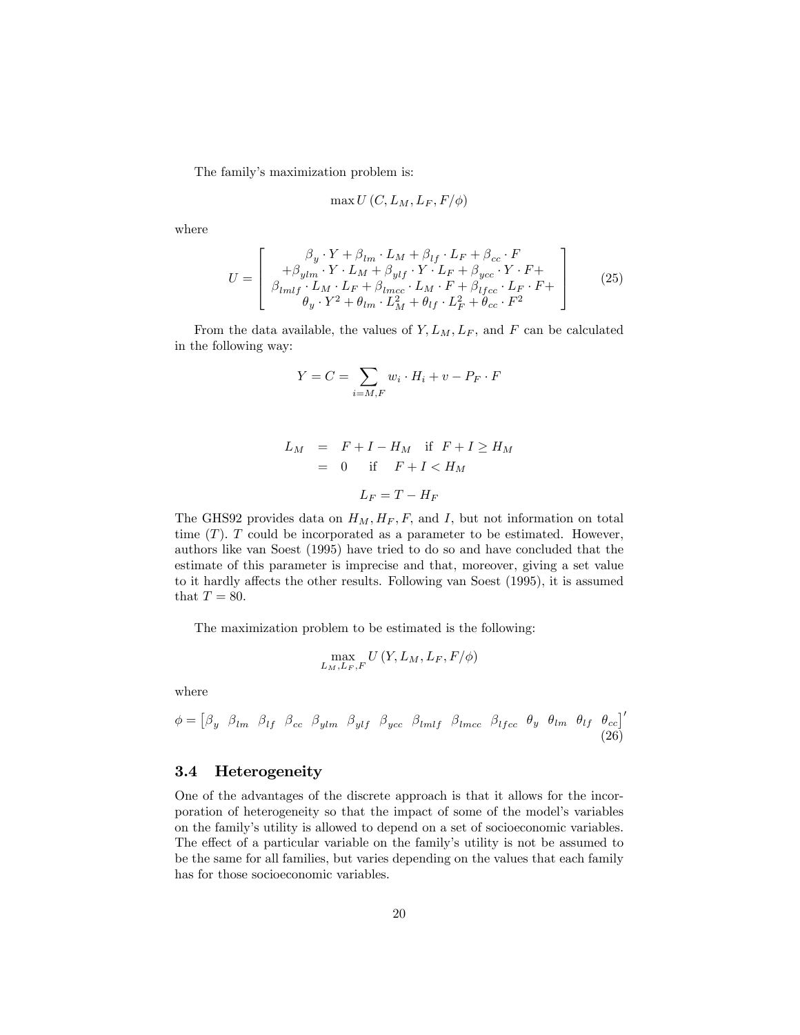The family's maximization problem is:

$$\max U\left(C, L_M, L_F, F/\phi\right)$$

where

$$U = \left[\begin{array}{c} \beta_y \cdot Y + \beta_{lm} \cdot L_M + \beta_{lf} \cdot L_F + \beta_{cc} \cdot F \\ +\beta_{ylm} \cdot Y \cdot L_M + \beta_{ylf} \cdot Y \cdot L_F + \beta_{ycc} \cdot Y \cdot F + \\ \beta_{lmlf} \cdot L_M \cdot L_F + \beta_{lmcc} \cdot L_M \cdot F + \beta_{lfcc} \cdot L_F \cdot F + \\ \theta_y \cdot Y^2 + \theta_{lm} \cdot L_M^2 + \theta_{lf} \cdot L_F^2 + \theta_{cc} \cdot F^2 \end{array}\right] \tag{25}$$

From the data available, the values of $Y, L_M, L_F$, and $F$ can be calculated in the following way:

$$Y = C = \sum_{i=M,F} w_i \cdot H_i + v - P_F \cdot F$$

$$\begin{aligned} L_M &= F + I - H_M \quad \text{if} \quad F + I \geq H_M \\ &= 0 \quad \text{if} \quad F + I < H_M \end{aligned}$$

$$L_F = T - H_F$$

The GHS92 provides data on $H_M, H_F, F$, and $I$, but not information on total time ($T$). $T$ could be incorporated as a parameter to be estimated. However, authors like van Soest (1995) have tried to do so and have concluded that the estimate of this parameter is imprecise and that, moreover, giving a set value to it hardly affects the other results. Following van Soest (1995), it is assumed that $T = 80$.

The maximization problem to be estimated is the following:

$$\max_{L_M, L_F, F} U\left(Y, L_M, L_F, F/\phi\right)$$

where

$$\phi = \begin{bmatrix}\beta_y & \beta_{lm} & \beta_{lf} & \beta_{cc} & \beta_{ylm} & \beta_{ylf} & \beta_{ycc} & \beta_{lmlf} & \beta_{lmcc} & \beta_{lfcc} & \theta_y & \theta_{lm} & \theta_{lf} & \theta_{cc}\end{bmatrix}' \tag{26}$$

### 3.4 Heterogeneity

One of the advantages of the discrete approach is that it allows for the incorporation of heterogeneity so that the impact of some of the model's variables on the family's utility is allowed to depend on a set of socioeconomic variables. The effect of a particular variable on the family's utility is not be assumed to be the same for all families, but varies depending on the values that each family has for those socioeconomic variables.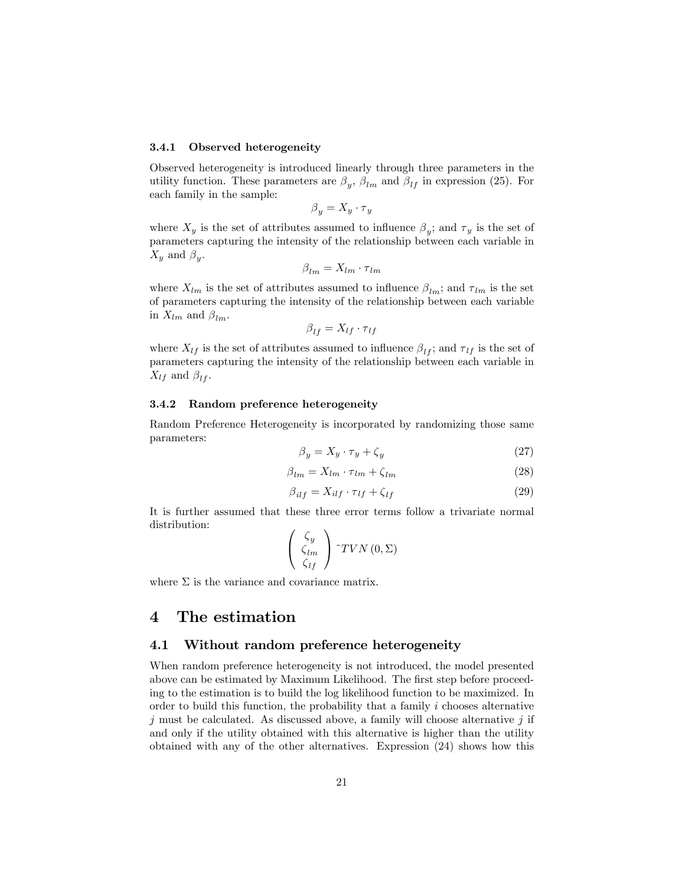### 3.4.1 Observed heterogeneity

Observed heterogeneity is introduced linearly through three parameters in the utility function. These parameters are $\beta_y$, $\beta_{lm}$ and $\beta_{lf}$ in expression (25). For each family in the sample:

$$\beta_y = X_y \cdot \tau_y$$

where $X_y$ is the set of attributes assumed to influence $\beta_y$; and $\tau_y$ is the set of parameters capturing the intensity of the relationship between each variable in $X_y$ and $\beta_y$.

$$\beta_{lm} = X_{lm} \cdot \tau_{lm}$$

where $X_{lm}$ is the set of attributes assumed to influence $\beta_{lm}$; and $\tau_{lm}$ is the set of parameters capturing the intensity of the relationship between each variable in $X_{lm}$ and $\beta_{lm}$.

$$\beta_{lf} = X_{lf} \cdot \tau_{lf}$$

where $X_{lf}$ is the set of attributes assumed to influence $\beta_{lf}$; and $\tau_{lf}$ is the set of parameters capturing the intensity of the relationship between each variable in $X_{lf}$ and $\beta_{lf}$.

### 3.4.2 Random preference heterogeneity

Random Preference Heterogeneity is incorporated by randomizing those same parameters:

$$\beta_y = X_y \cdot \tau_y + \zeta_y \tag{27}$$

$$\beta_{lm} = X_{lm} \cdot \tau_{lm} + \zeta_{lm} \tag{28}$$

$$\beta_{ilf} = X_{ilf} \cdot \tau_{lf} + \zeta_{lf} \tag{29}$$

It is further assumed that these three error terms follow a trivariate normal distribution:

$$\begin{pmatrix} \zeta_y \\ \zeta_{lm} \\ \zeta_{lf} \end{pmatrix} \tilde{} \, TVN\,(0, \Sigma)$$

where $\Sigma$ is the variance and covariance matrix.

# 4 The estimation

## 4.1 Without random preference heterogeneity

When random preference heterogeneity is not introduced, the model presented above can be estimated by Maximum Likelihood. The first step before proceeding to the estimation is to build the log likelihood function to be maximized. In order to build this function, the probability that a family $i$ chooses alternative $j$ must be calculated. As discussed above, a family will choose alternative $j$ if and only if the utility obtained with this alternative is higher than the utility obtained with any of the other alternatives. Expression (24) shows how this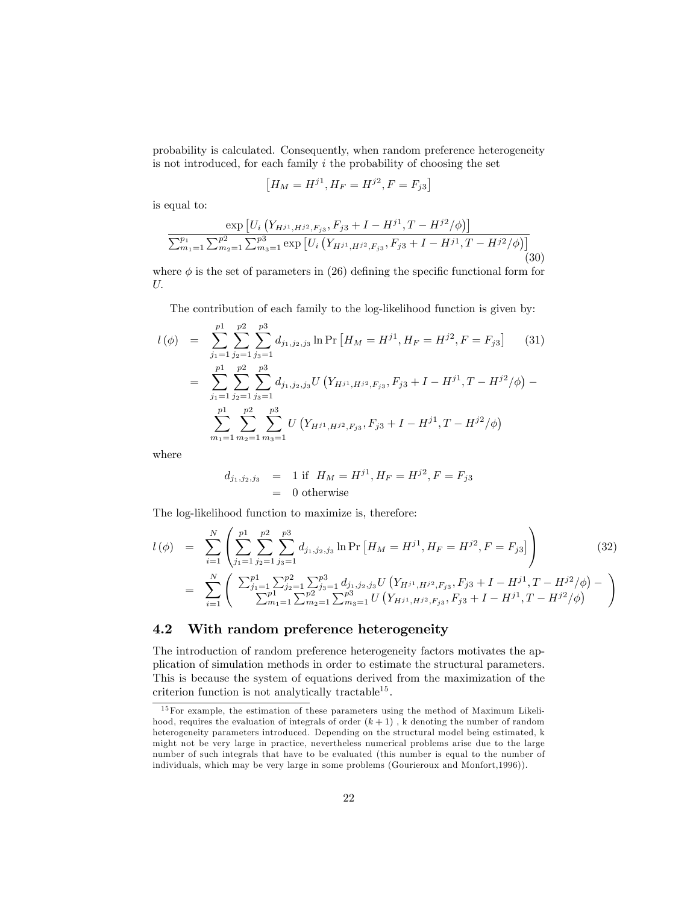probability is calculated. Consequently, when random preference heterogeneity is not introduced, for each family $i$ the probability of choosing the set

$$\left[H_M = H^{j1}, H_F = H^{j2}, F = F_{j3}\right]$$

is equal to:

$$\frac{\exp\left[U_i\left(Y_{H^{j1},H^{j2},F_{j3}}, F_{j3} + I - H^{j1}, T - H^{j2}/\phi\right)\right]}{\sum_{m_1=1}^{p_1}\sum_{m_2=1}^{p2}\sum_{m_3=1}^{p3}\exp\left[U_i\left(Y_{H^{j1},H^{j2},F_{j3}}, F_{j3} + I - H^{j1}, T - H^{j2}/\phi\right)\right]} \tag{30}$$

where $\phi$ is the set of parameters in (26) defining the specific functional form for $U$.

The contribution of each family to the log-likelihood function is given by:

$$\begin{aligned}
l(\phi) &= \sum_{j_1=1}^{p1}\sum_{j_2=1}^{p2}\sum_{j_3=1}^{p3} d_{j_1,j_2,j_3} \ln \Pr\left[H_M = H^{j1}, H_F = H^{j2}, F = F_{j3}\right] \qquad (31)\\
&= \sum_{j_1=1}^{p1}\sum_{j_2=1}^{p2}\sum_{j_3=1}^{p3} d_{j_1,j_2,j_3} U\left(Y_{H^{j1},H^{j2},F_{j3}}, F_{j3} + I - H^{j1}, T - H^{j2}/\phi\right) - \\
&\quad \sum_{m_1=1}^{p1}\sum_{m_2=1}^{p2}\sum_{m_3=1}^{p3} U\left(Y_{H^{j1},H^{j2},F_{j3}}, F_{j3} + I - H^{j1}, T - H^{j2}/\phi\right)
\end{aligned}$$

where

$$\begin{aligned}
d_{j_1,j_2,j_3} &= 1 \text{ if } \; H_M = H^{j1}, H_F = H^{j2}, F = F_{j3} \\
&= 0 \text{ otherwise}
\end{aligned}$$

The log-likelihood function to maximize is, therefore:

$$\begin{aligned}
l(\phi) &= \sum_{i=1}^{N}\left(\sum_{j_1=1}^{p1}\sum_{j_2=1}^{p2}\sum_{j_3=1}^{p3} d_{j_1,j_2,j_3} \ln \Pr\left[H_M = H^{j1}, H_F = H^{j2}, F = F_{j3}\right]\right) \qquad (32)\\
&= \sum_{i=1}^{N}\left(\begin{array}{c} \sum_{j_1=1}^{p1}\sum_{j_2=1}^{p2}\sum_{j_3=1}^{p3} d_{j_1,j_2,j_3} U\left(Y_{H^{j1},H^{j2},F_{j3}}, F_{j3} + I - H^{j1}, T - H^{j2}/\phi\right) - \\ \sum_{m_1=1}^{p1}\sum_{m_2=1}^{p2}\sum_{m_3=1}^{p3} U\left(Y_{H^{j1},H^{j2},F_{j3}}, F_{j3} + I - H^{j1}, T - H^{j2}/\phi\right) \end{array}\right)
\end{aligned}$$

## 4.2 With random preference heterogeneity

The introduction of random preference heterogeneity factors motivates the application of simulation methods in order to estimate the structural parameters. This is because the system of equations derived from the maximization of the criterion function is not analytically tractable[15].

[15] For example, the estimation of these parameters using the method of Maximum Likelihood, requires the evaluation of integrals of order $(k+1)$, k denoting the number of random heterogeneity parameters introduced. Depending on the structural model being estimated, k might not be very large in practice, nevertheless numerical problems arise due to the large number of such integrals that have to be evaluated (this number is equal to the number of individuals, which may be very large in some problems (Gourieroux and Monfort,1996)).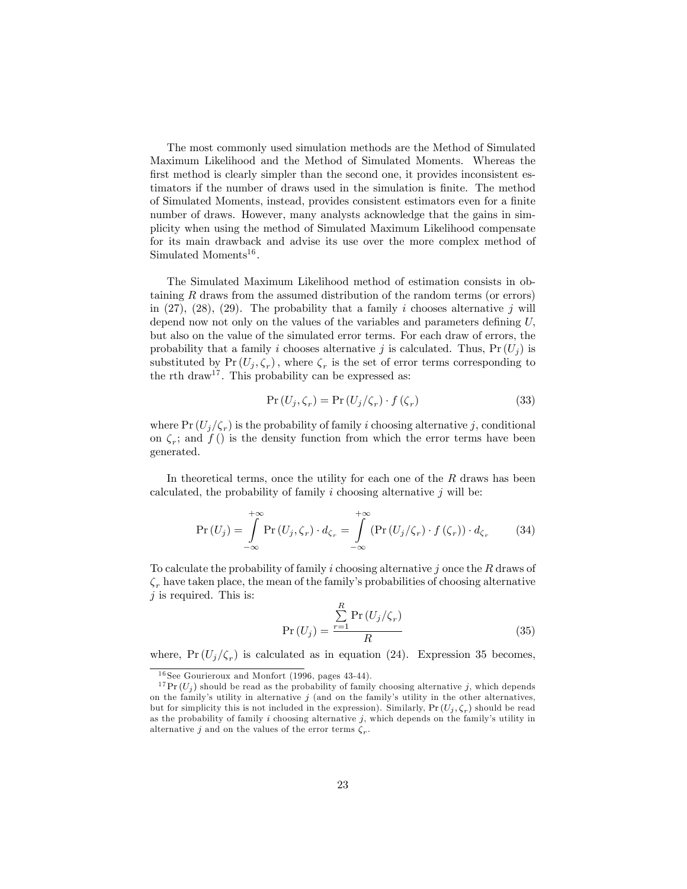The most commonly used simulation methods are the Method of Simulated Maximum Likelihood and the Method of Simulated Moments. Whereas the first method is clearly simpler than the second one, it provides inconsistent estimators if the number of draws used in the simulation is finite. The method of Simulated Moments, instead, provides consistent estimators even for a finite number of draws. However, many analysts acknowledge that the gains in simplicity when using the method of Simulated Maximum Likelihood compensate for its main drawback and advise its use over the more complex method of Simulated Moments[16].

The Simulated Maximum Likelihood method of estimation consists in obtaining $R$ draws from the assumed distribution of the random terms (or errors) in (27), (28), (29). The probability that a family $i$ chooses alternative $j$ will depend now not only on the values of the variables and parameters defining $U$, but also on the value of the simulated error terms. For each draw of errors, the probability that a family $i$ chooses alternative $j$ is calculated. Thus, $\Pr(U_j)$ is substituted by $\Pr(U_j, \zeta_r)$, where $\zeta_r$ is the set of error terms corresponding to the rth draw[17]. This probability can be expressed as:

$$\Pr(U_j, \zeta_r) = \Pr(U_j/\zeta_r) \cdot f(\zeta_r) \tag{33}$$

where $\Pr(U_j/\zeta_r)$ is the probability of family $i$ choosing alternative $j$, conditional on $\zeta_r$; and $f()$ is the density function from which the error terms have been generated.

In theoretical terms, once the utility for each one of the $R$ draws has been calculated, the probability of family $i$ choosing alternative $j$ will be:

$$\Pr(U_j) = \int_{-\infty}^{+\infty} \Pr(U_j, \zeta_r) \cdot d_{\zeta_r} = \int_{-\infty}^{+\infty} \left(\Pr(U_j/\zeta_r) \cdot f(\zeta_r)\right) \cdot d_{\zeta_r} \tag{34}$$

To calculate the probability of family $i$ choosing alternative $j$ once the $R$ draws of $\zeta_r$ have taken place, the mean of the family's probabilities of choosing alternative $j$ is required. This is:

$$\Pr(U_j) = \frac{\sum_{r=1}^{R} \Pr(U_j/\zeta_r)}{R} \tag{35}$$

where, $\Pr(U_j/\zeta_r)$ is calculated as in equation (24). Expression 35 becomes,

[16] See Gourieroux and Monfort (1996, pages 43-44).

[17] $\Pr(U_j)$ should be read as the probability of family choosing alternative $j$, which depends on the family's utility in alternative $j$ (and on the family's utility in the other alternatives, but for simplicity this is not included in the expression). Similarly, $\Pr(U_j, \zeta_r)$ should be read as the probability of family $i$ choosing alternative $j$, which depends on the family's utility in alternative $j$ and on the values of the error terms $\zeta_r$.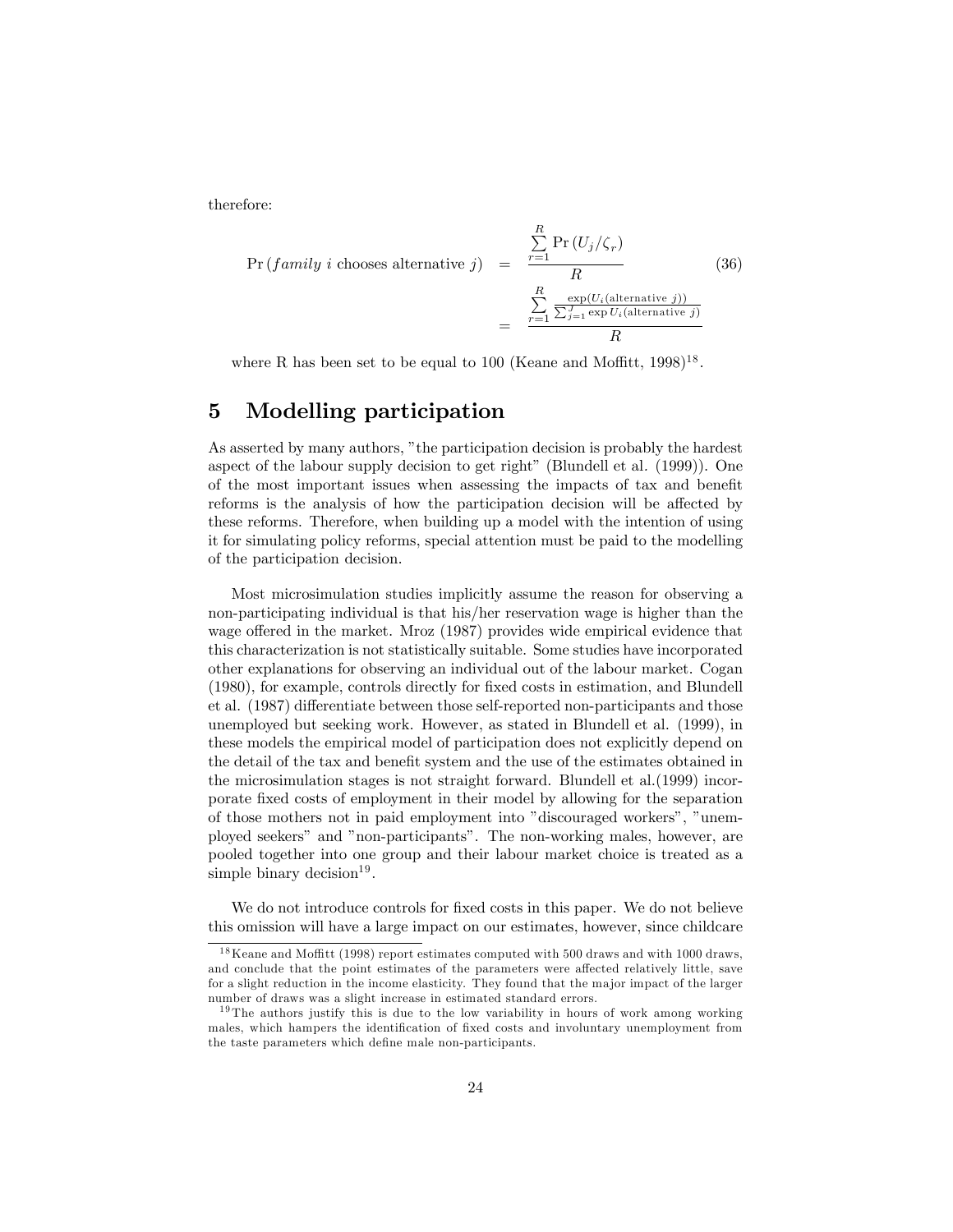therefore:

$$
\begin{aligned}
\Pr\left(family\ i \text{ chooses alternative } j\right) &= \frac{\sum_{r=1}^{R} \Pr\left(U_j/\zeta_r\right)}{R} \\
&= \frac{\sum_{r=1}^{R} \frac{\exp(U_i(\text{alternative } j))}{\sum_{j=1}^{J} \exp U_i(\text{alternative } j)}}{R}
\end{aligned}
\tag{36}
$$

where R has been set to be equal to 100 (Keane and Moffitt, 1998)[18].

# 5 Modelling participation

As asserted by many authors, "the participation decision is probably the hardest aspect of the labour supply decision to get right" (Blundell et al. (1999)). One of the most important issues when assessing the impacts of tax and benefit reforms is the analysis of how the participation decision will be affected by these reforms. Therefore, when building up a model with the intention of using it for simulating policy reforms, special attention must be paid to the modelling of the participation decision.

Most microsimulation studies implicitly assume the reason for observing a non-participating individual is that his/her reservation wage is higher than the wage offered in the market. Mroz (1987) provides wide empirical evidence that this characterization is not statistically suitable. Some studies have incorporated other explanations for observing an individual out of the labour market. Cogan (1980), for example, controls directly for fixed costs in estimation, and Blundell et al. (1987) differentiate between those self-reported non-participants and those unemployed but seeking work. However, as stated in Blundell et al. (1999), in these models the empirical model of participation does not explicitly depend on the detail of the tax and benefit system and the use of the estimates obtained in the microsimulation stages is not straight forward. Blundell et al.(1999) incorporate fixed costs of employment in their model by allowing for the separation of those mothers not in paid employment into "discouraged workers", "unemployed seekers" and "non-participants". The non-working males, however, are pooled together into one group and their labour market choice is treated as a simple binary decision[19].

We do not introduce controls for fixed costs in this paper. We do not believe this omission will have a large impact on our estimates, however, since childcare

[18] Keane and Moffitt (1998) report estimates computed with 500 draws and with 1000 draws, and conclude that the point estimates of the parameters were affected relatively little, save for a slight reduction in the income elasticity. They found that the major impact of the larger number of draws was a slight increase in estimated standard errors.

[19] The authors justify this is due to the low variability in hours of work among working males, which hampers the identification of fixed costs and involuntary unemployment from the taste parameters which define male non-participants.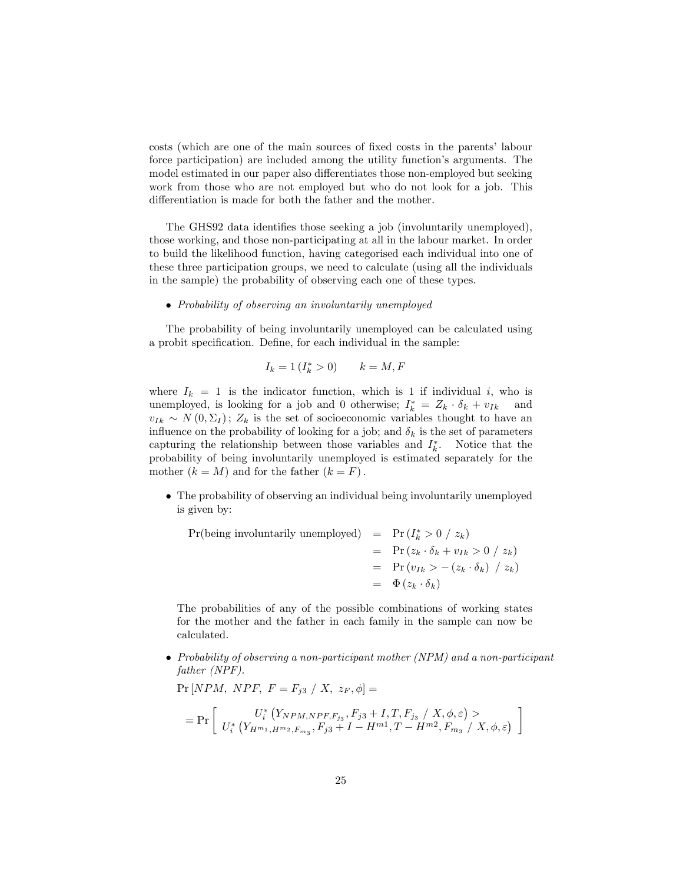costs (which are one of the main sources of fixed costs in the parents' labour force participation) are included among the utility function's arguments. The model estimated in our paper also differentiates those non-employed but seeking work from those who are not employed but who do not look for a job. This differentiation is made for both the father and the mother.

The GHS92 data identifies those seeking a job (involuntarily unemployed), those working, and those non-participating at all in the labour market. In order to build the likelihood function, having categorised each individual into one of these three participation groups, we need to calculate (using all the individuals in the sample) the probability of observing each one of these types.

- *Probability of observing an involuntarily unemployed*

The probability of being involuntarily unemployed can be calculated using a probit specification. Define, for each individual in the sample:

$$I_k = 1\left(I_k^* > 0\right) \qquad k = M, F$$

where $I_k = 1$ is the indicator function, which is 1 if individual $i$, who is unemployed, is looking for a job and 0 otherwise; $I_k^* = Z_k \cdot \delta_k + v_{Ik}$ and $v_{Ik} \sim N\left(0, \Sigma_I\right)$; $Z_k$ is the set of socioeconomic variables thought to have an influence on the probability of looking for a job; and $\delta_k$ is the set of parameters capturing the relationship between those variables and $I_k^*$. Notice that the probability of being involuntarily unemployed is estimated separately for the mother $(k = M)$ and for the father $(k = F)$.

- The probability of observing an individual being involuntarily unemployed is given by:

$$\begin{aligned} \Pr(\text{being involuntarily unemployed}) &= \Pr\left(I_k^* > 0 \ / \ z_k\right) \\ &= \Pr\left(z_k \cdot \delta_k + v_{Ik} > 0 \ / \ z_k\right) \\ &= \Pr\left(v_{Ik} > -\left(z_k \cdot \delta_k\right) \ / \ z_k\right) \\ &= \Phi\left(z_k \cdot \delta_k\right) \end{aligned}$$

The probabilities of any of the possible combinations of working states for the mother and the father in each family in the sample can now be calculated.

- *Probability of observing a non-participant mother (NPM) and a non-participant father (NPF).*

$\Pr\left[NPM, \ NPF, \ F = F_{j3} \ / \ X, \ z_F, \phi\right] =$

$$= \Pr\left[\begin{array}{c} U_i^*\left(Y_{NPM,NPF,F_{j_3}}, F_{j3} + I, T, F_{j_3} \ / \ X, \phi, \varepsilon\right) > \\ U_i^*\left(Y_{H^{m_1},H^{m_2},F_{m_3}}, F_{j3} + I - H^{m1}, T - H^{m2}, F_{m_3} \ / \ X, \phi, \varepsilon\right) \end{array}\right]$$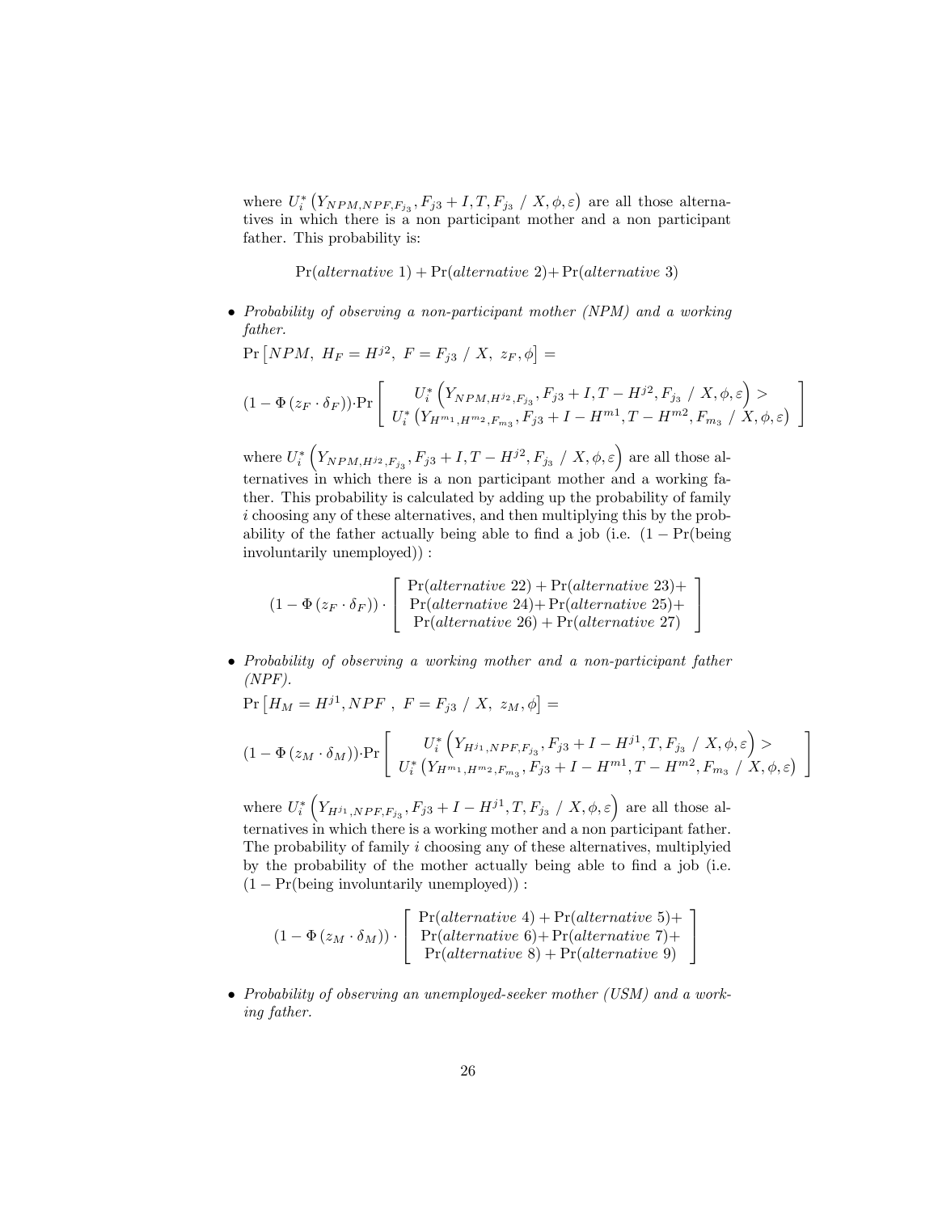where $U_i^*\left(Y_{NPM,NPF,F_{j_3}}, F_{j3}+I, T, F_{j_3} \;/\; X, \phi, \varepsilon\right)$ are all those alternatives in which there is a non participant mother and a non participant father. This probability is:

$$\Pr(\textit{alternative } 1) + \Pr(\textit{alternative } 2) + \Pr(\textit{alternative } 3)$$

- *Probability of observing a non-participant mother (NPM) and a working father.*

  $\Pr\left[NPM,\ H_F = H^{j2},\ F = F_{j3} \;/\; X,\ z_F, \phi\right] =$

$$(1-\Phi(z_F \cdot \delta_F)) \cdot \Pr\left[\begin{array}{c} U_i^*\left(Y_{NPM,H^{j_2},F_{j_3}}, F_{j3}+I, T-H^{j2}, F_{j_3} \;/\; X, \phi, \varepsilon\right) > \\ U_i^*\left(Y_{H^{m_1},H^{m_2},F_{m_3}}, F_{j3}+I-H^{m1}, T-H^{m2}, F_{m_3} \;/\; X, \phi, \varepsilon\right) \end{array}\right]$$

  where $U_i^*\left(Y_{NPM,H^{j_2},F_{j_3}}, F_{j3}+I, T-H^{j2}, F_{j_3} \;/\; X, \phi, \varepsilon\right)$ are all those alternatives in which there is a non participant mother and a working father. This probability is calculated by adding up the probability of family $i$ choosing any of these alternatives, and then multiplying this by the probability of the father actually being able to find a job (i.e. $(1 - \Pr(\text{being involuntarily unemployed}))$ :

$$(1-\Phi(z_F \cdot \delta_F)) \cdot \left[\begin{array}{c} \Pr(\textit{alternative } 22) + \Pr(\textit{alternative } 23) + \\ \Pr(\textit{alternative } 24) + \Pr(\textit{alternative } 25) + \\ \Pr(\textit{alternative } 26) + \Pr(\textit{alternative } 27) \end{array}\right]$$

- *Probability of observing a working mother and a non-participant father (NPF).*

  $\Pr\left[H_M = H^{j1}, NPF\ ,\ F = F_{j3} \;/\; X,\ z_M, \phi\right] =$

$$(1-\Phi(z_M \cdot \delta_M)) \cdot \Pr\left[\begin{array}{c} U_i^*\left(Y_{H^{j_1},NPF,F_{j_3}}, F_{j3}+I-H^{j1}, T, F_{j_3} \;/\; X, \phi, \varepsilon\right) > \\ U_i^*\left(Y_{H^{m_1},H^{m_2},F_{m_3}}, F_{j3}+I-H^{m1}, T-H^{m2}, F_{m_3} \;/\; X, \phi, \varepsilon\right) \end{array}\right]$$

  where $U_i^*\left(Y_{H^{j_1},NPF,F_{j_3}}, F_{j3}+I-H^{j1}, T, F_{j_3} \;/\; X, \phi, \varepsilon\right)$ are all those alternatives in which there is a working mother and a non participant father. The probability of family $i$ choosing any of these alternatives, multiplyied by the probability of the mother actually being able to find a job (i.e. $(1 - \Pr(\text{being involuntarily unemployed}))$ :

$$(1-\Phi(z_M \cdot \delta_M)) \cdot \left[\begin{array}{c} \Pr(\textit{alternative } 4) + \Pr(\textit{alternative } 5) + \\ \Pr(\textit{alternative } 6) + \Pr(\textit{alternative } 7) + \\ \Pr(\textit{alternative } 8) + \Pr(\textit{alternative } 9) \end{array}\right]$$

- *Probability of observing an unemployed-seeker mother (USM) and a working father.*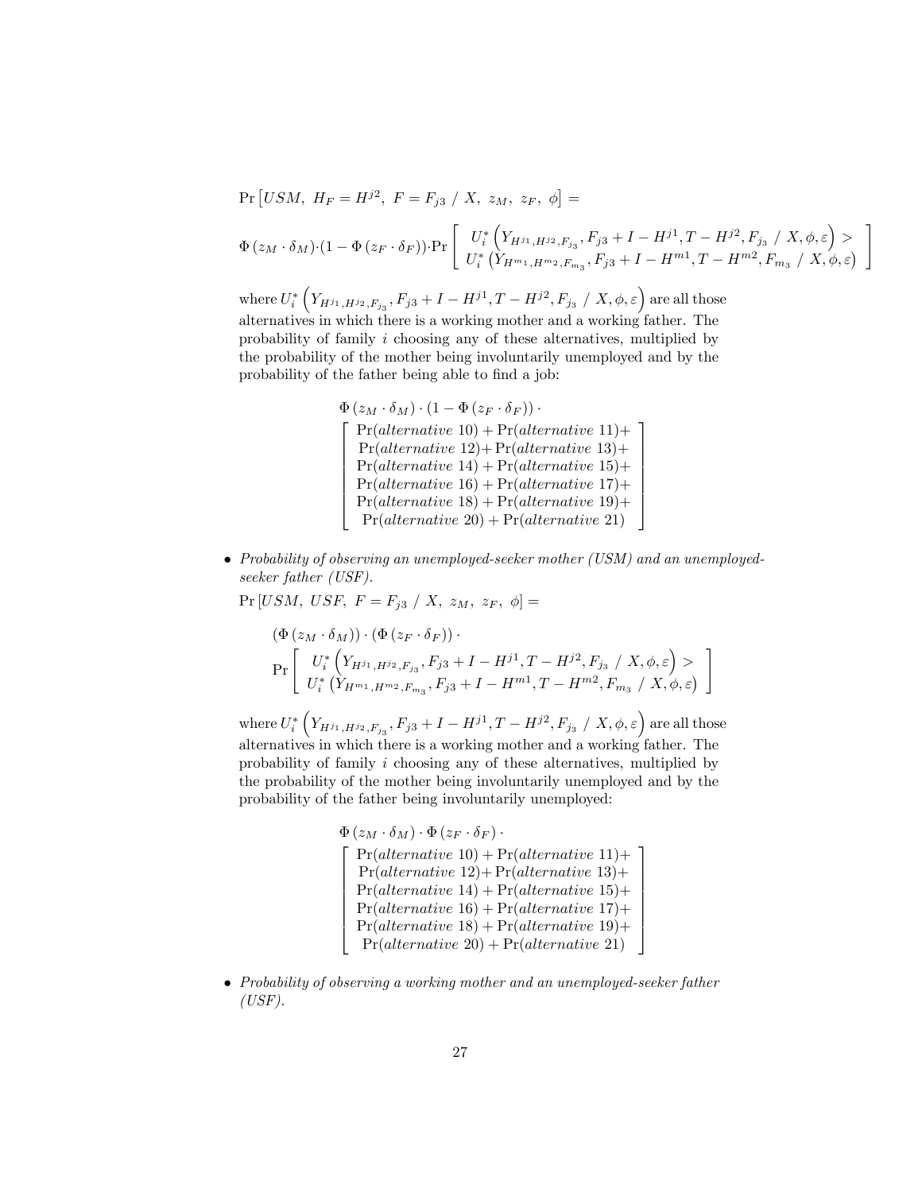$\Pr\left[USM,\ H_F = H^{j2},\ F = F_{j3}\ /\ X,\ z_M,\ z_F,\ \phi\right] =$

$$\Phi\left(z_M \cdot \delta_M\right) \cdot \left(1 - \Phi\left(z_F \cdot \delta_F\right)\right) \cdot \Pr\left[\begin{array}{c} U_i^*\left(Y_{H^{j_1},H^{j_2},F_{j_3}}, F_{j3} + I - H^{j1}, T - H^{j2}, F_{j_3}\ /\ X, \phi, \varepsilon\right) > \\ U_i^*\left(Y_{H^{m_1},H^{m_2},F_{m_3}}, F_{j3} + I - H^{m1}, T - H^{m2}, F_{m_3}\ /\ X, \phi, \varepsilon\right) \end{array}\right]$$

where $U_i^*\left(Y_{H^{j_1},H^{j_2},F_{j_3}}, F_{j3} + I - H^{j1}, T - H^{j2}, F_{j_3}\ /\ X, \phi, \varepsilon\right)$ are all those alternatives in which there is a working mother and a working father. The probability of family $i$ choosing any of these alternatives, multiplied by the probability of the mother being involuntarily unemployed and by the probability of the father being able to find a job:

$$\Phi\left(z_M \cdot \delta_M\right) \cdot \left(1 - \Phi\left(z_F \cdot \delta_F\right)\right) \cdot \left[\begin{array}{c} \Pr(alternative\ 10) + \Pr(alternative\ 11) + \\ \Pr(alternative\ 12) + \Pr(alternative\ 13) + \\ \Pr(alternative\ 14) + \Pr(alternative\ 15) + \\ \Pr(alternative\ 16) + \Pr(alternative\ 17) + \\ \Pr(alternative\ 18) + \Pr(alternative\ 19) + \\ \Pr(alternative\ 20) + \Pr(alternative\ 21) \end{array}\right]$$

- *Probability of observing an unemployed-seeker mother (USM) and an unemployed-seeker father (USF).*

  $\Pr\left[USM,\ USF,\ F = F_{j3}\ /\ X,\ z_M,\ z_F,\ \phi\right] =$

$$\left(\Phi\left(z_M \cdot \delta_M\right)\right) \cdot \left(\Phi\left(z_F \cdot \delta_F\right)\right) \cdot \Pr\left[\begin{array}{c} U_i^*\left(Y_{H^{j_1},H^{j_2},F_{j_3}}, F_{j3} + I - H^{j1}, T - H^{j2}, F_{j_3}\ /\ X, \phi, \varepsilon\right) > \\ U_i^*\left(Y_{H^{m_1},H^{m_2},F_{m_3}}, F_{j3} + I - H^{m1}, T - H^{m2}, F_{m_3}\ /\ X, \phi, \varepsilon\right) \end{array}\right]$$

  where $U_i^*\left(Y_{H^{j_1},H^{j_2},F_{j_3}}, F_{j3} + I - H^{j1}, T - H^{j2}, F_{j_3}\ /\ X, \phi, \varepsilon\right)$ are all those alternatives in which there is a working mother and a working father. The probability of family $i$ choosing any of these alternatives, multiplied by the probability of the mother being involuntarily unemployed and by the probability of the father being involuntarily unemployed:

$$\Phi\left(z_M \cdot \delta_M\right) \cdot \Phi\left(z_F \cdot \delta_F\right) \cdot \left[\begin{array}{c} \Pr(alternative\ 10) + \Pr(alternative\ 11) + \\ \Pr(alternative\ 12) + \Pr(alternative\ 13) + \\ \Pr(alternative\ 14) + \Pr(alternative\ 15) + \\ \Pr(alternative\ 16) + \Pr(alternative\ 17) + \\ \Pr(alternative\ 18) + \Pr(alternative\ 19) + \\ \Pr(alternative\ 20) + \Pr(alternative\ 21) \end{array}\right]$$

- *Probability of observing a working mother and an unemployed-seeker father (USF).*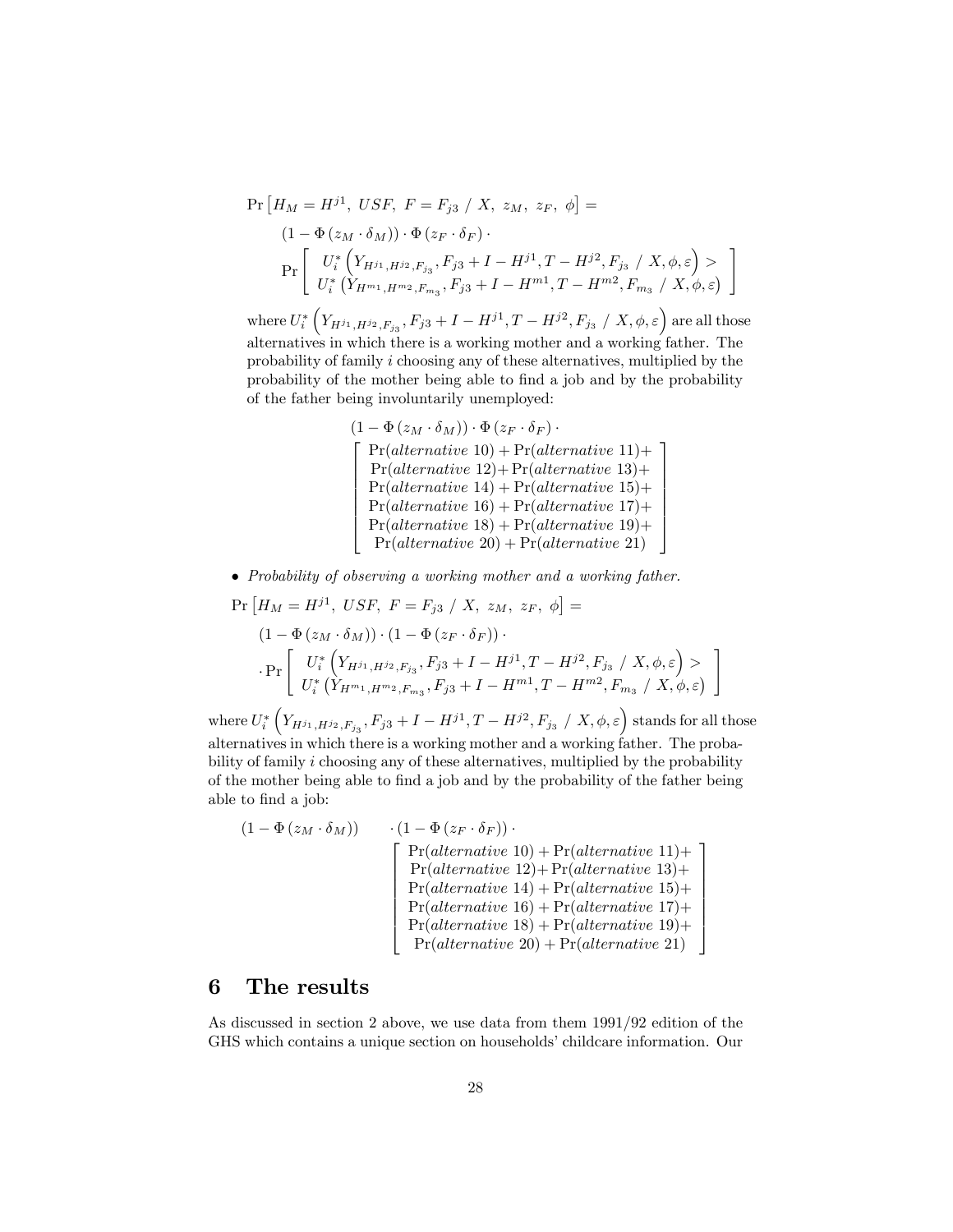$$\Pr\left[H_M = H^{j1},\ USF,\ F = F_{j3}\ /\ X,\ z_M,\ z_F,\ \phi\right] =$$

$$(1 - \Phi(z_M \cdot \delta_M)) \cdot \Phi(z_F \cdot \delta_F) \cdot$$

$$\Pr\left[\begin{array}{c} U_i^*\left(Y_{H^{j_1},H^{j_2},F_{j_3}}, F_{j3} + I - H^{j1}, T - H^{j2}, F_{j_3}\ /\ X, \phi, \varepsilon\right) > \\ U_i^*\left(Y_{H^{m_1},H^{m_2},F_{m_3}}, F_{j3} + I - H^{m1}, T - H^{m2}, F_{m_3}\ /\ X, \phi, \varepsilon\right) \end{array}\right]$$

where $U_i^*\left(Y_{H^{j_1},H^{j_2},F_{j_3}}, F_{j3} + I - H^{j1}, T - H^{j2}, F_{j_3}\ /\ X, \phi, \varepsilon\right)$ are all those alternatives in which there is a working mother and a working father. The probability of family $i$ choosing any of these alternatives, multiplied by the probability of the mother being able to find a job and by the probability of the father being involuntarily unemployed:

$$(1 - \Phi(z_M \cdot \delta_M)) \cdot \Phi(z_F \cdot \delta_F) \cdot$$
$$\left[\begin{array}{c} \Pr(alternative\ 10) + \Pr(alternative\ 11) + \\ \Pr(alternative\ 12) + \Pr(alternative\ 13) + \\ \Pr(alternative\ 14) + \Pr(alternative\ 15) + \\ \Pr(alternative\ 16) + \Pr(alternative\ 17) + \\ \Pr(alternative\ 18) + \Pr(alternative\ 19) + \\ \Pr(alternative\ 20) + \Pr(alternative\ 21) \end{array}\right]$$

- *Probability of observing a working mother and a working father.*

$$\Pr\left[H_M = H^{j1},\ USF,\ F = F_{j3}\ /\ X,\ z_M,\ z_F,\ \phi\right] =$$

$$(1 - \Phi(z_M \cdot \delta_M)) \cdot (1 - \Phi(z_F \cdot \delta_F)) \cdot$$

$$\cdot \Pr\left[\begin{array}{c} U_i^*\left(Y_{H^{j_1},H^{j_2},F_{j_3}}, F_{j3} + I - H^{j1}, T - H^{j2}, F_{j_3}\ /\ X, \phi, \varepsilon\right) > \\ U_i^*\left(Y_{H^{m_1},H^{m_2},F_{m_3}}, F_{j3} + I - H^{m1}, T - H^{m2}, F_{m_3}\ /\ X, \phi, \varepsilon\right) \end{array}\right]$$

where $U_i^*\left(Y_{H^{j_1},H^{j_2},F_{j_3}}, F_{j3} + I - H^{j1}, T - H^{j2}, F_{j_3}\ /\ X, \phi, \varepsilon\right)$ stands for all those alternatives in which there is a working mother and a working father. The probability of family $i$ choosing any of these alternatives, multiplied by the probability of the mother being able to find a job and by the probability of the father being able to find a job:

$$(1 - \Phi(z_M \cdot \delta_M)) \quad \cdot (1 - \Phi(z_F \cdot \delta_F)) \cdot$$
$$\left[\begin{array}{c} \Pr(alternative\ 10) + \Pr(alternative\ 11) + \\ \Pr(alternative\ 12) + \Pr(alternative\ 13) + \\ \Pr(alternative\ 14) + \Pr(alternative\ 15) + \\ \Pr(alternative\ 16) + \Pr(alternative\ 17) + \\ \Pr(alternative\ 18) + \Pr(alternative\ 19) + \\ \Pr(alternative\ 20) + \Pr(alternative\ 21) \end{array}\right]$$

# 6 The results

As discussed in section 2 above, we use data from them 1991/92 edition of the GHS which contains a unique section on households' childcare information. Our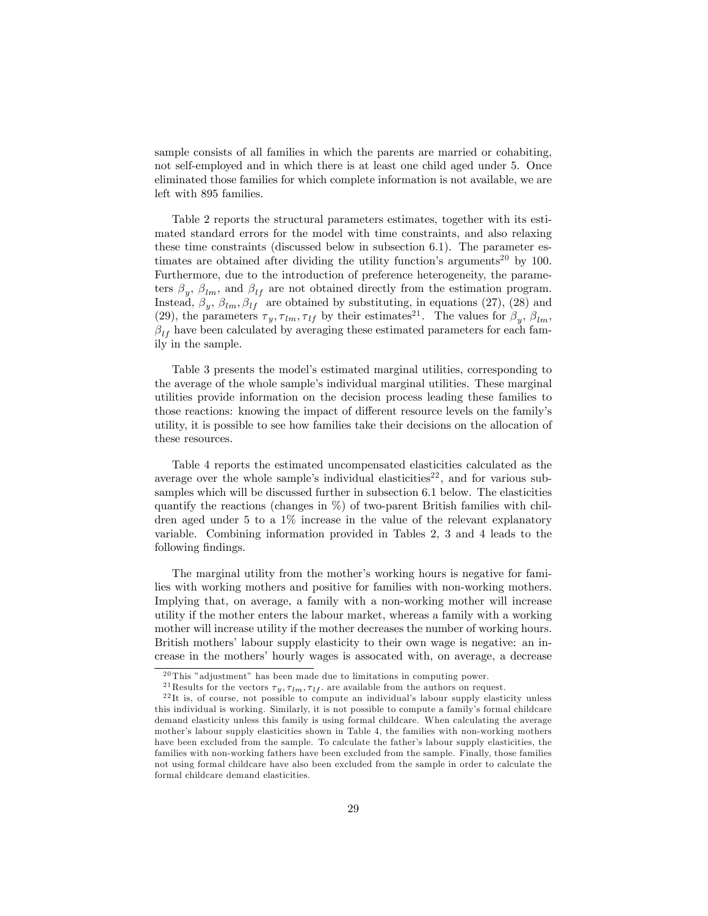sample consists of all families in which the parents are married or cohabiting, not self-employed and in which there is at least one child aged under 5. Once eliminated those families for which complete information is not available, we are left with 895 families.

Table 2 reports the structural parameters estimates, together with its estimated standard errors for the model with time constraints, and also relaxing these time constraints (discussed below in subsection 6.1). The parameter estimates are obtained after dividing the utility function's arguments[20] by 100. Furthermore, due to the introduction of preference heterogeneity, the parameters $\beta_y$, $\beta_{lm}$, and $\beta_{lf}$ are not obtained directly from the estimation program. Instead, $\beta_y$, $\beta_{lm}, \beta_{lf}$ are obtained by substituting, in equations (27), (28) and (29), the parameters $\tau_y, \tau_{lm}, \tau_{lf}$ by their estimates[21]. The values for $\beta_y$, $\beta_{lm}$, $\beta_{lf}$ have been calculated by averaging these estimated parameters for each family in the sample.

Table 3 presents the model's estimated marginal utilities, corresponding to the average of the whole sample's individual marginal utilities. These marginal utilities provide information on the decision process leading these families to those reactions: knowing the impact of different resource levels on the family's utility, it is possible to see how families take their decisions on the allocation of these resources.

Table 4 reports the estimated uncompensated elasticities calculated as the average over the whole sample's individual elasticities[22], and for various subsamples which will be discussed further in subsection 6.1 below. The elasticities quantify the reactions (changes in %) of two-parent British families with children aged under 5 to a 1% increase in the value of the relevant explanatory variable. Combining information provided in Tables 2, 3 and 4 leads to the following findings.

The marginal utility from the mother's working hours is negative for families with working mothers and positive for families with non-working mothers. Implying that, on average, a family with a non-working mother will increase utility if the mother enters the labour market, whereas a family with a working mother will increase utility if the mother decreases the number of working hours. British mothers' labour supply elasticity to their own wage is negative: an increase in the mothers' hourly wages is assocated with, on average, a decrease

[20] This "adjustment" has been made due to limitations in computing power.

[21] Results for the vectors $\tau_y, \tau_{lm}, \tau_{lf}$. are available from the authors on request.

[22] It is, of course, not possible to compute an individual's labour supply elasticity unless this individual is working. Similarly, it is not possible to compute a family's formal childcare demand elasticity unless this family is using formal childcare. When calculating the average mother's labour supply elasticities shown in Table 4, the families with non-working mothers have been excluded from the sample. To calculate the father's labour supply elasticities, the families with non-working fathers have been excluded from the sample. Finally, those families not using formal childcare have also been excluded from the sample in order to calculate the formal childcare demand elasticities.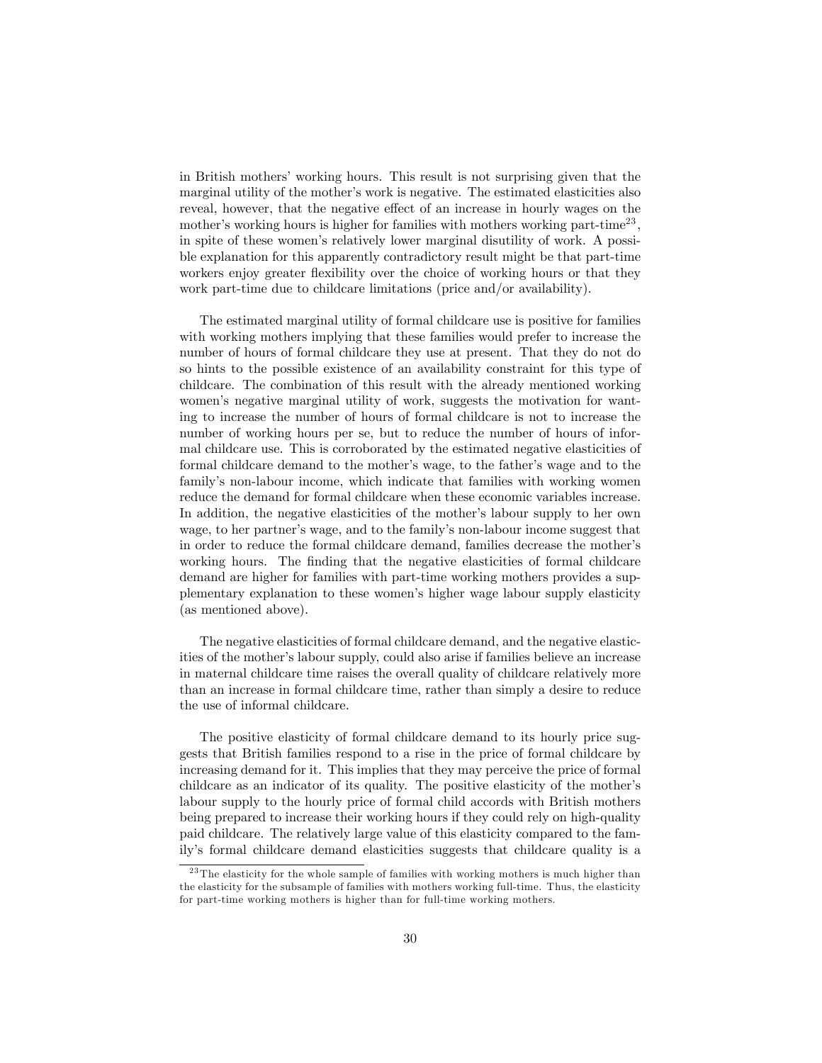in British mothers' working hours. This result is not surprising given that the marginal utility of the mother's work is negative. The estimated elasticities also reveal, however, that the negative effect of an increase in hourly wages on the mother's working hours is higher for families with mothers working part-time[23], in spite of these women's relatively lower marginal disutility of work. A possible explanation for this apparently contradictory result might be that part-time workers enjoy greater flexibility over the choice of working hours or that they work part-time due to childcare limitations (price and/or availability).

The estimated marginal utility of formal childcare use is positive for families with working mothers implying that these families would prefer to increase the number of hours of formal childcare they use at present. That they do not do so hints to the possible existence of an availability constraint for this type of childcare. The combination of this result with the already mentioned working women's negative marginal utility of work, suggests the motivation for wanting to increase the number of hours of formal childcare is not to increase the number of working hours per se, but to reduce the number of hours of informal childcare use. This is corroborated by the estimated negative elasticities of formal childcare demand to the mother's wage, to the father's wage and to the family's non-labour income, which indicate that families with working women reduce the demand for formal childcare when these economic variables increase. In addition, the negative elasticities of the mother's labour supply to her own wage, to her partner's wage, and to the family's non-labour income suggest that in order to reduce the formal childcare demand, families decrease the mother's working hours. The finding that the negative elasticities of formal childcare demand are higher for families with part-time working mothers provides a supplementary explanation to these women's higher wage labour supply elasticity (as mentioned above).

The negative elasticities of formal childcare demand, and the negative elasticities of the mother's labour supply, could also arise if families believe an increase in maternal childcare time raises the overall quality of childcare relatively more than an increase in formal childcare time, rather than simply a desire to reduce the use of informal childcare.

The positive elasticity of formal childcare demand to its hourly price suggests that British families respond to a rise in the price of formal childcare by increasing demand for it. This implies that they may perceive the price of formal childcare as an indicator of its quality. The positive elasticity of the mother's labour supply to the hourly price of formal child accords with British mothers being prepared to increase their working hours if they could rely on high-quality paid childcare. The relatively large value of this elasticity compared to the family's formal childcare demand elasticities suggests that childcare quality is a

[23]The elasticity for the whole sample of families with working mothers is much higher than the elasticity for the subsample of families with mothers working full-time. Thus, the elasticity for part-time working mothers is higher than for full-time working mothers.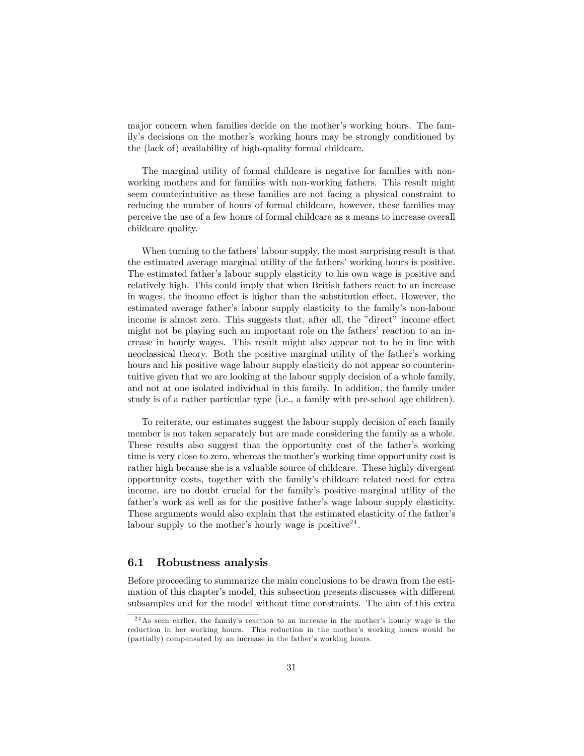major concern when families decide on the mother's working hours. The family's decisions on the mother's working hours may be strongly conditioned by the (lack of) availability of high-quality formal childcare.

The marginal utility of formal childcare is negative for families with non-working mothers and for families with non-working fathers. This result might seem counterintuitive as these families are not facing a physical constraint to reducing the number of hours of formal childcare, however, these families may perceive the use of a few hours of formal childcare as a means to increase overall childcare quality.

When turning to the fathers' labour supply, the most surprising result is that the estimated average marginal utility of the fathers' working hours is positive. The estimated father's labour supply elasticity to his own wage is positive and relatively high. This could imply that when British fathers react to an increase in wages, the income effect is higher than the substitution effect. However, the estimated average father's labour supply elasticity to the family's non-labour income is almost zero. This suggests that, after all, the "direct" income effect might not be playing such an important role on the fathers' reaction to an increase in hourly wages. This result might also appear not to be in line with neoclassical theory. Both the positive marginal utility of the father's working hours and his positive wage labour supply elasticity do not appear so counterintuitive given that we are looking at the labour supply decision of a whole family, and not at one isolated individual in this family. In addition, the family under study is of a rather particular type (i.e., a family with pre-school age children).

To reiterate, our estimates suggest the labour supply decision of each family member is not taken separately but are made considering the family as a whole. These results also suggest that the opportunity cost of the father's working time is very close to zero, whereas the mother's working time opportunity cost is rather high because she is a valuable source of childcare. These highly divergent opportunity costs, together with the family's childcare related need for extra income, are no doubt crucial for the family's positive marginal utility of the father's work as well as for the positive father's wage labour supply elasticity. These arguments would also explain that the estimated elasticity of the father's labour supply to the mother's hourly wage is positive[24].

## 6.1 Robustness analysis

Before proceeding to summarize the main conclusions to be drawn from the estimation of this chapter's model, this subsection presents discusses with different subsamples and for the model without time constraints. The aim of this extra

[24] As seen earlier, the family's reaction to an increase in the mother's hourly wage is the reduction in her working hours. This reduction in the mother's working hours would be (partially) compensated by an increase in the father's working hours.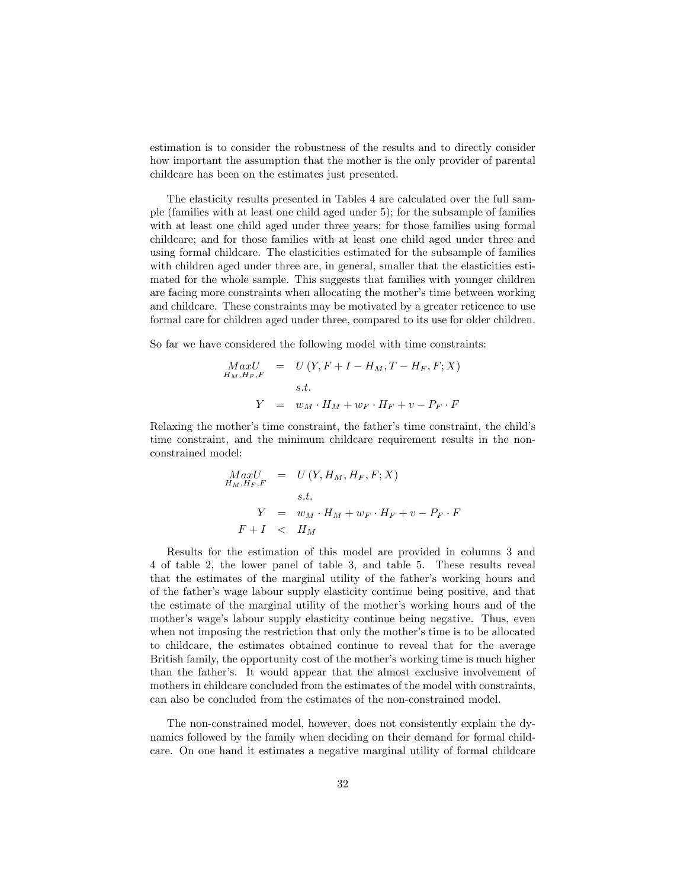estimation is to consider the robustness of the results and to directly consider how important the assumption that the mother is the only provider of parental childcare has been on the estimates just presented.

The elasticity results presented in Tables 4 are calculated over the full sample (families with at least one child aged under 5); for the subsample of families with at least one child aged under three years; for those families using formal childcare; and for those families with at least one child aged under three and using formal childcare. The elasticities estimated for the subsample of families with children aged under three are, in general, smaller that the elasticities estimated for the whole sample. This suggests that families with younger children are facing more constraints when allocating the mother's time between working and childcare. These constraints may be motivated by a greater reticence to use formal care for children aged under three, compared to its use for older children.

So far we have considered the following model with time constraints:

$$
\begin{aligned}
\underset{H_M,H_F,F}{MaxU} &= U\left(Y, F+I-H_M, T-H_F, F; X\right) \\
& \quad s.t. \\
Y &= w_M \cdot H_M + w_F \cdot H_F + v - P_F \cdot F
\end{aligned}
$$

Relaxing the mother's time constraint, the father's time constraint, the child's time constraint, and the minimum childcare requirement results in the non-constrained model:

$$
\begin{aligned}
\underset{H_M,H_F,F}{MaxU} &= U\left(Y, H_M, H_F, F; X\right) \\
& \quad s.t. \\
Y &= w_M \cdot H_M + w_F \cdot H_F + v - P_F \cdot F \\
F + I &< H_M
\end{aligned}
$$

Results for the estimation of this model are provided in columns 3 and 4 of table 2, the lower panel of table 3, and table 5. These results reveal that the estimates of the marginal utility of the father's working hours and of the father's wage labour supply elasticity continue being positive, and that the estimate of the marginal utility of the mother's working hours and of the mother's wage's labour supply elasticity continue being negative. Thus, even when not imposing the restriction that only the mother's time is to be allocated to childcare, the estimates obtained continue to reveal that for the average British family, the opportunity cost of the mother's working time is much higher than the father's. It would appear that the almost exclusive involvement of mothers in childcare concluded from the estimates of the model with constraints, can also be concluded from the estimates of the non-constrained model.

The non-constrained model, however, does not consistently explain the dynamics followed by the family when deciding on their demand for formal childcare. On one hand it estimates a negative marginal utility of formal childcare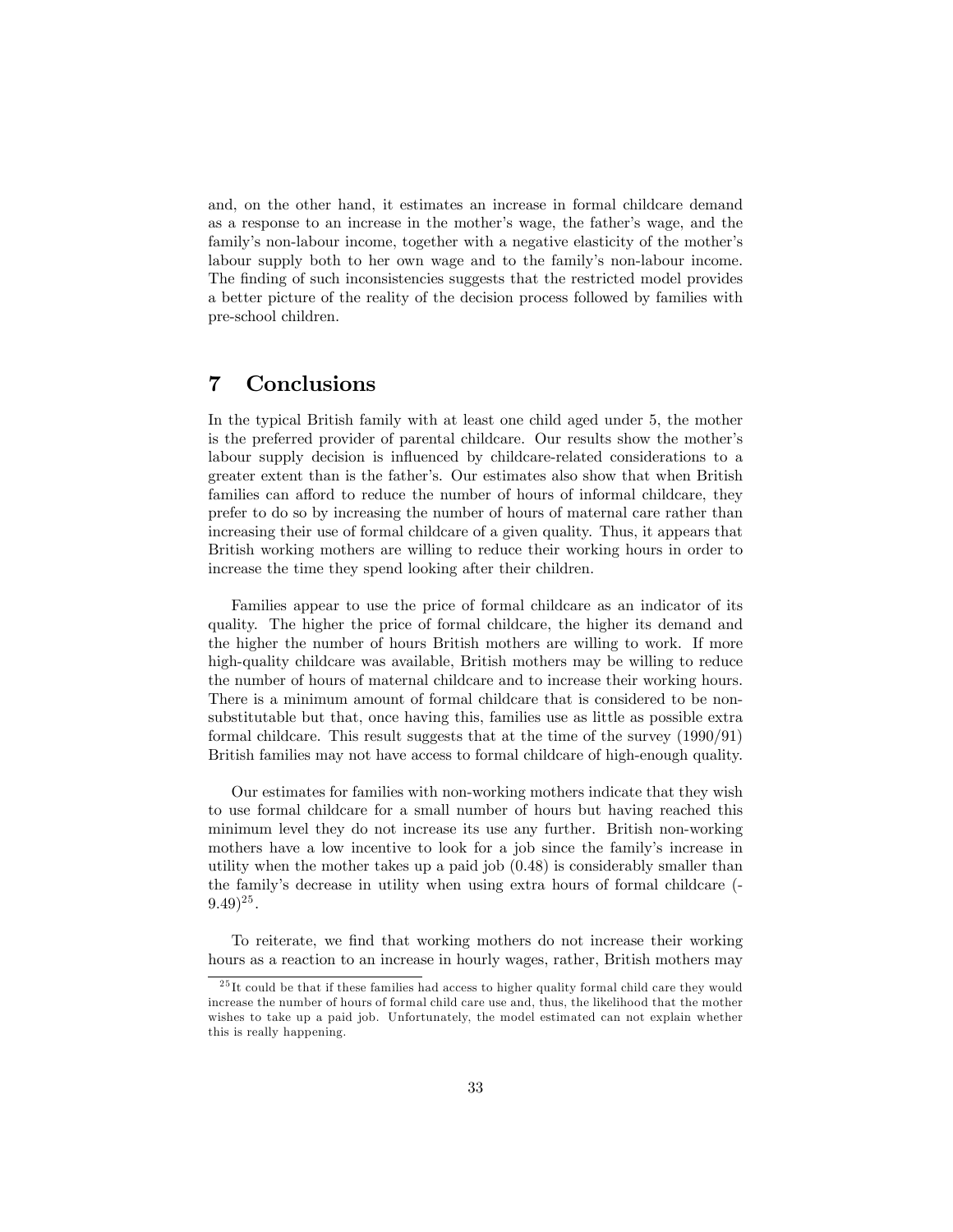and, on the other hand, it estimates an increase in formal childcare demand as a response to an increase in the mother's wage, the father's wage, and the family's non-labour income, together with a negative elasticity of the mother's labour supply both to her own wage and to the family's non-labour income. The finding of such inconsistencies suggests that the restricted model provides a better picture of the reality of the decision process followed by families with pre-school children.

# 7 Conclusions

In the typical British family with at least one child aged under 5, the mother is the preferred provider of parental childcare. Our results show the mother's labour supply decision is influenced by childcare-related considerations to a greater extent than is the father's. Our estimates also show that when British families can afford to reduce the number of hours of informal childcare, they prefer to do so by increasing the number of hours of maternal care rather than increasing their use of formal childcare of a given quality. Thus, it appears that British working mothers are willing to reduce their working hours in order to increase the time they spend looking after their children.

Families appear to use the price of formal childcare as an indicator of its quality. The higher the price of formal childcare, the higher its demand and the higher the number of hours British mothers are willing to work. If more high-quality childcare was available, British mothers may be willing to reduce the number of hours of maternal childcare and to increase their working hours. There is a minimum amount of formal childcare that is considered to be non-substitutable but that, once having this, families use as little as possible extra formal childcare. This result suggests that at the time of the survey (1990/91) British families may not have access to formal childcare of high-enough quality.

Our estimates for families with non-working mothers indicate that they wish to use formal childcare for a small number of hours but having reached this minimum level they do not increase its use any further. British non-working mothers have a low incentive to look for a job since the family's increase in utility when the mother takes up a paid job (0.48) is considerably smaller than the family's decrease in utility when using extra hours of formal childcare (-9.49)[25].

To reiterate, we find that working mothers do not increase their working hours as a reaction to an increase in hourly wages, rather, British mothers may

[25] It could be that if these families had access to higher quality formal child care they would increase the number of hours of formal child care use and, thus, the likelihood that the mother wishes to take up a paid job. Unfortunately, the model estimated can not explain whether this is really happening.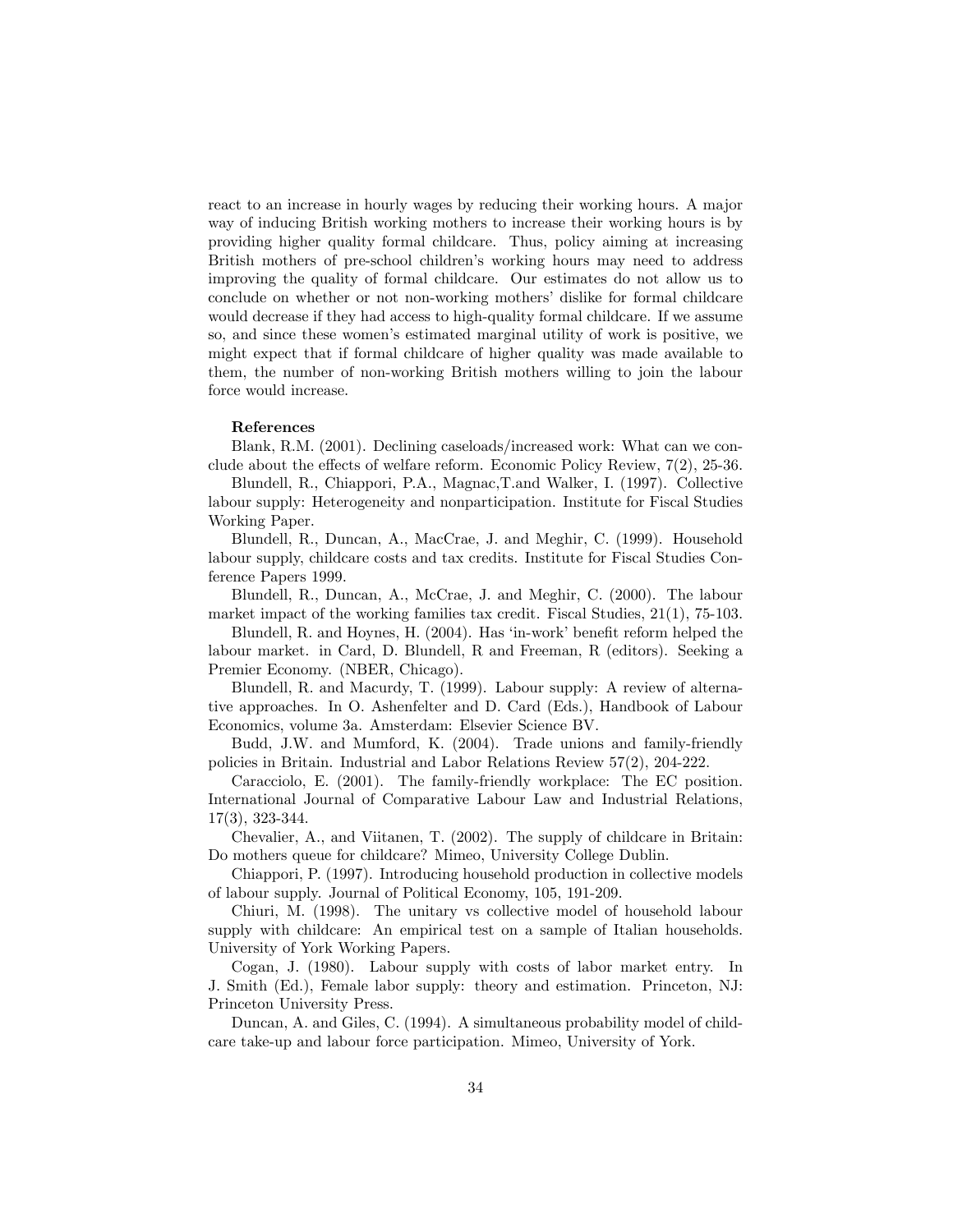react to an increase in hourly wages by reducing their working hours. A major way of inducing British working mothers to increase their working hours is by providing higher quality formal childcare. Thus, policy aiming at increasing British mothers of pre-school children's working hours may need to address improving the quality of formal childcare. Our estimates do not allow us to conclude on whether or not non-working mothers' dislike for formal childcare would decrease if they had access to high-quality formal childcare. If we assume so, and since these women's estimated marginal utility of work is positive, we might expect that if formal childcare of higher quality was made available to them, the number of non-working British mothers willing to join the labour force would increase.

**References**

Blank, R.M. (2001). Declining caseloads/increased work: What can we conclude about the effects of welfare reform. Economic Policy Review, 7(2), 25-36.

Blundell, R., Chiappori, P.A., Magnac,T.and Walker, I. (1997). Collective labour supply: Heterogeneity and nonparticipation. Institute for Fiscal Studies Working Paper.

Blundell, R., Duncan, A., MacCrae, J. and Meghir, C. (1999). Household labour supply, childcare costs and tax credits. Institute for Fiscal Studies Conference Papers 1999.

Blundell, R., Duncan, A., McCrae, J. and Meghir, C. (2000). The labour market impact of the working families tax credit. Fiscal Studies, 21(1), 75-103.

Blundell, R. and Hoynes, H. (2004). Has 'in-work' benefit reform helped the labour market. in Card, D. Blundell, R and Freeman, R (editors). Seeking a Premier Economy. (NBER, Chicago).

Blundell, R. and Macurdy, T. (1999). Labour supply: A review of alternative approaches. In O. Ashenfelter and D. Card (Eds.), Handbook of Labour Economics, volume 3a. Amsterdam: Elsevier Science BV.

Budd, J.W. and Mumford, K. (2004). Trade unions and family-friendly policies in Britain. Industrial and Labor Relations Review 57(2), 204-222.

Caracciolo, E. (2001). The family-friendly workplace: The EC position. International Journal of Comparative Labour Law and Industrial Relations, 17(3), 323-344.

Chevalier, A., and Viitanen, T. (2002). The supply of childcare in Britain: Do mothers queue for childcare? Mimeo, University College Dublin.

Chiappori, P. (1997). Introducing household production in collective models of labour supply. Journal of Political Economy, 105, 191-209.

Chiuri, M. (1998). The unitary vs collective model of household labour supply with childcare: An empirical test on a sample of Italian households. University of York Working Papers.

Cogan, J. (1980). Labour supply with costs of labor market entry. In J. Smith (Ed.), Female labor supply: theory and estimation. Princeton, NJ: Princeton University Press.

Duncan, A. and Giles, C. (1994). A simultaneous probability model of childcare take-up and labour force participation. Mimeo, University of York.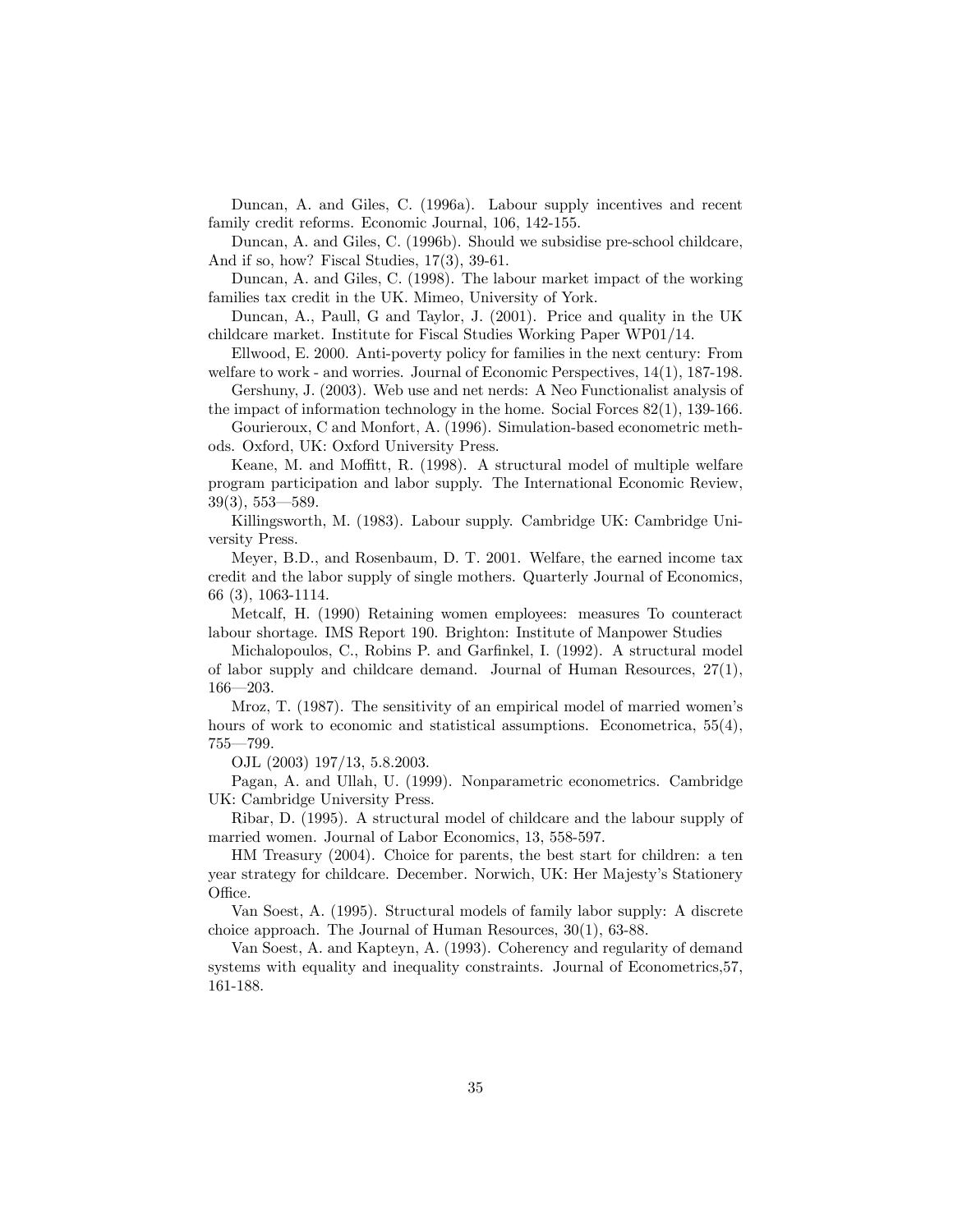Duncan, A. and Giles, C. (1996a). Labour supply incentives and recent family credit reforms. Economic Journal, 106, 142-155.

Duncan, A. and Giles, C. (1996b). Should we subsidise pre-school childcare, And if so, how? Fiscal Studies, 17(3), 39-61.

Duncan, A. and Giles, C. (1998). The labour market impact of the working families tax credit in the UK. Mimeo, University of York.

Duncan, A., Paull, G and Taylor, J. (2001). Price and quality in the UK childcare market. Institute for Fiscal Studies Working Paper WP01/14.

Ellwood, E. 2000. Anti-poverty policy for families in the next century: From welfare to work - and worries. Journal of Economic Perspectives, 14(1), 187-198.

Gershuny, J. (2003). Web use and net nerds: A Neo Functionalist analysis of the impact of information technology in the home. Social Forces 82(1), 139-166.

Gourieroux, C and Monfort, A. (1996). Simulation-based econometric methods. Oxford, UK: Oxford University Press.

Keane, M. and Moffitt, R. (1998). A structural model of multiple welfare program participation and labor supply. The International Economic Review, 39(3), 553—589.

Killingsworth, M. (1983). Labour supply. Cambridge UK: Cambridge University Press.

Meyer, B.D., and Rosenbaum, D. T. 2001. Welfare, the earned income tax credit and the labor supply of single mothers. Quarterly Journal of Economics, 66 (3), 1063-1114.

Metcalf, H. (1990) Retaining women employees: measures To counteract labour shortage. IMS Report 190. Brighton: Institute of Manpower Studies

Michalopoulos, C., Robins P. and Garfinkel, I. (1992). A structural model of labor supply and childcare demand. Journal of Human Resources, 27(1), 166—203.

Mroz, T. (1987). The sensitivity of an empirical model of married women's hours of work to economic and statistical assumptions. Econometrica, 55(4), 755—799.

OJL (2003) 197/13, 5.8.2003.

Pagan, A. and Ullah, U. (1999). Nonparametric econometrics. Cambridge UK: Cambridge University Press.

Ribar, D. (1995). A structural model of childcare and the labour supply of married women. Journal of Labor Economics, 13, 558-597.

HM Treasury (2004). Choice for parents, the best start for children: a ten year strategy for childcare. December. Norwich, UK: Her Majesty's Stationery Office.

Van Soest, A. (1995). Structural models of family labor supply: A discrete choice approach. The Journal of Human Resources, 30(1), 63-88.

Van Soest, A. and Kapteyn, A. (1993). Coherency and regularity of demand systems with equality and inequality constraints. Journal of Econometrics,57, 161-188.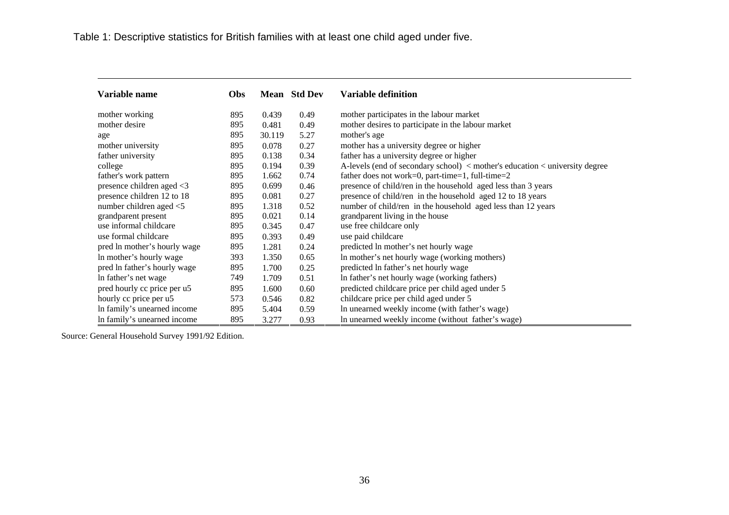Table 1: Descriptive statistics for British families with at least one child aged under five.

| Variable name | Obs | Mean | Std Dev | Variable definition |
|---|---|---|---|---|
| mother working | 895 | 0.439 | 0.49 | mother participates in the labour market |
| mother desire | 895 | 0.481 | 0.49 | mother desires to participate in the labour market |
| age | 895 | 30.119 | 5.27 | mother's age |
| mother university | 895 | 0.078 | 0.27 | mother has a university degree or higher |
| father university | 895 | 0.138 | 0.34 | father has a university degree or higher |
| college | 895 | 0.194 | 0.39 | A-levels (end of secondary school) < mother's education < university degree |
| father's work pattern | 895 | 1.662 | 0.74 | father does not work=0, part-time=1, full-time=2 |
| presence children aged <3 | 895 | 0.699 | 0.46 | presence of child/ren in the household aged less than 3 years |
| presence children 12 to 18 | 895 | 0.081 | 0.27 | presence of child/ren in the household aged 12 to 18 years |
| number children aged <5 | 895 | 1.318 | 0.52 | number of child/ren in the household aged less than 12 years |
| grandparent present | 895 | 0.021 | 0.14 | grandparent living in the house |
| use informal childcare | 895 | 0.345 | 0.47 | use free childcare only |
| use formal childcare | 895 | 0.393 | 0.49 | use paid childcare |
| pred ln mother's hourly wage | 895 | 1.281 | 0.24 | predicted ln mother's net hourly wage |
| ln mother's hourly wage | 393 | 1.350 | 0.65 | ln mother's net hourly wage (working mothers) |
| pred ln father's hourly wage | 895 | 1.700 | 0.25 | predicted ln father's net hourly wage |
| ln father's net wage | 749 | 1.709 | 0.51 | ln father's net hourly wage (working fathers) |
| pred hourly cc price per u5 | 895 | 1.600 | 0.60 | predicted childcare price per child aged under 5 |
| hourly cc price per u5 | 573 | 0.546 | 0.82 | childcare price per child aged under 5 |
| ln family's unearned income | 895 | 5.404 | 0.59 | ln unearned weekly income (with father's wage) |
| ln family's unearned income | 895 | 3.277 | 0.93 | ln unearned weekly income (without father's wage) |

Source: General Household Survey 1991/92 Edition.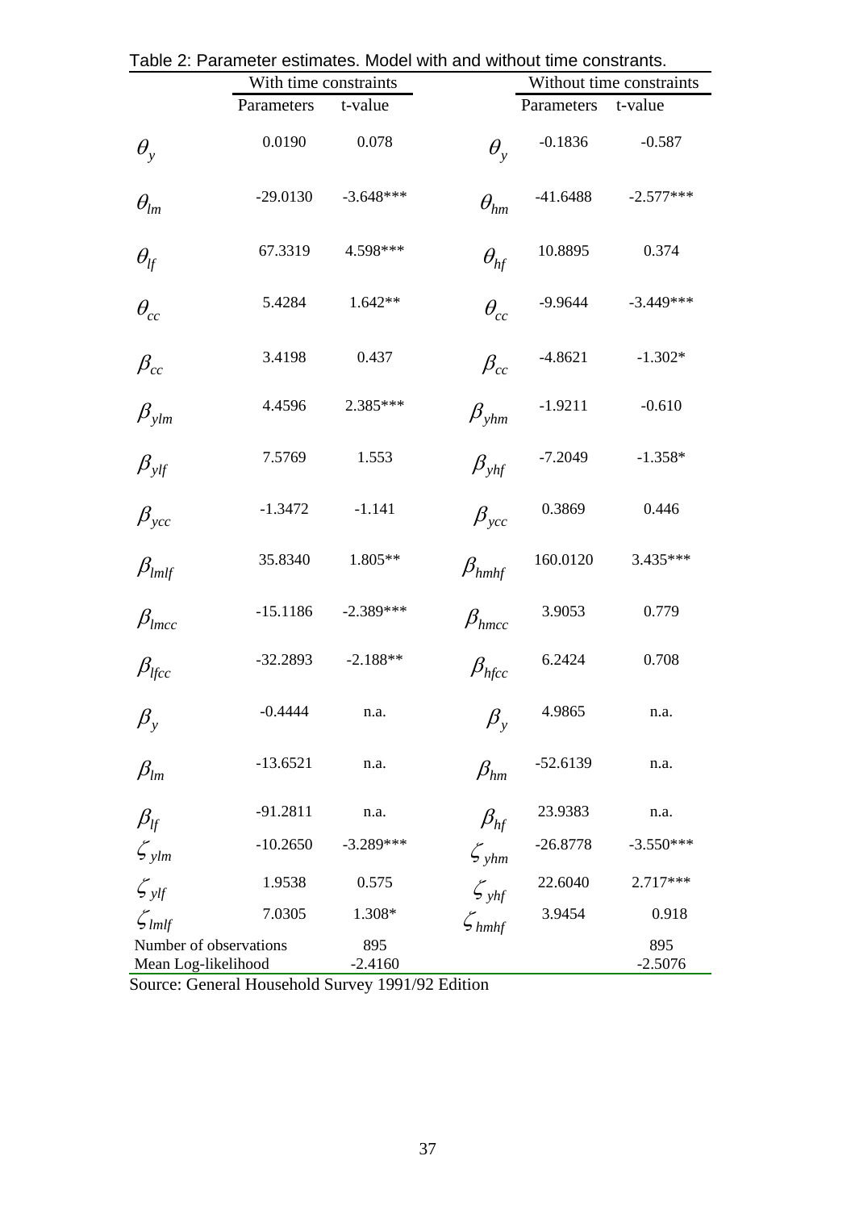Table 2: Parameter estimates. Model with and without time constrants.

| | With time constraints | | | Without time constraints | |
|---|---|---|---|---|---|
| | Parameters | t-value | | Parameters | t-value |
| $\theta_y$ | 0.0190 | 0.078 | $\theta_y$ | -0.1836 | -0.587 |
| $\theta_{lm}$ | -29.0130 | -3.648*** | $\theta_{hm}$ | -41.6488 | -2.577*** |
| $\theta_{lf}$ | 67.3319 | 4.598*** | $\theta_{hf}$ | 10.8895 | 0.374 |
| $\theta_{cc}$ | 5.4284 | 1.642** | $\theta_{cc}$ | -9.9644 | -3.449*** |
| $\beta_{cc}$ | 3.4198 | 0.437 | $\beta_{cc}$ | -4.8621 | -1.302* |
| $\beta_{ylm}$ | 4.4596 | 2.385*** | $\beta_{yhm}$ | -1.9211 | -0.610 |
| $\beta_{ylf}$ | 7.5769 | 1.553 | $\beta_{yhf}$ | -7.2049 | -1.358* |
| $\beta_{ycc}$ | -1.3472 | -1.141 | $\beta_{ycc}$ | 0.3869 | 0.446 |
| $\beta_{lmlf}$ | 35.8340 | 1.805** | $\beta_{hmhf}$ | 160.0120 | 3.435*** |
| $\beta_{lmcc}$ | -15.1186 | -2.389*** | $\beta_{hmcc}$ | 3.9053 | 0.779 |
| $\beta_{lfcc}$ | -32.2893 | -2.188** | $\beta_{hfcc}$ | 6.2424 | 0.708 |
| $\beta_y$ | -0.4444 | n.a. | $\beta_y$ | 4.9865 | n.a. |
| $\beta_{lm}$ | -13.6521 | n.a. | $\beta_{hm}$ | -52.6139 | n.a. |
| $\beta_{lf}$ | -91.2811 | n.a. | $\beta_{hf}$ | 23.9383 | n.a. |
| $\zeta_{ylm}$ | -10.2650 | -3.289*** | $\zeta_{yhm}$ | -26.8778 | -3.550*** |
| $\zeta_{ylf}$ | 1.9538 | 0.575 | $\zeta_{yhf}$ | 22.6040 | 2.717*** |
| $\zeta_{lmlf}$ | 7.0305 | 1.308* | $\zeta_{hmhf}$ | 3.9454 | 0.918 |
| Number of observations | | 895 | | | 895 |
| Mean Log-likelihood | | -2.4160 | | | -2.5076 |

Source: General Household Survey 1991/92 Edition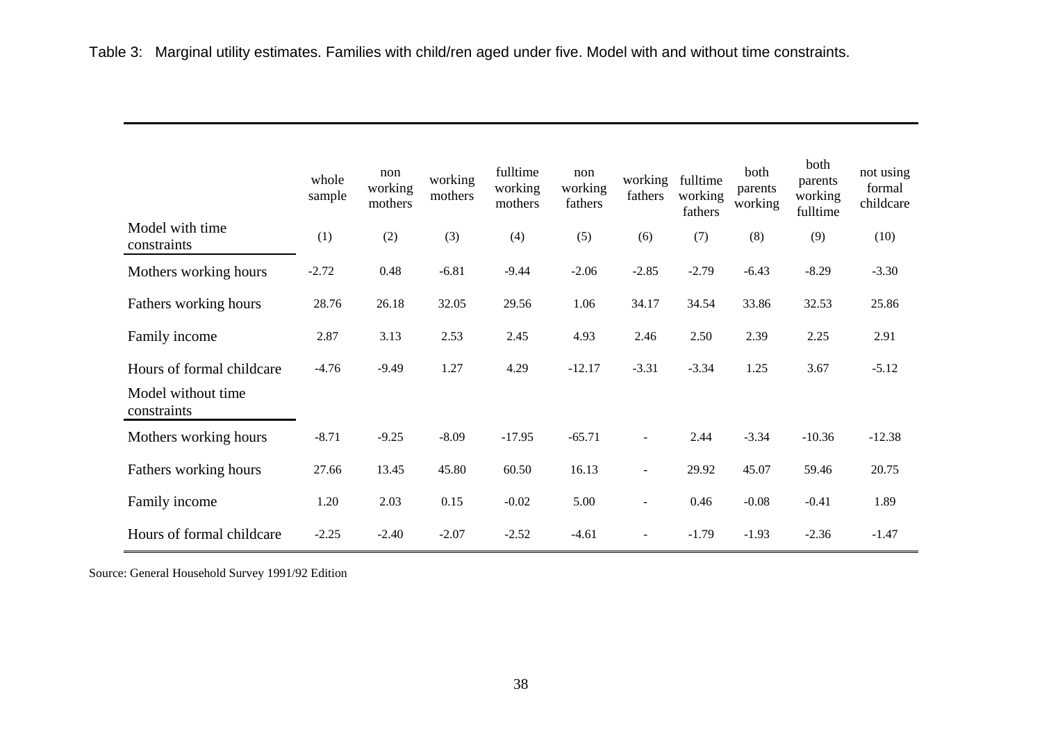Table 3: Marginal utility estimates. Families with child/ren aged under five. Model with and without time constraints.

| | whole sample | non working mothers | working mothers | fulltime working mothers | non working fathers | working fathers | fulltime working fathers | both parents working | both parents working fulltime | not using formal childcare |
|---|---|---|---|---|---|---|---|---|---|---|
| **Model with time constraints** | (1) | (2) | (3) | (4) | (5) | (6) | (7) | (8) | (9) | (10) |
| Mothers working hours | -2.72 | 0.48 | -6.81 | -9.44 | -2.06 | -2.85 | -2.79 | -6.43 | -8.29 | -3.30 |
| Fathers working hours | 28.76 | 26.18 | 32.05 | 29.56 | 1.06 | 34.17 | 34.54 | 33.86 | 32.53 | 25.86 |
| Family income | 2.87 | 3.13 | 2.53 | 2.45 | 4.93 | 2.46 | 2.50 | 2.39 | 2.25 | 2.91 |
| Hours of formal childcare | -4.76 | -9.49 | 1.27 | 4.29 | -12.17 | -3.31 | -3.34 | 1.25 | 3.67 | -5.12 |
| **Model without time constraints** | | | | | | | | | | |
| Mothers working hours | -8.71 | -9.25 | -8.09 | -17.95 | -65.71 | - | 2.44 | -3.34 | -10.36 | -12.38 |
| Fathers working hours | 27.66 | 13.45 | 45.80 | 60.50 | 16.13 | - | 29.92 | 45.07 | 59.46 | 20.75 |
| Family income | 1.20 | 2.03 | 0.15 | -0.02 | 5.00 | - | 0.46 | -0.08 | -0.41 | 1.89 |
| Hours of formal childcare | -2.25 | -2.40 | -2.07 | -2.52 | -4.61 | - | -1.79 | -1.93 | -2.36 | -1.47 |

Source: General Household Survey 1991/92 Edition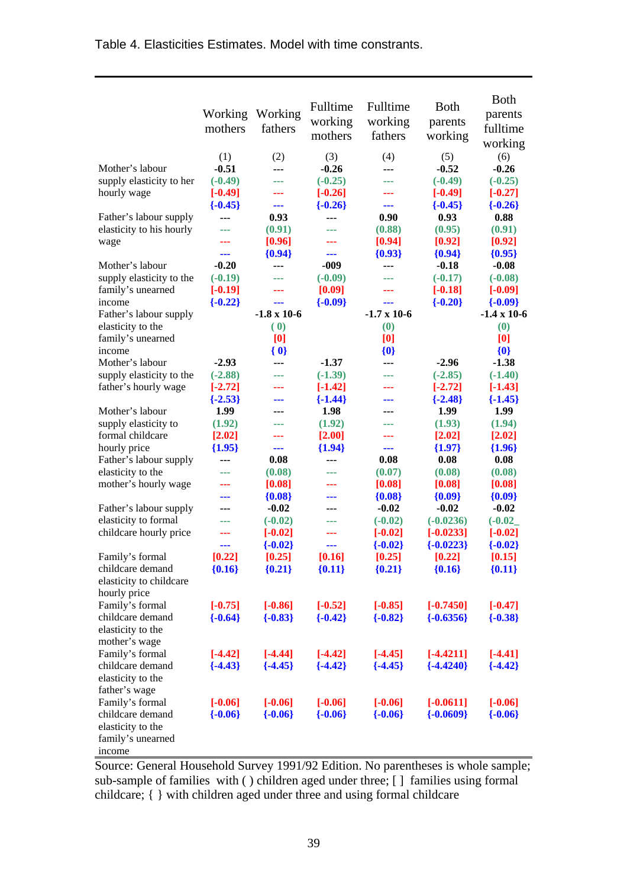Table 4. Elasticities Estimates. Model with time constrants.

| | Working mothers | Working fathers | Fulltime working mothers | Fulltime working fathers | Both parents working | Both parents fulltime working |
|---|---|---|---|---|---|---|
| | (1) | (2) | (3) | (4) | (5) | (6) |
| Mother's labour supply elasticity to her hourly wage | **-0.51** | --- | **-0.26** | --- | **-0.52** | **-0.26** |
| | (-0.49) | --- | (-0.25) | --- | (-0.49) | (-0.25) |
| | [-0.49] | --- | [-0.26] | --- | [-0.49] | [-0.27] |
| | {-0.45} | --- | {-0.26} | --- | {-0.45} | {-0.26} |
| Father's labour supply elasticity to his hourly wage | --- | **0.93** | --- | **0.90** | **0.93** | **0.88** |
| | --- | (0.91) | --- | (0.88) | (0.95) | (0.91) |
| | --- | [0.96] | --- | [0.94] | [0.92] | [0.92] |
| | --- | {0.94} | --- | {0.93} | {0.94} | {0.95} |
| Mother's labour supply elasticity to the family's unearned income | **-0.20** | --- | **-009** | --- | **-0.18** | **-0.08** |
| | (-0.19) | --- | (-0.09) | --- | (-0.17) | (-0.08) |
| | [-0.19] | --- | [0.09] | --- | [-0.18] | [-0.09] |
| | {-0.22} | --- | {-0.09} | --- | {-0.20} | {-0.09} |
| Father's labour supply elasticity to the family's unearned income | | **-1.8 x 10-6** | | **-1.7 x 10-6** | | **-1.4 x 10-6** |
| | | ( 0) | | (0) | | (0) |
| | | [0] | | [0] | | [0] |
| | | { 0} | | {0} | | {0} |
| Mother's labour supply elasticity to the father's hourly wage | **-2.93** | --- | **-1.37** | --- | **-2.96** | **-1.38** |
| | (-2.88) | --- | (-1.39) | --- | (-2.85) | (-1.40) |
| | [-2.72] | --- | [-1.42] | --- | [-2.72] | [-1.43] |
| | {-2.53} | --- | {-1.44} | --- | {-2.48} | {-1.45} |
| Mother's labour supply elasticity to formal childcare hourly price | **1.99** | --- | **1.98** | --- | **1.99** | **1.99** |
| | (1.92) | --- | (1.92) | --- | (1.93) | (1.94) |
| | [2.02] | --- | [2.00] | --- | [2.02] | [2.02] |
| | {1.95} | --- | {1.94} | --- | {1.97} | {1.96} |
| Father's labour supply elasticity to the mother's hourly wage | --- | **0.08** | --- | **0.08** | **0.08** | **0.08** |
| | --- | (0.08) | --- | (0.07) | (0.08) | (0.08) |
| | --- | [0.08] | --- | [0.08] | [0.08] | [0.08] |
| | --- | {0.08} | --- | {0.08} | {0.09} | {0.09} |
| Father's labour supply elasticity to formal childcare hourly price | --- | **-0.02** | --- | **-0.02** | **-0.02** | **-0.02** |
| | --- | (-0.02) | --- | (-0.02) | (-0.0236) | (-0.02_ |
| | --- | [-0.02] | --- | [-0.02] | [-0.0233] | [-0.02] |
| | --- | {-0.02} | --- | {-0.02} | {-0.0223} | {-0.02} |
| Family's formal childcare demand elasticity to childcare hourly price | [0.22] | [0.25] | [0.16] | [0.25] | [0.22] | [0.15] |
| | {0.16} | {0.21} | {0.11} | {0.21} | {0.16} | {0.11} |
| Family's formal childcare demand elasticity to the mother's wage | [-0.75] | [-0.86] | [-0.52] | [-0.85] | [-0.7450] | [-0.47] |
| | {-0.64} | {-0.83} | {-0.42} | {-0.82} | {-0.6356} | {-0.38} |
| Family's formal childcare demand elasticity to the father's wage | [-4.42] | [-4.44] | [-4.42] | [-4.45] | [-4.4211] | [-4.41] |
| | {-4.43} | {-4.45} | {-4.42} | {-4.45} | {-4.4240} | {-4.42} |
| Family's formal childcare demand elasticity to the family's unearned income | [-0.06] | [-0.06] | [-0.06] | [-0.06] | [-0.0611] | [-0.06] |
| | {-0.06} | {-0.06} | {-0.06} | {-0.06} | {-0.0609} | {-0.06} |

Source: General Household Survey 1991/92 Edition. No parentheses is whole sample; sub-sample of families with ( ) children aged under three; [ ] families using formal childcare; { } with children aged under three and using formal childcare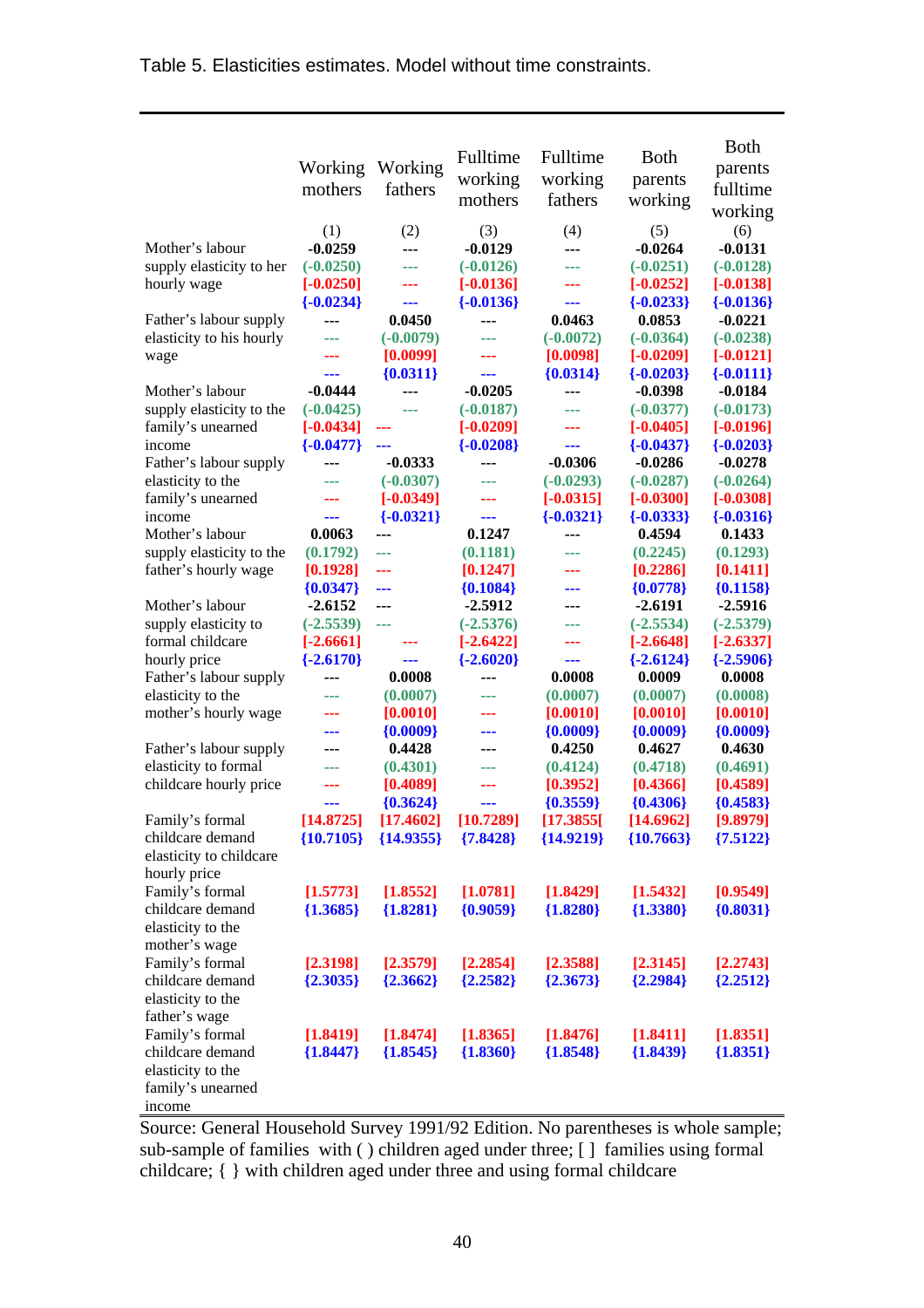Table 5. Elasticities estimates. Model without time constraints.

| | Working mothers | Working fathers | Fulltime working mothers | Fulltime working fathers | Both parents working | Both parents fulltime working |
|---|---|---|---|---|---|---|
| | (1) | (2) | (3) | (4) | (5) | (6) |
| Mother's labour supply elasticity to her hourly wage | **-0.0259** | --- | **-0.0129** | --- | **-0.0264** | **-0.0131** |
| | (-0.0250) | --- | (-0.0126) | --- | (-0.0251) | (-0.0128) |
| | [-0.0250] | --- | [-0.0136] | --- | [-0.0252] | [-0.0138] |
| | {-0.0234} | --- | {-0.0136} | --- | {-0.0233} | {-0.0136} |
| Father's labour supply elasticity to his hourly wage | --- | **0.0450** | --- | **0.0463** | **0.0853** | **-0.0221** |
| | --- | (-0.0079) | --- | (-0.0072) | (-0.0364) | (-0.0238) |
| | --- | [0.0099] | --- | [0.0098] | [-0.0209] | [-0.0121] |
| | --- | {0.0311} | --- | {0.0314} | {-0.0203} | {-0.0111} |
| Mother's labour supply elasticity to the family's unearned income | **-0.0444** | --- | **-0.0205** | --- | **-0.0398** | **-0.0184** |
| | (-0.0425) | --- | (-0.0187) | --- | (-0.0377) | (-0.0173) |
| | [-0.0434] | --- | [-0.0209] | --- | [-0.0405] | [-0.0196] |
| | {-0.0477} | --- | {-0.0208} | --- | {-0.0437} | {-0.0203} |
| Father's labour supply elasticity to the family's unearned income | --- | **-0.0333** | --- | **-0.0306** | **-0.0286** | **-0.0278** |
| | --- | (-0.0307) | --- | (-0.0293) | (-0.0287) | (-0.0264) |
| | --- | [-0.0349] | --- | [-0.0315] | [-0.0300] | [-0.0308] |
| | --- | {-0.0321} | --- | {-0.0321} | {-0.0333} | {-0.0316} |
| Mother's labour supply elasticity to the father's hourly wage | **0.0063** | --- | **0.1247** | --- | **0.4594** | **0.1433** |
| | (0.1792) | --- | (0.1181) | --- | (0.2245) | (0.1293) |
| | [0.1928] | --- | [0.1247] | --- | [0.2286] | [0.1411] |
| | {0.0347} | --- | {0.1084} | --- | {0.0778} | {0.1158} |
| Mother's labour supply elasticity to formal childcare hourly price | **-2.6152** | --- | **-2.5912** | --- | **-2.6191** | **-2.5916** |
| | (-2.5539) | --- | (-2.5376) | --- | (-2.5534) | (-2.5379) |
| | [-2.6661] | --- | [-2.6422] | --- | [-2.6648] | [-2.6337] |
| | {-2.6170} | --- | {-2.6020} | --- | {-2.6124} | {-2.5906} |
| Father's labour supply elasticity to the mother's hourly wage | --- | **0.0008** | --- | **0.0008** | **0.0009** | **0.0008** |
| | --- | (0.0007) | --- | (0.0007) | (0.0007) | (0.0008) |
| | --- | [0.0010] | --- | [0.0010] | [0.0010] | [0.0010] |
| | --- | {0.0009} | --- | {0.0009} | {0.0009} | {0.0009} |
| Father's labour supply elasticity to formal childcare hourly price | --- | **0.4428** | --- | **0.4250** | **0.4627** | **0.4630** |
| | --- | (0.4301) | --- | (0.4124) | (0.4718) | (0.4691) |
| | --- | [0.4089] | --- | [0.3952] | [0.4366] | [0.4589] |
| | --- | {0.3624} | --- | {0.3559} | {0.4306} | {0.4583} |
| Family's formal childcare demand elasticity to childcare hourly price | [14.8725] | [17.4602] | [10.7289] | [17.3855[ | [14.6962] | [9.8979] |
| | {10.7105} | {14.9355} | {7.8428} | {14.9219} | {10.7663} | {7.5122} |
| Family's formal childcare demand elasticity to the mother's wage | [1.5773] | [1.8552] | [1.0781] | [1.8429] | [1.5432] | [0.9549] |
| | {1.3685} | {1.8281} | {0.9059} | {1.8280} | {1.3380} | {0.8031} |
| Family's formal childcare demand elasticity to the father's wage | [2.3198] | [2.3579] | [2.2854] | [2.3588] | [2.3145] | [2.2743] |
| | {2.3035} | {2.3662} | {2.2582} | {2.3673} | {2.2984} | {2.2512} |
| Family's formal childcare demand elasticity to the family's unearned income | [1.8419] | [1.8474] | [1.8365] | [1.8476] | [1.8411] | [1.8351] |
| | {1.8447} | {1.8545} | {1.8360} | {1.8548} | {1.8439} | {1.8351} |

Source: General Household Survey 1991/92 Edition. No parentheses is whole sample; sub-sample of families with ( ) children aged under three; [ ] families using formal childcare; { } with children aged under three and using formal childcare